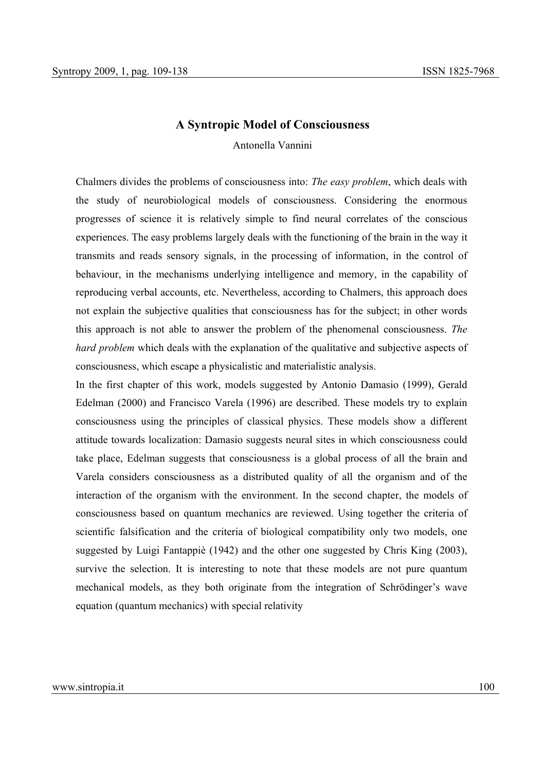# A Syntropic Model of Consciousness

Antonella Vannini

Chalmers divides the problems of consciousness into: *The easy problem*, which deals with the study of neurobiological models of consciousness. Considering the enormous progresses of science it is relatively simple to find neural correlates of the conscious experiences. The easy problems largely deals with the functioning of the brain in the way it transmits and reads sensory signals, in the processing of information, in the control of behaviour, in the mechanisms underlying intelligence and memory, in the capability of reproducing verbal accounts, etc. Nevertheless, according to Chalmers, this approach does not explain the subjective qualities that consciousness has for the subject; in other words this approach is not able to answer the problem of the phenomenal consciousness. *The hard problem* which deals with the explanation of the qualitative and subjective aspects of consciousness, which escape a physicalistic and materialistic analysis.

In the first chapter of this work, models suggested by Antonio Damasio (1999), Gerald Edelman (2000) and Francisco Varela (1996) are described. These models try to explain consciousness using the principles of classical physics. These models show a different attitude towards localization: Damasio suggests neural sites in which consciousness could take place, Edelman suggests that consciousness is a global process of all the brain and Varela considers consciousness as a distributed quality of all the organism and of the interaction of the organism with the environment. In the second chapter, the models of consciousness based on quantum mechanics are reviewed. Using together the criteria of scientific falsification and the criteria of biological compatibility only two models, one suggested by Luigi Fantappiè (1942) and the other one suggested by Chris King (2003), survive the selection. It is interesting to note that these models are not pure quantum mechanical models, as they both originate from the integration of Schrödinger's wave equation (quantum mechanics) with special relativity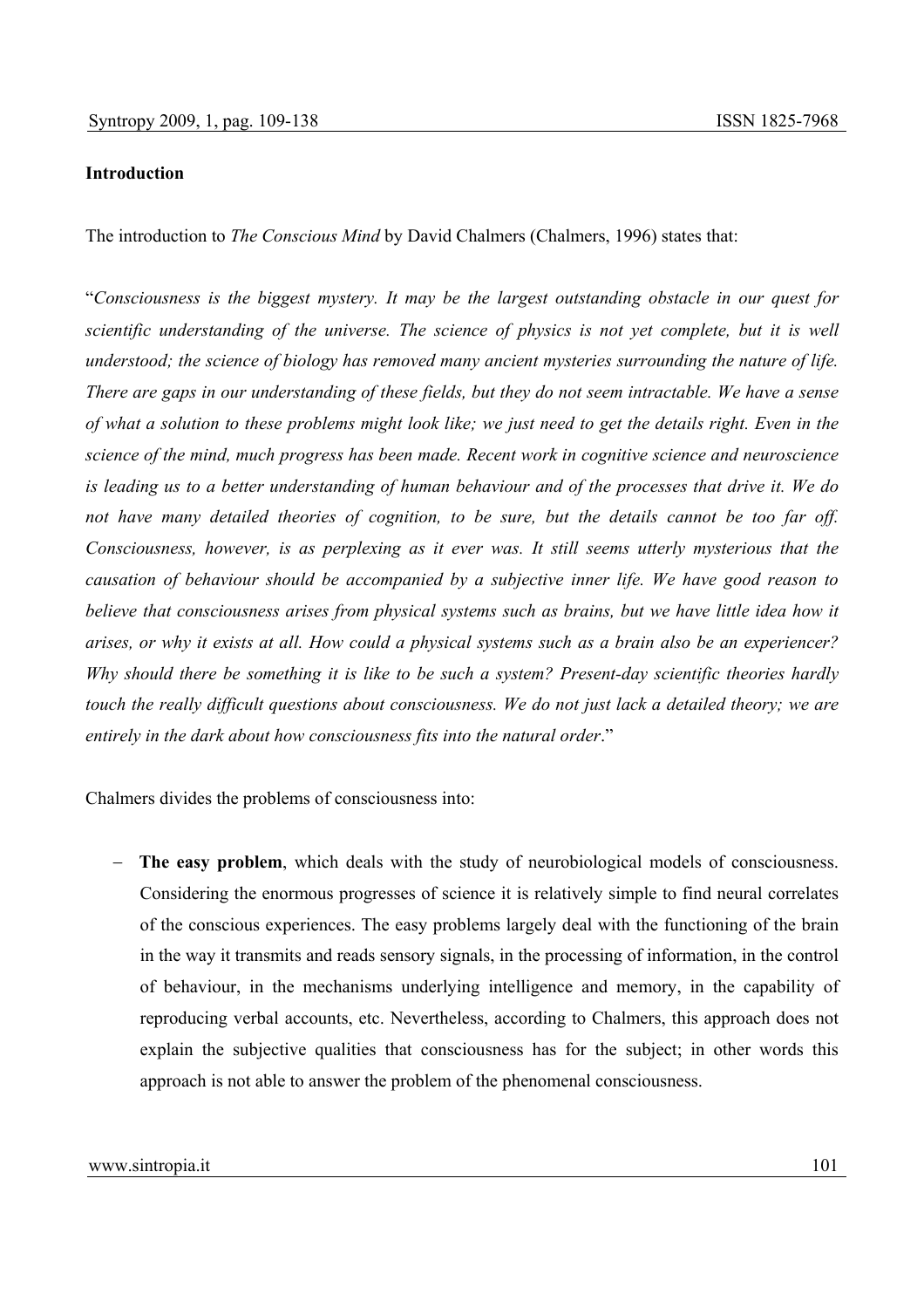**Introduction**

The introduction to *The Conscious Mind* by David Chalmers (Chalmers, 1996) states that:

"*Consciousness is the biggest mystery. It may be the largest outstanding obstacle in our quest for scientific understanding of the universe. The science of physics is not yet complete, but it is well understood; the science of biology has removed many ancient mysteries surrounding the nature of life. There are gaps in our understanding of these fields, but they do not seem intractable. We have a sense of what a solution to these problems might look like; we just need to get the details right. Even in the science of the mind, much progress has been made. Recent work in cognitive science and neuroscience is leading us to a better understanding of human behaviour and of the processes that drive it. We do not have many detailed theories of cognition, to be sure, but the details cannot be too far off. Consciousness, however, is as perplexing as it ever was. It still seems utterly mysterious that the causation of behaviour should be accompanied by a subjective inner life. We have good reason to believe that consciousness arises from physical systems such as brains, but we have little idea how it arises, or why it exists at all. How could a physical systems such as a brain also be an experiencer? Why should there be something it is like to be such a system? Present-day scientific theories hardly touch the really difficult questions about consciousness. We do not just lack a detailed theory; we are entirely in the dark about how consciousness fits into the natural order*."

Chalmers divides the problems of consciousness into:

- **The easy problem**, which deals with the study of neurobiological models of consciousness. Considering the enormous progresses of science it is relatively simple to find neural correlates of the conscious experiences. The easy problems largely deal with the functioning of the brain in the way it transmits and reads sensory signals, in the processing of information, in the control of behaviour, in the mechanisms underlying intelligence and memory, in the capability of reproducing verbal accounts, etc. Nevertheless, according to Chalmers, this approach does not explain the subjective qualities that consciousness has for the subject; in other words this approach is not able to answer the problem of the phenomenal consciousness.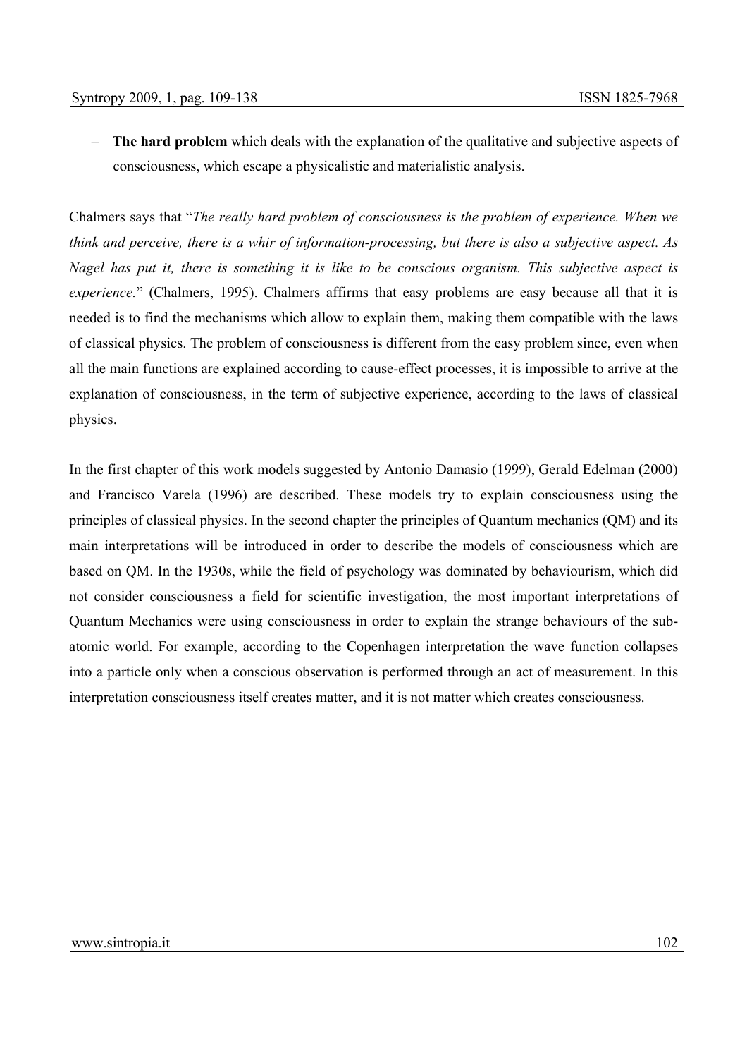- **The hard problem** which deals with the explanation of the qualitative and subjective aspects of consciousness, which escape a physicalistic and materialistic analysis.

Chalmers says that "*The really hard problem of consciousness is the problem of experience. When we think and perceive, there is a whir of information-processing, but there is also a subjective aspect. As Nagel has put it, there is something it is like to be conscious organism. This subjective aspect is experience.*" (Chalmers, 1995). Chalmers affirms that easy problems are easy because all that it is needed is to find the mechanisms which allow to explain them, making them compatible with the laws of classical physics. The problem of consciousness is different from the easy problem since, even when all the main functions are explained according to cause-effect processes, it is impossible to arrive at the explanation of consciousness, in the term of subjective experience, according to the laws of classical physics.

In the first chapter of this work models suggested by Antonio Damasio (1999), Gerald Edelman (2000) and Francisco Varela (1996) are described. These models try to explain consciousness using the principles of classical physics. In the second chapter the principles of Quantum mechanics (QM) and its main interpretations will be introduced in order to describe the models of consciousness which are based on QM. In the 1930s, while the field of psychology was dominated by behaviourism, which did not consider consciousness a field for scientific investigation, the most important interpretations of Quantum Mechanics were using consciousness in order to explain the strange behaviours of the sub-atomic world. For example, according to the Copenhagen interpretation the wave function collapses into a particle only when a conscious observation is performed through an act of measurement. In this interpretation consciousness itself creates matter, and it is not matter which creates consciousness.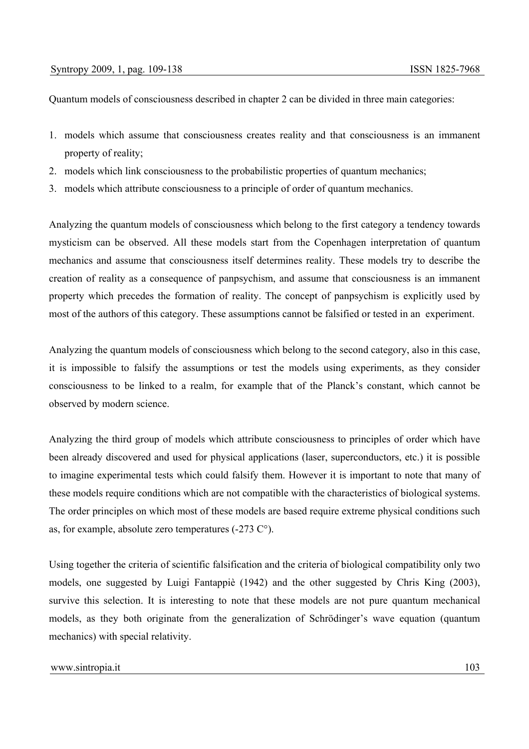Quantum models of consciousness described in chapter 2 can be divided in three main categories:

1. models which assume that consciousness creates reality and that consciousness is an immanent property of reality;
2. models which link consciousness to the probabilistic properties of quantum mechanics;
3. models which attribute consciousness to a principle of order of quantum mechanics.

Analyzing the quantum models of consciousness which belong to the first category a tendency towards mysticism can be observed. All these models start from the Copenhagen interpretation of quantum mechanics and assume that consciousness itself determines reality. These models try to describe the creation of reality as a consequence of panpsychism, and assume that consciousness is an immanent property which precedes the formation of reality. The concept of panpsychism is explicitly used by most of the authors of this category. These assumptions cannot be falsified or tested in an experiment.

Analyzing the quantum models of consciousness which belong to the second category, also in this case, it is impossible to falsify the assumptions or test the models using experiments, as they consider consciousness to be linked to a realm, for example that of the Planck's constant, which cannot be observed by modern science.

Analyzing the third group of models which attribute consciousness to principles of order which have been already discovered and used for physical applications (laser, superconductors, etc.) it is possible to imagine experimental tests which could falsify them. However it is important to note that many of these models require conditions which are not compatible with the characteristics of biological systems. The order principles on which most of these models are based require extreme physical conditions such as, for example, absolute zero temperatures (-273 C°).

Using together the criteria of scientific falsification and the criteria of biological compatibility only two models, one suggested by Luigi Fantappiè (1942) and the other suggested by Chris King (2003), survive this selection. It is interesting to note that these models are not pure quantum mechanical models, as they both originate from the generalization of Schrödinger's wave equation (quantum mechanics) with special relativity.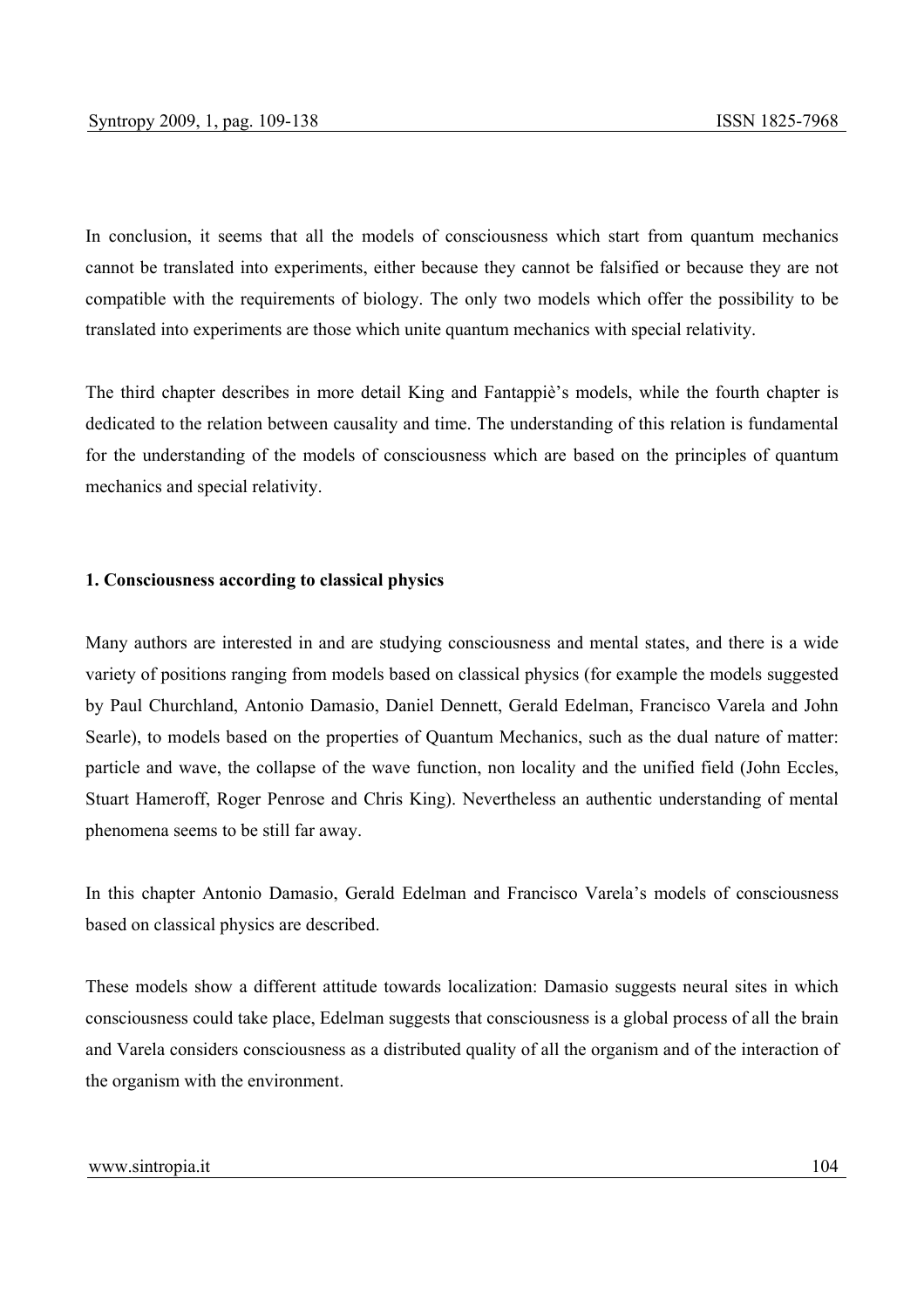In conclusion, it seems that all the models of consciousness which start from quantum mechanics cannot be translated into experiments, either because they cannot be falsified or because they are not compatible with the requirements of biology. The only two models which offer the possibility to be translated into experiments are those which unite quantum mechanics with special relativity.

The third chapter describes in more detail King and Fantappiè's models, while the fourth chapter is dedicated to the relation between causality and time. The understanding of this relation is fundamental for the understanding of the models of consciousness which are based on the principles of quantum mechanics and special relativity.

## 1. Consciousness according to classical physics

Many authors are interested in and are studying consciousness and mental states, and there is a wide variety of positions ranging from models based on classical physics (for example the models suggested by Paul Churchland, Antonio Damasio, Daniel Dennett, Gerald Edelman, Francisco Varela and John Searle), to models based on the properties of Quantum Mechanics, such as the dual nature of matter: particle and wave, the collapse of the wave function, non locality and the unified field (John Eccles, Stuart Hameroff, Roger Penrose and Chris King). Nevertheless an authentic understanding of mental phenomena seems to be still far away.

In this chapter Antonio Damasio, Gerald Edelman and Francisco Varela's models of consciousness based on classical physics are described.

These models show a different attitude towards localization: Damasio suggests neural sites in which consciousness could take place, Edelman suggests that consciousness is a global process of all the brain and Varela considers consciousness as a distributed quality of all the organism and of the interaction of the organism with the environment.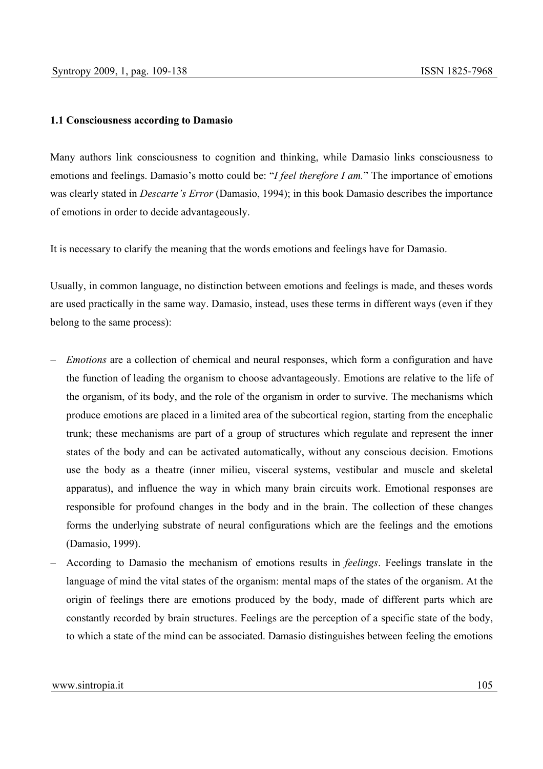### 1.1 Consciousness according to Damasio

Many authors link consciousness to cognition and thinking, while Damasio links consciousness to emotions and feelings. Damasio's motto could be: "*I feel therefore I am.*" The importance of emotions was clearly stated in *Descarte's Error* (Damasio, 1994); in this book Damasio describes the importance of emotions in order to decide advantageously.

It is necessary to clarify the meaning that the words emotions and feelings have for Damasio.

Usually, in common language, no distinction between emotions and feelings is made, and theses words are used practically in the same way. Damasio, instead, uses these terms in different ways (even if they belong to the same process):

- *Emotions* are a collection of chemical and neural responses, which form a configuration and have the function of leading the organism to choose advantageously. Emotions are relative to the life of the organism, of its body, and the role of the organism in order to survive. The mechanisms which produce emotions are placed in a limited area of the subcortical region, starting from the encephalic trunk; these mechanisms are part of a group of structures which regulate and represent the inner states of the body and can be activated automatically, without any conscious decision. Emotions use the body as a theatre (inner milieu, visceral systems, vestibular and muscle and skeletal apparatus), and influence the way in which many brain circuits work. Emotional responses are responsible for profound changes in the body and in the brain. The collection of these changes forms the underlying substrate of neural configurations which are the feelings and the emotions (Damasio, 1999).
- According to Damasio the mechanism of emotions results in *feelings*. Feelings translate in the language of mind the vital states of the organism: mental maps of the states of the organism. At the origin of feelings there are emotions produced by the body, made of different parts which are constantly recorded by brain structures. Feelings are the perception of a specific state of the body, to which a state of the mind can be associated. Damasio distinguishes between feeling the emotions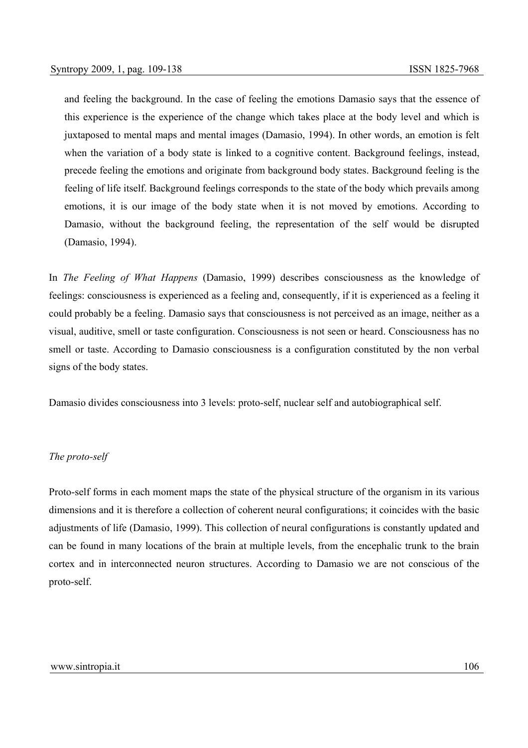and feeling the background. In the case of feeling the emotions Damasio says that the essence of this experience is the experience of the change which takes place at the body level and which is juxtaposed to mental maps and mental images (Damasio, 1994). In other words, an emotion is felt when the variation of a body state is linked to a cognitive content. Background feelings, instead, precede feeling the emotions and originate from background body states. Background feeling is the feeling of life itself. Background feelings corresponds to the state of the body which prevails among emotions, it is our image of the body state when it is not moved by emotions. According to Damasio, without the background feeling, the representation of the self would be disrupted (Damasio, 1994).

In *The Feeling of What Happens* (Damasio, 1999) describes consciousness as the knowledge of feelings: consciousness is experienced as a feeling and, consequently, if it is experienced as a feeling it could probably be a feeling. Damasio says that consciousness is not perceived as an image, neither as a visual, auditive, smell or taste configuration. Consciousness is not seen or heard. Consciousness has no smell or taste. According to Damasio consciousness is a configuration constituted by the non verbal signs of the body states.

Damasio divides consciousness into 3 levels: proto-self, nuclear self and autobiographical self.

*The proto-self*

Proto-self forms in each moment maps the state of the physical structure of the organism in its various dimensions and it is therefore a collection of coherent neural configurations; it coincides with the basic adjustments of life (Damasio, 1999). This collection of neural configurations is constantly updated and can be found in many locations of the brain at multiple levels, from the encephalic trunk to the brain cortex and in interconnected neuron structures. According to Damasio we are not conscious of the proto-self.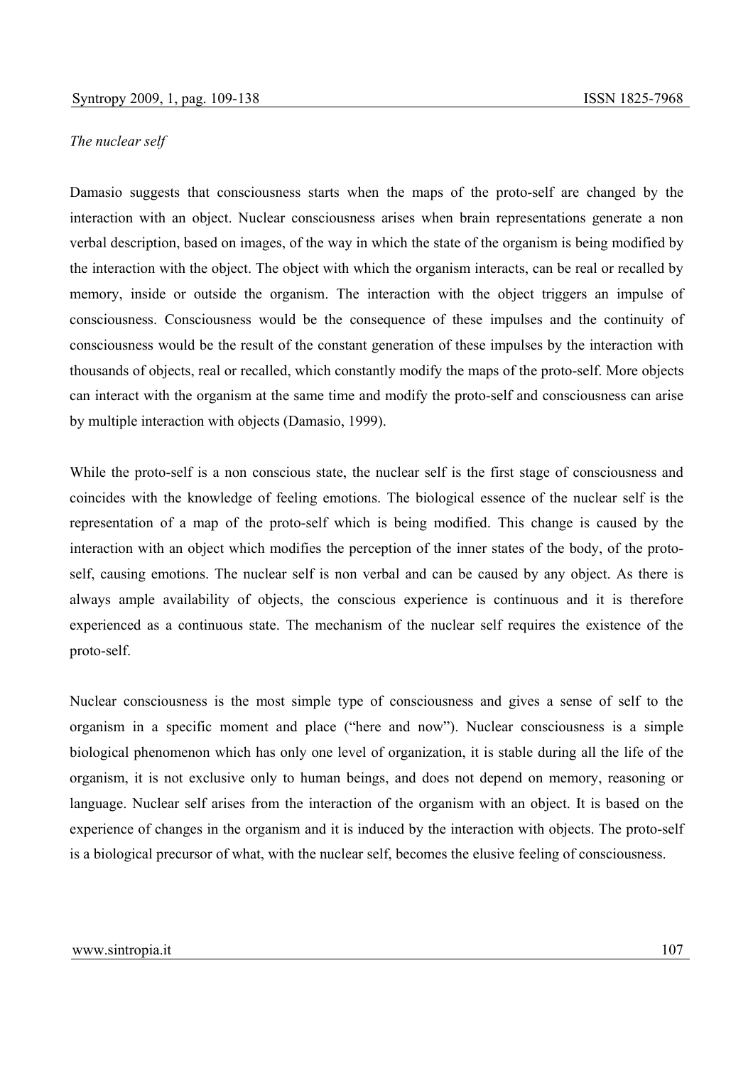*The nuclear self*

Damasio suggests that consciousness starts when the maps of the proto-self are changed by the interaction with an object. Nuclear consciousness arises when brain representations generate a non verbal description, based on images, of the way in which the state of the organism is being modified by the interaction with the object. The object with which the organism interacts, can be real or recalled by memory, inside or outside the organism. The interaction with the object triggers an impulse of consciousness. Consciousness would be the consequence of these impulses and the continuity of consciousness would be the result of the constant generation of these impulses by the interaction with thousands of objects, real or recalled, which constantly modify the maps of the proto-self. More objects can interact with the organism at the same time and modify the proto-self and consciousness can arise by multiple interaction with objects (Damasio, 1999).

While the proto-self is a non conscious state, the nuclear self is the first stage of consciousness and coincides with the knowledge of feeling emotions. The biological essence of the nuclear self is the representation of a map of the proto-self which is being modified. This change is caused by the interaction with an object which modifies the perception of the inner states of the body, of the proto-self, causing emotions. The nuclear self is non verbal and can be caused by any object. As there is always ample availability of objects, the conscious experience is continuous and it is therefore experienced as a continuous state. The mechanism of the nuclear self requires the existence of the proto-self.

Nuclear consciousness is the most simple type of consciousness and gives a sense of self to the organism in a specific moment and place ("here and now"). Nuclear consciousness is a simple biological phenomenon which has only one level of organization, it is stable during all the life of the organism, it is not exclusive only to human beings, and does not depend on memory, reasoning or language. Nuclear self arises from the interaction of the organism with an object. It is based on the experience of changes in the organism and it is induced by the interaction with objects. The proto-self is a biological precursor of what, with the nuclear self, becomes the elusive feeling of consciousness.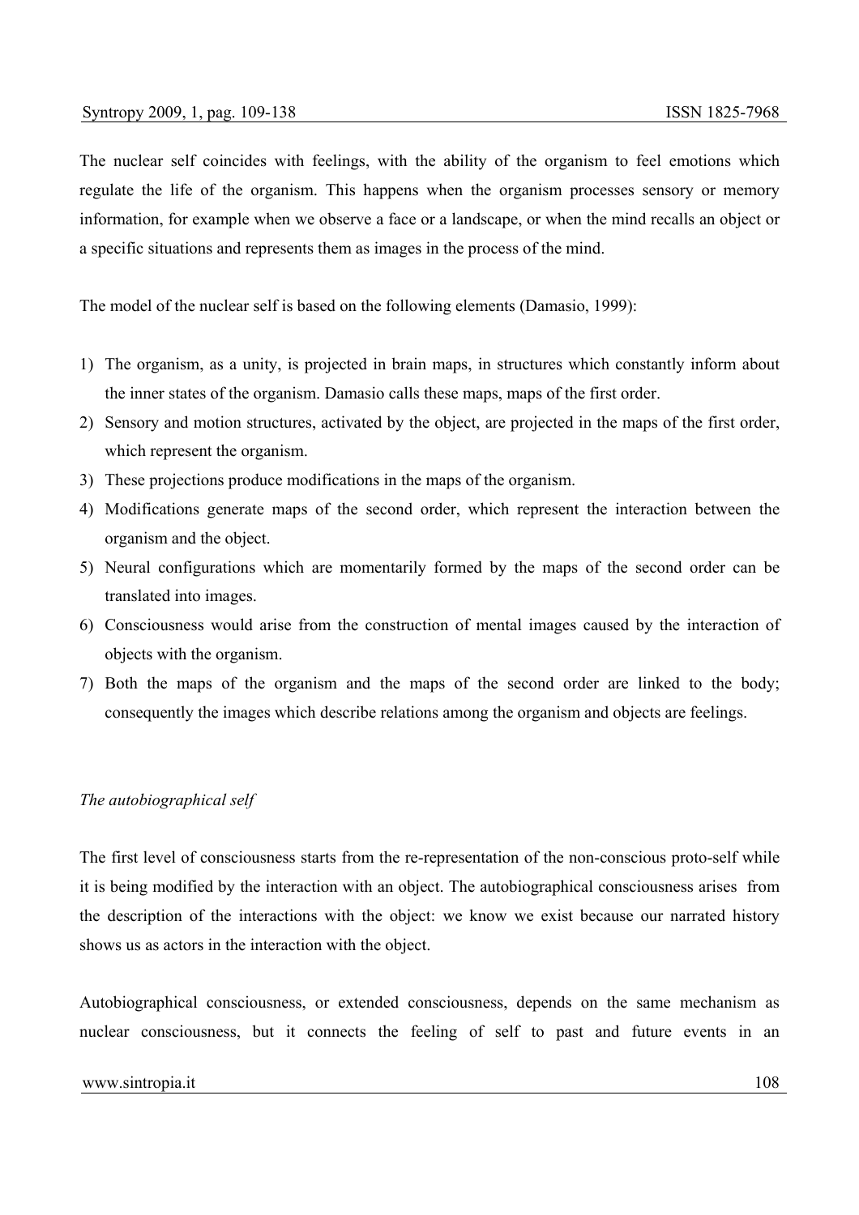The nuclear self coincides with feelings, with the ability of the organism to feel emotions which regulate the life of the organism. This happens when the organism processes sensory or memory information, for example when we observe a face or a landscape, or when the mind recalls an object or a specific situations and represents them as images in the process of the mind.

The model of the nuclear self is based on the following elements (Damasio, 1999):

1) The organism, as a unity, is projected in brain maps, in structures which constantly inform about the inner states of the organism. Damasio calls these maps, maps of the first order.
2) Sensory and motion structures, activated by the object, are projected in the maps of the first order, which represent the organism.
3) These projections produce modifications in the maps of the organism.
4) Modifications generate maps of the second order, which represent the interaction between the organism and the object.
5) Neural configurations which are momentarily formed by the maps of the second order can be translated into images.
6) Consciousness would arise from the construction of mental images caused by the interaction of objects with the organism.
7) Both the maps of the organism and the maps of the second order are linked to the body; consequently the images which describe relations among the organism and objects are feelings.

*The autobiographical self*

The first level of consciousness starts from the re-representation of the non-conscious proto-self while it is being modified by the interaction with an object. The autobiographical consciousness arises from the description of the interactions with the object: we know we exist because our narrated history shows us as actors in the interaction with the object.

Autobiographical consciousness, or extended consciousness, depends on the same mechanism as nuclear consciousness, but it connects the feeling of self to past and future events in an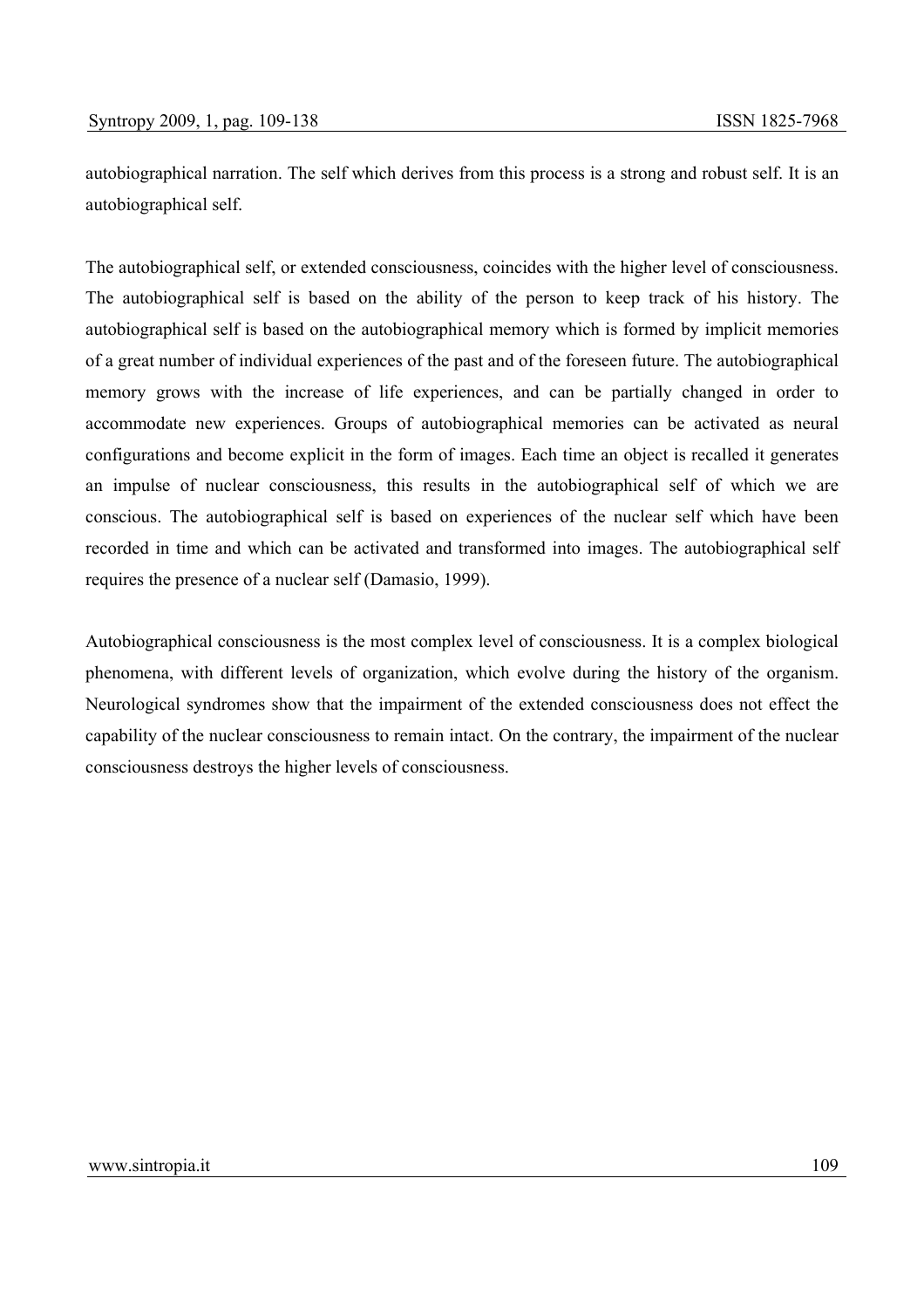autobiographical narration. The self which derives from this process is a strong and robust self. It is an autobiographical self.

The autobiographical self, or extended consciousness, coincides with the higher level of consciousness. The autobiographical self is based on the ability of the person to keep track of his history. The autobiographical self is based on the autobiographical memory which is formed by implicit memories of a great number of individual experiences of the past and of the foreseen future. The autobiographical memory grows with the increase of life experiences, and can be partially changed in order to accommodate new experiences. Groups of autobiographical memories can be activated as neural configurations and become explicit in the form of images. Each time an object is recalled it generates an impulse of nuclear consciousness, this results in the autobiographical self of which we are conscious. The autobiographical self is based on experiences of the nuclear self which have been recorded in time and which can be activated and transformed into images. The autobiographical self requires the presence of a nuclear self (Damasio, 1999).

Autobiographical consciousness is the most complex level of consciousness. It is a complex biological phenomena, with different levels of organization, which evolve during the history of the organism. Neurological syndromes show that the impairment of the extended consciousness does not effect the capability of the nuclear consciousness to remain intact. On the contrary, the impairment of the nuclear consciousness destroys the higher levels of consciousness.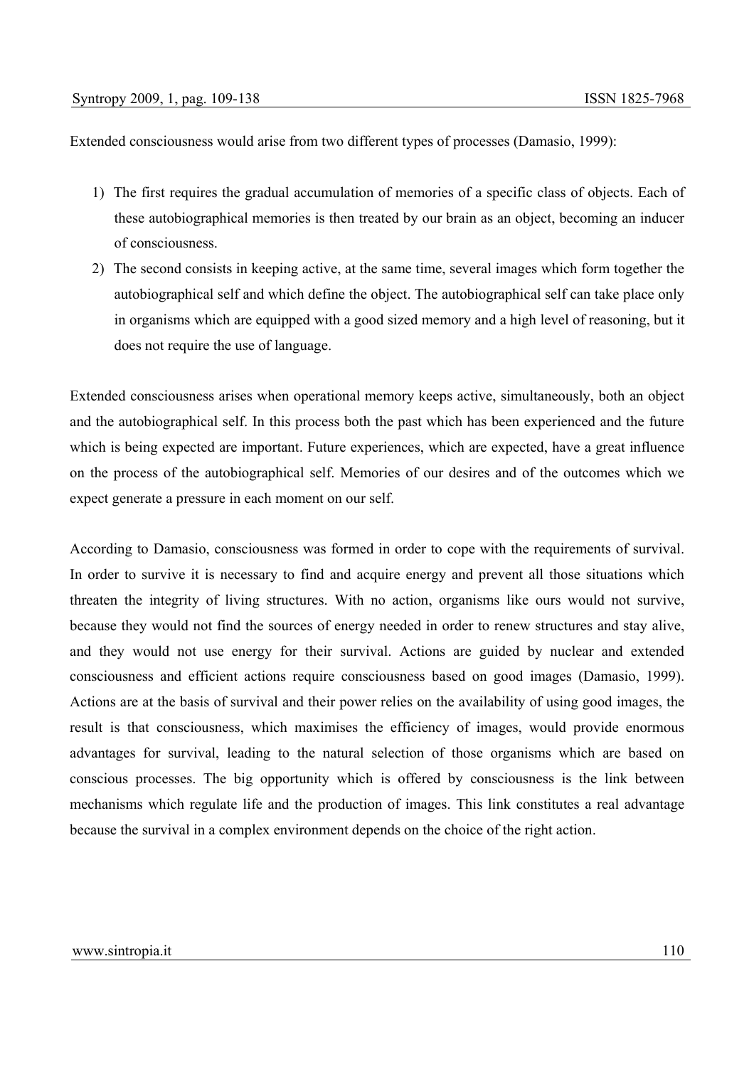Extended consciousness would arise from two different types of processes (Damasio, 1999):

1) The first requires the gradual accumulation of memories of a specific class of objects. Each of these autobiographical memories is then treated by our brain as an object, becoming an inducer of consciousness.
2) The second consists in keeping active, at the same time, several images which form together the autobiographical self and which define the object. The autobiographical self can take place only in organisms which are equipped with a good sized memory and a high level of reasoning, but it does not require the use of language.

Extended consciousness arises when operational memory keeps active, simultaneously, both an object and the autobiographical self. In this process both the past which has been experienced and the future which is being expected are important. Future experiences, which are expected, have a great influence on the process of the autobiographical self. Memories of our desires and of the outcomes which we expect generate a pressure in each moment on our self.

According to Damasio, consciousness was formed in order to cope with the requirements of survival. In order to survive it is necessary to find and acquire energy and prevent all those situations which threaten the integrity of living structures. With no action, organisms like ours would not survive, because they would not find the sources of energy needed in order to renew structures and stay alive, and they would not use energy for their survival. Actions are guided by nuclear and extended consciousness and efficient actions require consciousness based on good images (Damasio, 1999). Actions are at the basis of survival and their power relies on the availability of using good images, the result is that consciousness, which maximises the efficiency of images, would provide enormous advantages for survival, leading to the natural selection of those organisms which are based on conscious processes. The big opportunity which is offered by consciousness is the link between mechanisms which regulate life and the production of images. This link constitutes a real advantage because the survival in a complex environment depends on the choice of the right action.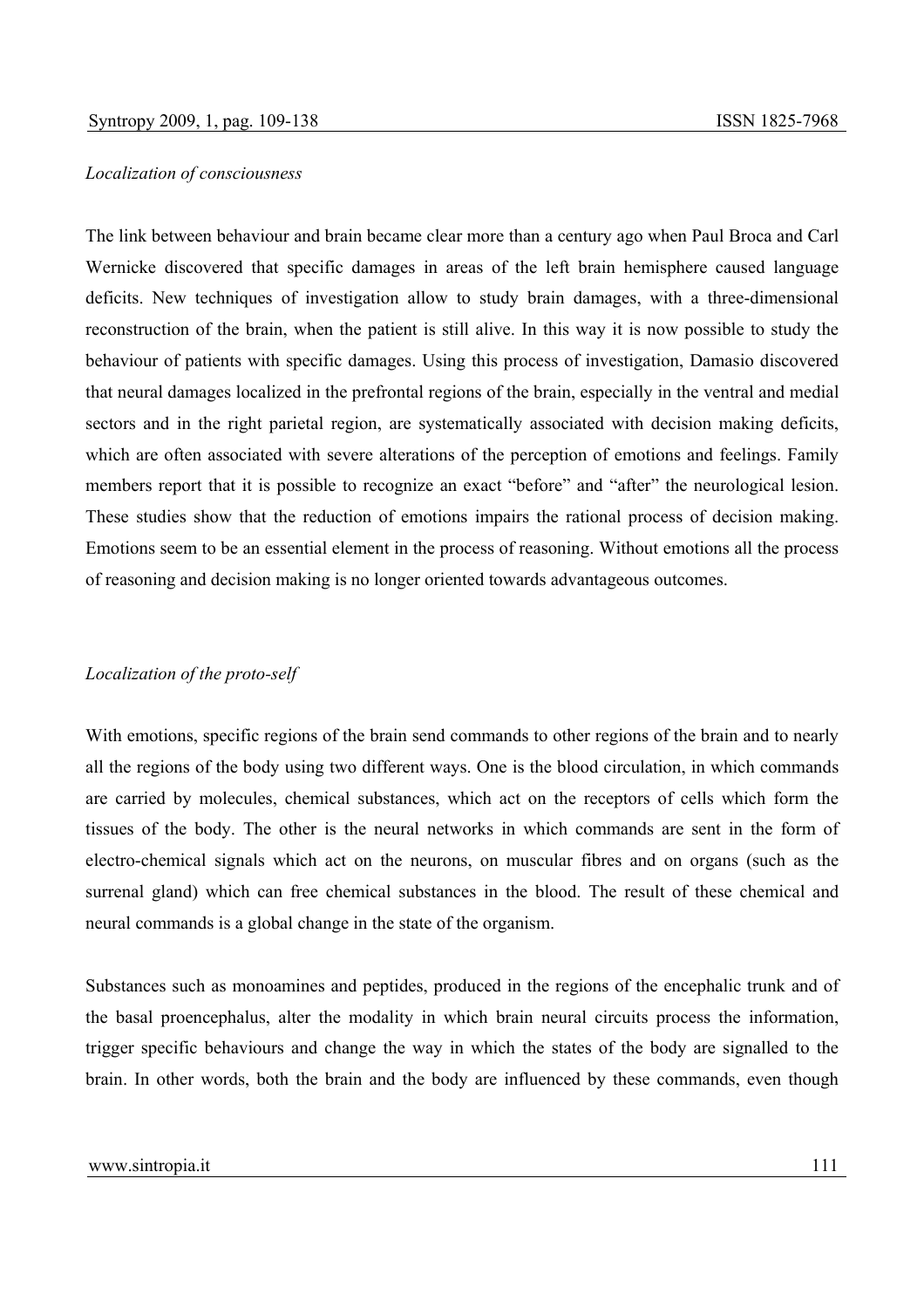*Localization of consciousness*

The link between behaviour and brain became clear more than a century ago when Paul Broca and Carl Wernicke discovered that specific damages in areas of the left brain hemisphere caused language deficits. New techniques of investigation allow to study brain damages, with a three-dimensional reconstruction of the brain, when the patient is still alive. In this way it is now possible to study the behaviour of patients with specific damages. Using this process of investigation, Damasio discovered that neural damages localized in the prefrontal regions of the brain, especially in the ventral and medial sectors and in the right parietal region, are systematically associated with decision making deficits, which are often associated with severe alterations of the perception of emotions and feelings. Family members report that it is possible to recognize an exact "before" and "after" the neurological lesion. These studies show that the reduction of emotions impairs the rational process of decision making. Emotions seem to be an essential element in the process of reasoning. Without emotions all the process of reasoning and decision making is no longer oriented towards advantageous outcomes.

*Localization of the proto-self*

With emotions, specific regions of the brain send commands to other regions of the brain and to nearly all the regions of the body using two different ways. One is the blood circulation, in which commands are carried by molecules, chemical substances, which act on the receptors of cells which form the tissues of the body. The other is the neural networks in which commands are sent in the form of electro-chemical signals which act on the neurons, on muscular fibres and on organs (such as the surrenal gland) which can free chemical substances in the blood. The result of these chemical and neural commands is a global change in the state of the organism.

Substances such as monoamines and peptides, produced in the regions of the encephalic trunk and of the basal proencephalus, alter the modality in which brain neural circuits process the information, trigger specific behaviours and change the way in which the states of the body are signalled to the brain. In other words, both the brain and the body are influenced by these commands, even though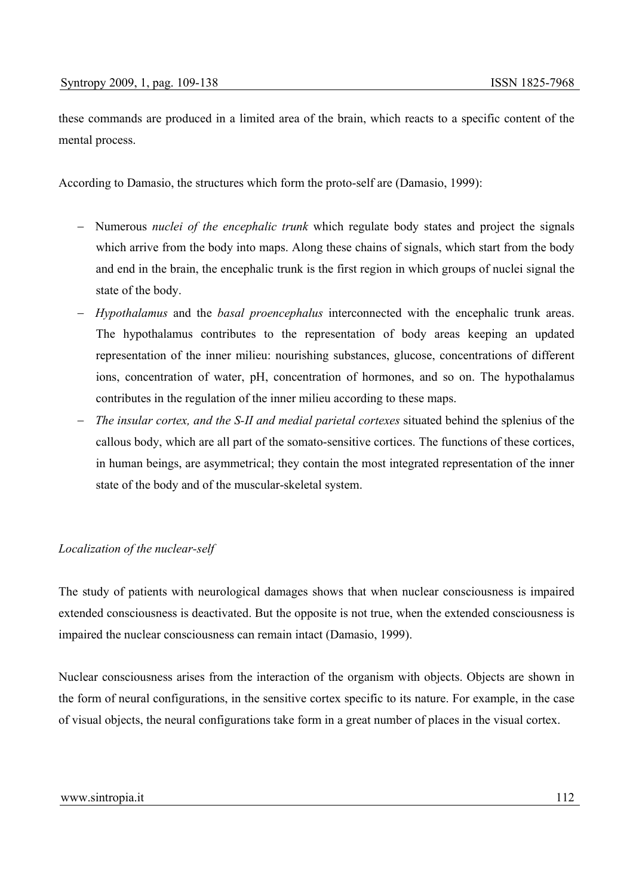these commands are produced in a limited area of the brain, which reacts to a specific content of the mental process.

According to Damasio, the structures which form the proto-self are (Damasio, 1999):

- Numerous *nuclei of the encephalic trunk* which regulate body states and project the signals which arrive from the body into maps. Along these chains of signals, which start from the body and end in the brain, the encephalic trunk is the first region in which groups of nuclei signal the state of the body.
- *Hypothalamus* and the *basal proencephalus* interconnected with the encephalic trunk areas. The hypothalamus contributes to the representation of body areas keeping an updated representation of the inner milieu: nourishing substances, glucose, concentrations of different ions, concentration of water, pH, concentration of hormones, and so on. The hypothalamus contributes in the regulation of the inner milieu according to these maps.
- *The insular cortex, and the S-II and medial parietal cortexes* situated behind the splenius of the callous body, which are all part of the somato-sensitive cortices. The functions of these cortices, in human beings, are asymmetrical; they contain the most integrated representation of the inner state of the body and of the muscular-skeletal system.

*Localization of the nuclear-self*

The study of patients with neurological damages shows that when nuclear consciousness is impaired extended consciousness is deactivated. But the opposite is not true, when the extended consciousness is impaired the nuclear consciousness can remain intact (Damasio, 1999).

Nuclear consciousness arises from the interaction of the organism with objects. Objects are shown in the form of neural configurations, in the sensitive cortex specific to its nature. For example, in the case of visual objects, the neural configurations take form in a great number of places in the visual cortex.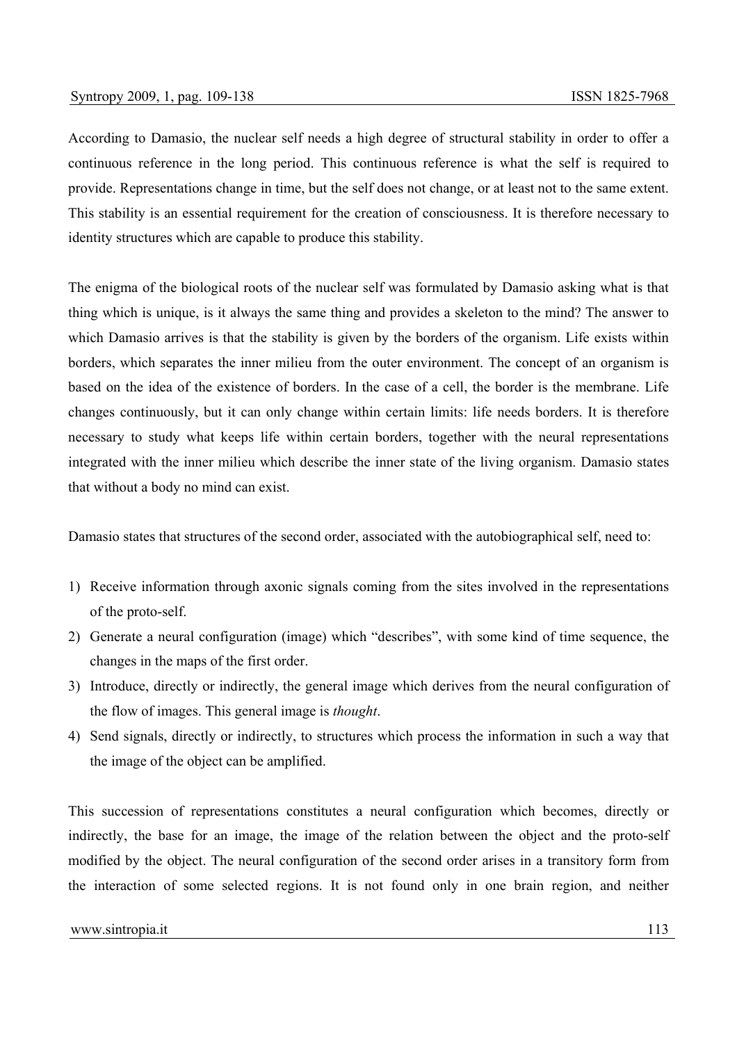According to Damasio, the nuclear self needs a high degree of structural stability in order to offer a continuous reference in the long period. This continuous reference is what the self is required to provide. Representations change in time, but the self does not change, or at least not to the same extent. This stability is an essential requirement for the creation of consciousness. It is therefore necessary to identity structures which are capable to produce this stability.

The enigma of the biological roots of the nuclear self was formulated by Damasio asking what is that thing which is unique, is it always the same thing and provides a skeleton to the mind? The answer to which Damasio arrives is that the stability is given by the borders of the organism. Life exists within borders, which separates the inner milieu from the outer environment. The concept of an organism is based on the idea of the existence of borders. In the case of a cell, the border is the membrane. Life changes continuously, but it can only change within certain limits: life needs borders. It is therefore necessary to study what keeps life within certain borders, together with the neural representations integrated with the inner milieu which describe the inner state of the living organism. Damasio states that without a body no mind can exist.

Damasio states that structures of the second order, associated with the autobiographical self, need to:

1) Receive information through axonic signals coming from the sites involved in the representations of the proto-self.
2) Generate a neural configuration (image) which "describes", with some kind of time sequence, the changes in the maps of the first order.
3) Introduce, directly or indirectly, the general image which derives from the neural configuration of the flow of images. This general image is *thought*.
4) Send signals, directly or indirectly, to structures which process the information in such a way that the image of the object can be amplified.

This succession of representations constitutes a neural configuration which becomes, directly or indirectly, the base for an image, the image of the relation between the object and the proto-self modified by the object. The neural configuration of the second order arises in a transitory form from the interaction of some selected regions. It is not found only in one brain region, and neither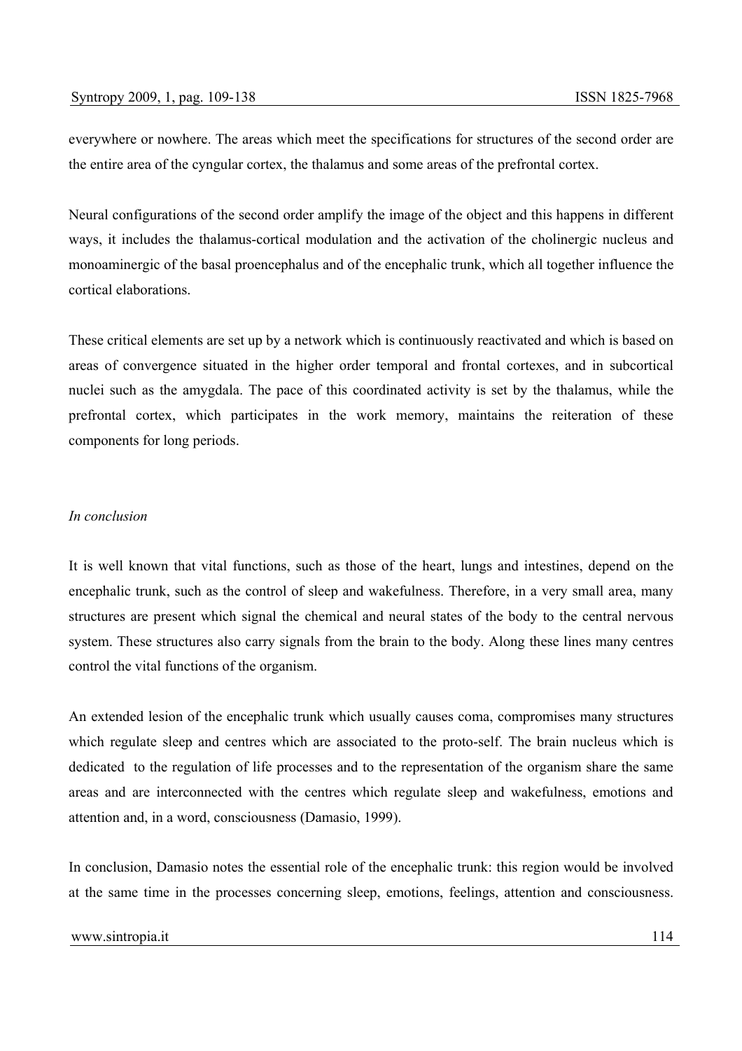everywhere or nowhere. The areas which meet the specifications for structures of the second order are the entire area of the cyngular cortex, the thalamus and some areas of the prefrontal cortex.

Neural configurations of the second order amplify the image of the object and this happens in different ways, it includes the thalamus-cortical modulation and the activation of the cholinergic nucleus and monoaminergic of the basal proencephalus and of the encephalic trunk, which all together influence the cortical elaborations.

These critical elements are set up by a network which is continuously reactivated and which is based on areas of convergence situated in the higher order temporal and frontal cortexes, and in subcortical nuclei such as the amygdala. The pace of this coordinated activity is set by the thalamus, while the prefrontal cortex, which participates in the work memory, maintains the reiteration of these components for long periods.

*In conclusion*

It is well known that vital functions, such as those of the heart, lungs and intestines, depend on the encephalic trunk, such as the control of sleep and wakefulness. Therefore, in a very small area, many structures are present which signal the chemical and neural states of the body to the central nervous system. These structures also carry signals from the brain to the body. Along these lines many centres control the vital functions of the organism.

An extended lesion of the encephalic trunk which usually causes coma, compromises many structures which regulate sleep and centres which are associated to the proto-self. The brain nucleus which is dedicated to the regulation of life processes and to the representation of the organism share the same areas and are interconnected with the centres which regulate sleep and wakefulness, emotions and attention and, in a word, consciousness (Damasio, 1999).

In conclusion, Damasio notes the essential role of the encephalic trunk: this region would be involved at the same time in the processes concerning sleep, emotions, feelings, attention and consciousness.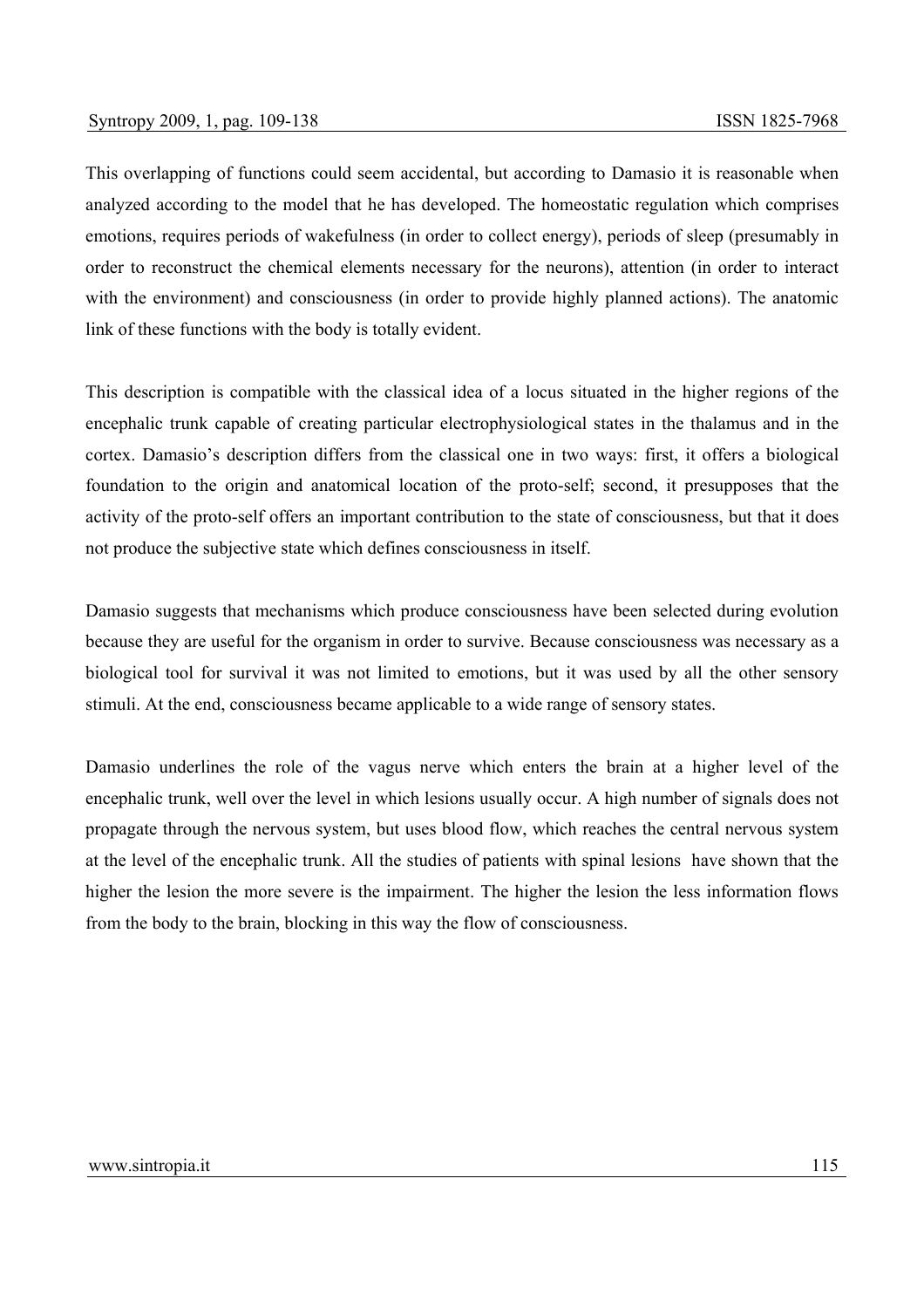This overlapping of functions could seem accidental, but according to Damasio it is reasonable when analyzed according to the model that he has developed. The homeostatic regulation which comprises emotions, requires periods of wakefulness (in order to collect energy), periods of sleep (presumably in order to reconstruct the chemical elements necessary for the neurons), attention (in order to interact with the environment) and consciousness (in order to provide highly planned actions). The anatomic link of these functions with the body is totally evident.

This description is compatible with the classical idea of a locus situated in the higher regions of the encephalic trunk capable of creating particular electrophysiological states in the thalamus and in the cortex. Damasio's description differs from the classical one in two ways: first, it offers a biological foundation to the origin and anatomical location of the proto-self; second, it presupposes that the activity of the proto-self offers an important contribution to the state of consciousness, but that it does not produce the subjective state which defines consciousness in itself.

Damasio suggests that mechanisms which produce consciousness have been selected during evolution because they are useful for the organism in order to survive. Because consciousness was necessary as a biological tool for survival it was not limited to emotions, but it was used by all the other sensory stimuli. At the end, consciousness became applicable to a wide range of sensory states.

Damasio underlines the role of the vagus nerve which enters the brain at a higher level of the encephalic trunk, well over the level in which lesions usually occur. A high number of signals does not propagate through the nervous system, but uses blood flow, which reaches the central nervous system at the level of the encephalic trunk. All the studies of patients with spinal lesions have shown that the higher the lesion the more severe is the impairment. The higher the lesion the less information flows from the body to the brain, blocking in this way the flow of consciousness.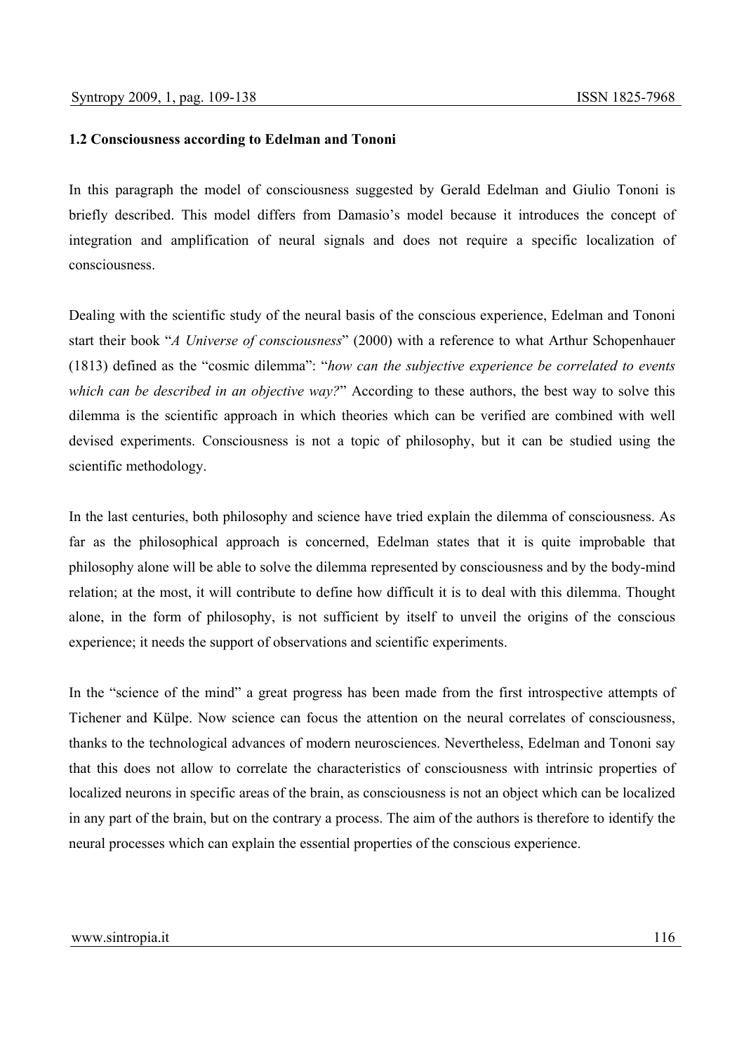### 1.2 Consciousness according to Edelman and Tononi

In this paragraph the model of consciousness suggested by Gerald Edelman and Giulio Tononi is briefly described. This model differs from Damasio's model because it introduces the concept of integration and amplification of neural signals and does not require a specific localization of consciousness.

Dealing with the scientific study of the neural basis of the conscious experience, Edelman and Tononi start their book "*A Universe of consciousness*" (2000) with a reference to what Arthur Schopenhauer (1813) defined as the "cosmic dilemma": "*how can the subjective experience be correlated to events which can be described in an objective way?*" According to these authors, the best way to solve this dilemma is the scientific approach in which theories which can be verified are combined with well devised experiments. Consciousness is not a topic of philosophy, but it can be studied using the scientific methodology.

In the last centuries, both philosophy and science have tried explain the dilemma of consciousness. As far as the philosophical approach is concerned, Edelman states that it is quite improbable that philosophy alone will be able to solve the dilemma represented by consciousness and by the body-mind relation; at the most, it will contribute to define how difficult it is to deal with this dilemma. Thought alone, in the form of philosophy, is not sufficient by itself to unveil the origins of the conscious experience; it needs the support of observations and scientific experiments.

In the "science of the mind" a great progress has been made from the first introspective attempts of Tichener and Külpe. Now science can focus the attention on the neural correlates of consciousness, thanks to the technological advances of modern neurosciences. Nevertheless, Edelman and Tononi say that this does not allow to correlate the characteristics of consciousness with intrinsic properties of localized neurons in specific areas of the brain, as consciousness is not an object which can be localized in any part of the brain, but on the contrary a process. The aim of the authors is therefore to identify the neural processes which can explain the essential properties of the conscious experience.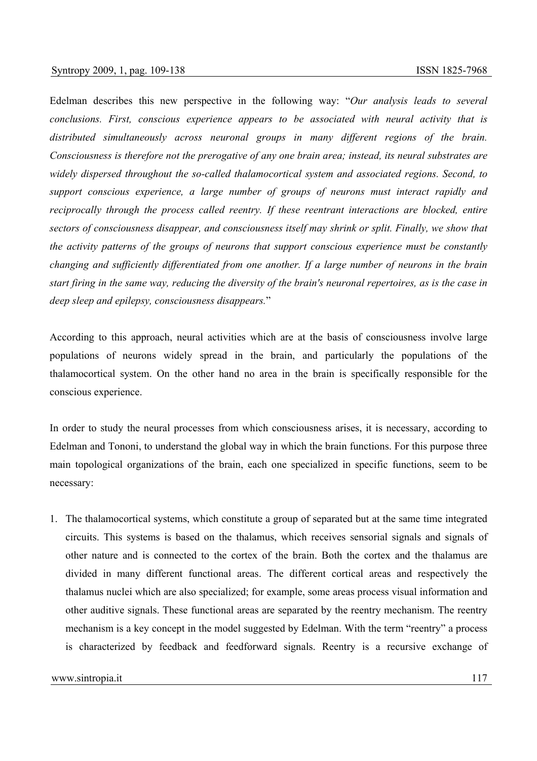Edelman describes this new perspective in the following way: "*Our analysis leads to several conclusions. First, conscious experience appears to be associated with neural activity that is distributed simultaneously across neuronal groups in many different regions of the brain. Consciousness is therefore not the prerogative of any one brain area; instead, its neural substrates are widely dispersed throughout the so-called thalamocortical system and associated regions. Second, to support conscious experience, a large number of groups of neurons must interact rapidly and reciprocally through the process called reentry. If these reentrant interactions are blocked, entire sectors of consciousness disappear, and consciousness itself may shrink or split. Finally, we show that the activity patterns of the groups of neurons that support conscious experience must be constantly changing and sufficiently differentiated from one another. If a large number of neurons in the brain start firing in the same way, reducing the diversity of the brain's neuronal repertoires, as is the case in deep sleep and epilepsy, consciousness disappears.*"

According to this approach, neural activities which are at the basis of consciousness involve large populations of neurons widely spread in the brain, and particularly the populations of the thalamocortical system. On the other hand no area in the brain is specifically responsible for the conscious experience.

In order to study the neural processes from which consciousness arises, it is necessary, according to Edelman and Tononi, to understand the global way in which the brain functions. For this purpose three main topological organizations of the brain, each one specialized in specific functions, seem to be necessary:

1. The thalamocortical systems, which constitute a group of separated but at the same time integrated circuits. This systems is based on the thalamus, which receives sensorial signals and signals of other nature and is connected to the cortex of the brain. Both the cortex and the thalamus are divided in many different functional areas. The different cortical areas and respectively the thalamus nuclei which are also specialized; for example, some areas process visual information and other auditive signals. These functional areas are separated by the reentry mechanism. The reentry mechanism is a key concept in the model suggested by Edelman. With the term "reentry" a process is characterized by feedback and feedforward signals. Reentry is a recursive exchange of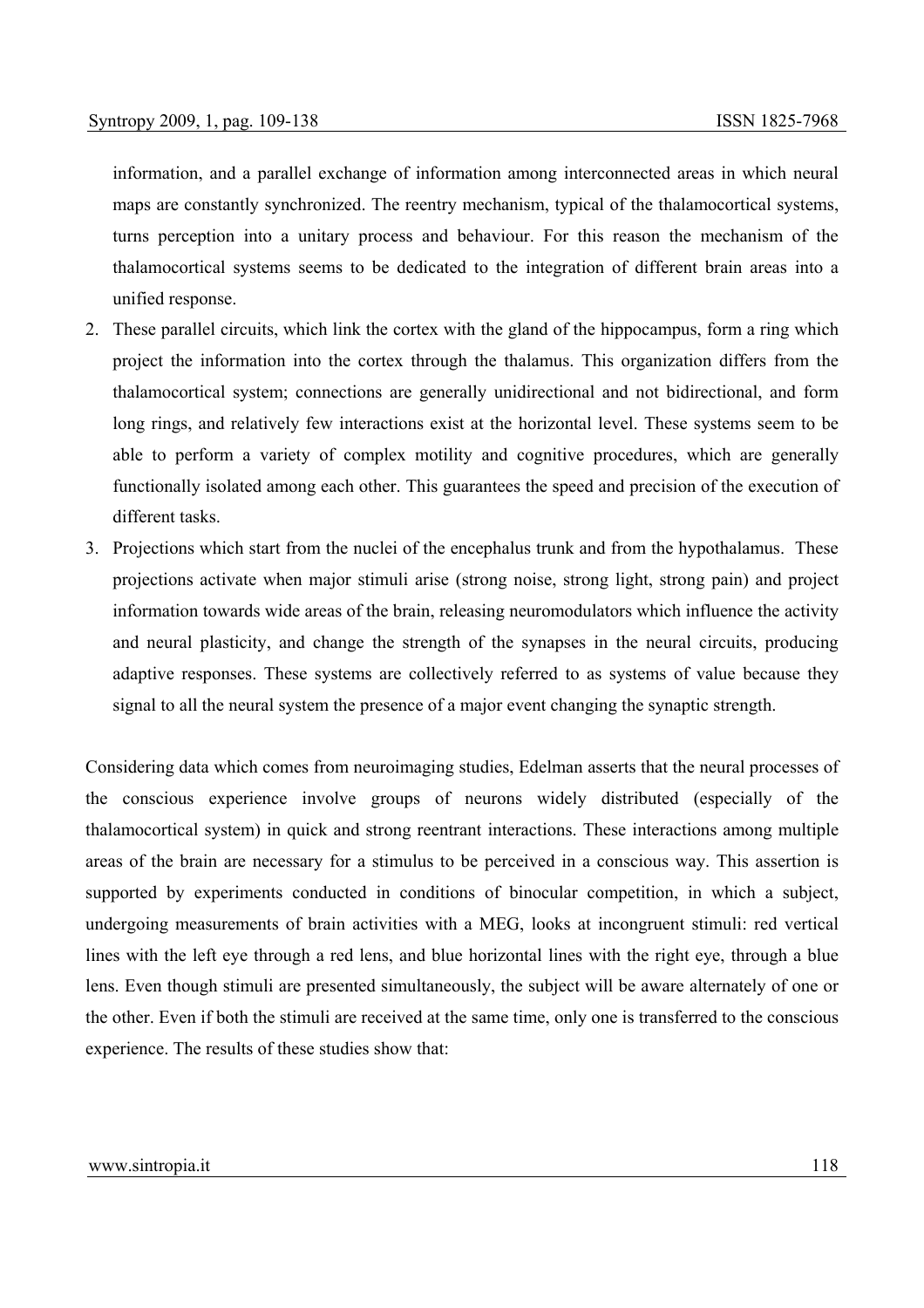information, and a parallel exchange of information among interconnected areas in which neural maps are constantly synchronized. The reentry mechanism, typical of the thalamocortical systems, turns perception into a unitary process and behaviour. For this reason the mechanism of the thalamocortical systems seems to be dedicated to the integration of different brain areas into a unified response.

2. These parallel circuits, which link the cortex with the gland of the hippocampus, form a ring which project the information into the cortex through the thalamus. This organization differs from the thalamocortical system; connections are generally unidirectional and not bidirectional, and form long rings, and relatively few interactions exist at the horizontal level. These systems seem to be able to perform a variety of complex motility and cognitive procedures, which are generally functionally isolated among each other. This guarantees the speed and precision of the execution of different tasks.
3. Projections which start from the nuclei of the encephalus trunk and from the hypothalamus. These projections activate when major stimuli arise (strong noise, strong light, strong pain) and project information towards wide areas of the brain, releasing neuromodulators which influence the activity and neural plasticity, and change the strength of the synapses in the neural circuits, producing adaptive responses. These systems are collectively referred to as systems of value because they signal to all the neural system the presence of a major event changing the synaptic strength.

Considering data which comes from neuroimaging studies, Edelman asserts that the neural processes of the conscious experience involve groups of neurons widely distributed (especially of the thalamocortical system) in quick and strong reentrant interactions. These interactions among multiple areas of the brain are necessary for a stimulus to be perceived in a conscious way. This assertion is supported by experiments conducted in conditions of binocular competition, in which a subject, undergoing measurements of brain activities with a MEG, looks at incongruent stimuli: red vertical lines with the left eye through a red lens, and blue horizontal lines with the right eye, through a blue lens. Even though stimuli are presented simultaneously, the subject will be aware alternately of one or the other. Even if both the stimuli are received at the same time, only one is transferred to the conscious experience. The results of these studies show that: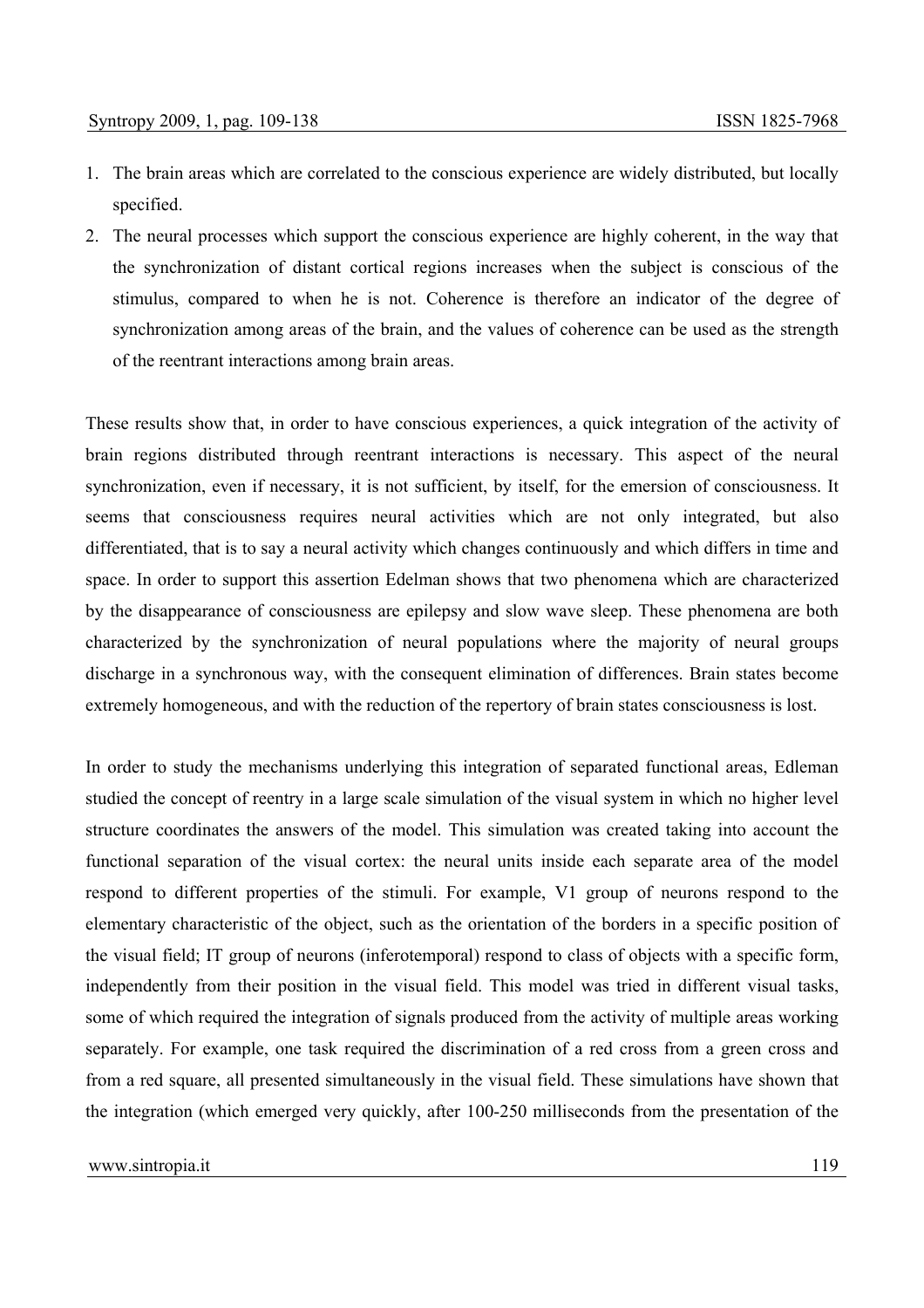1. The brain areas which are correlated to the conscious experience are widely distributed, but locally specified.
2. The neural processes which support the conscious experience are highly coherent, in the way that the synchronization of distant cortical regions increases when the subject is conscious of the stimulus, compared to when he is not. Coherence is therefore an indicator of the degree of synchronization among areas of the brain, and the values of coherence can be used as the strength of the reentrant interactions among brain areas.

These results show that, in order to have conscious experiences, a quick integration of the activity of brain regions distributed through reentrant interactions is necessary. This aspect of the neural synchronization, even if necessary, it is not sufficient, by itself, for the emersion of consciousness. It seems that consciousness requires neural activities which are not only integrated, but also differentiated, that is to say a neural activity which changes continuously and which differs in time and space. In order to support this assertion Edelman shows that two phenomena which are characterized by the disappearance of consciousness are epilepsy and slow wave sleep. These phenomena are both characterized by the synchronization of neural populations where the majority of neural groups discharge in a synchronous way, with the consequent elimination of differences. Brain states become extremely homogeneous, and with the reduction of the repertory of brain states consciousness is lost.

In order to study the mechanisms underlying this integration of separated functional areas, Edleman studied the concept of reentry in a large scale simulation of the visual system in which no higher level structure coordinates the answers of the model. This simulation was created taking into account the functional separation of the visual cortex: the neural units inside each separate area of the model respond to different properties of the stimuli. For example, V1 group of neurons respond to the elementary characteristic of the object, such as the orientation of the borders in a specific position of the visual field; IT group of neurons (inferotemporal) respond to class of objects with a specific form, independently from their position in the visual field. This model was tried in different visual tasks, some of which required the integration of signals produced from the activity of multiple areas working separately. For example, one task required the discrimination of a red cross from a green cross and from a red square, all presented simultaneously in the visual field. These simulations have shown that the integration (which emerged very quickly, after 100-250 milliseconds from the presentation of the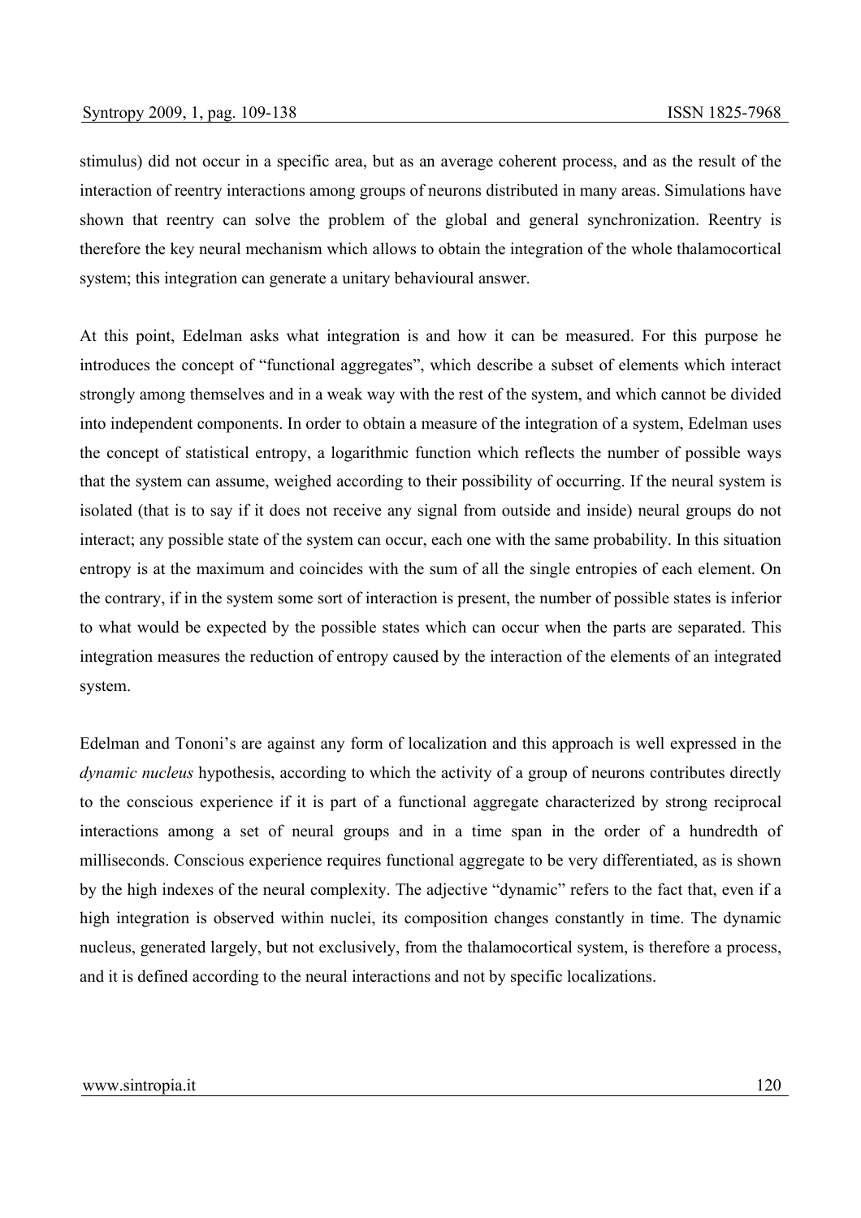stimulus) did not occur in a specific area, but as an average coherent process, and as the result of the interaction of reentry interactions among groups of neurons distributed in many areas. Simulations have shown that reentry can solve the problem of the global and general synchronization. Reentry is therefore the key neural mechanism which allows to obtain the integration of the whole thalamocortical system; this integration can generate a unitary behavioural answer.

At this point, Edelman asks what integration is and how it can be measured. For this purpose he introduces the concept of "functional aggregates", which describe a subset of elements which interact strongly among themselves and in a weak way with the rest of the system, and which cannot be divided into independent components. In order to obtain a measure of the integration of a system, Edelman uses the concept of statistical entropy, a logarithmic function which reflects the number of possible ways that the system can assume, weighed according to their possibility of occurring. If the neural system is isolated (that is to say if it does not receive any signal from outside and inside) neural groups do not interact; any possible state of the system can occur, each one with the same probability. In this situation entropy is at the maximum and coincides with the sum of all the single entropies of each element. On the contrary, if in the system some sort of interaction is present, the number of possible states is inferior to what would be expected by the possible states which can occur when the parts are separated. This integration measures the reduction of entropy caused by the interaction of the elements of an integrated system.

Edelman and Tononi's are against any form of localization and this approach is well expressed in the *dynamic nucleus* hypothesis, according to which the activity of a group of neurons contributes directly to the conscious experience if it is part of a functional aggregate characterized by strong reciprocal interactions among a set of neural groups and in a time span in the order of a hundredth of milliseconds. Conscious experience requires functional aggregate to be very differentiated, as is shown by the high indexes of the neural complexity. The adjective "dynamic" refers to the fact that, even if a high integration is observed within nuclei, its composition changes constantly in time. The dynamic nucleus, generated largely, but not exclusively, from the thalamocortical system, is therefore a process, and it is defined according to the neural interactions and not by specific localizations.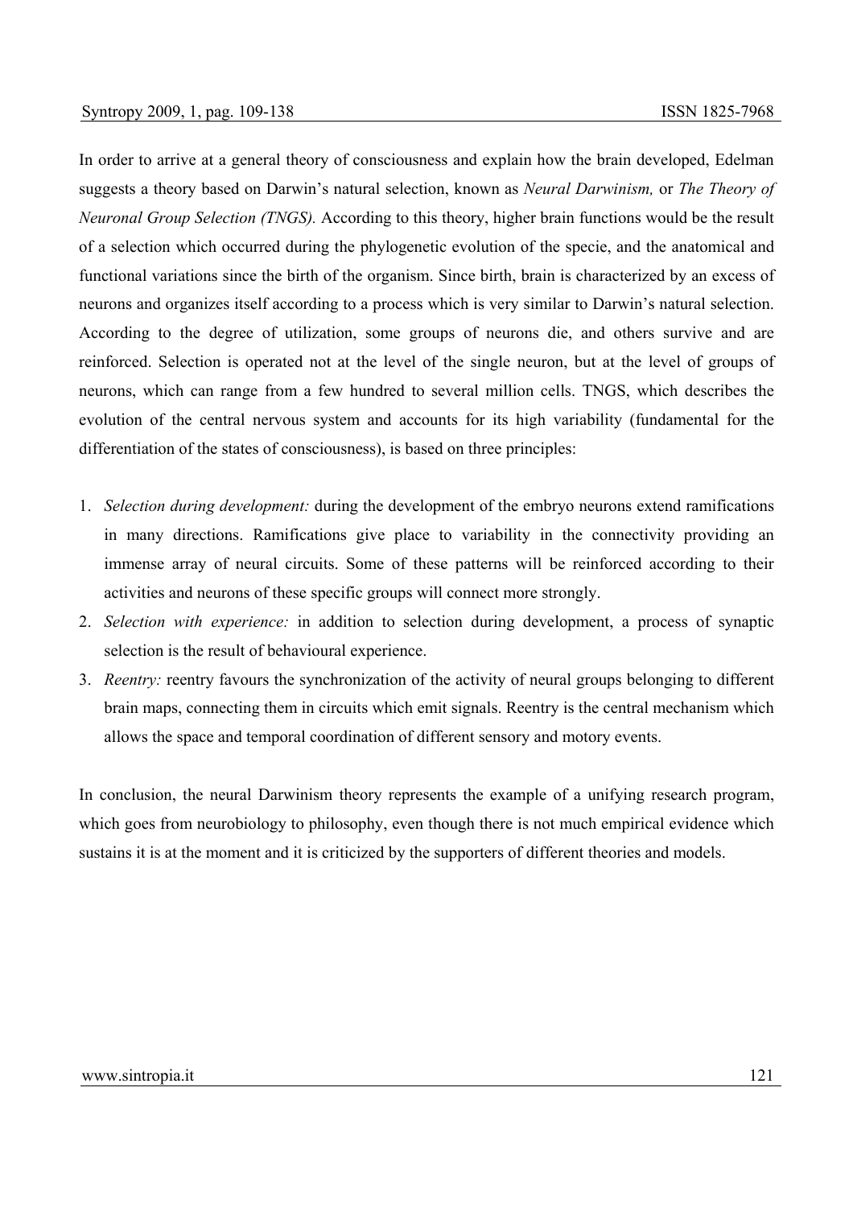In order to arrive at a general theory of consciousness and explain how the brain developed, Edelman suggests a theory based on Darwin's natural selection, known as *Neural Darwinism,* or *The Theory of Neuronal Group Selection (TNGS).* According to this theory, higher brain functions would be the result of a selection which occurred during the phylogenetic evolution of the specie, and the anatomical and functional variations since the birth of the organism. Since birth, brain is characterized by an excess of neurons and organizes itself according to a process which is very similar to Darwin's natural selection. According to the degree of utilization, some groups of neurons die, and others survive and are reinforced. Selection is operated not at the level of the single neuron, but at the level of groups of neurons, which can range from a few hundred to several million cells. TNGS, which describes the evolution of the central nervous system and accounts for its high variability (fundamental for the differentiation of the states of consciousness), is based on three principles:

1. *Selection during development:* during the development of the embryo neurons extend ramifications in many directions. Ramifications give place to variability in the connectivity providing an immense array of neural circuits. Some of these patterns will be reinforced according to their activities and neurons of these specific groups will connect more strongly.
2. *Selection with experience:* in addition to selection during development, a process of synaptic selection is the result of behavioural experience.
3. *Reentry:* reentry favours the synchronization of the activity of neural groups belonging to different brain maps, connecting them in circuits which emit signals. Reentry is the central mechanism which allows the space and temporal coordination of different sensory and motory events.

In conclusion, the neural Darwinism theory represents the example of a unifying research program, which goes from neurobiology to philosophy, even though there is not much empirical evidence which sustains it is at the moment and it is criticized by the supporters of different theories and models.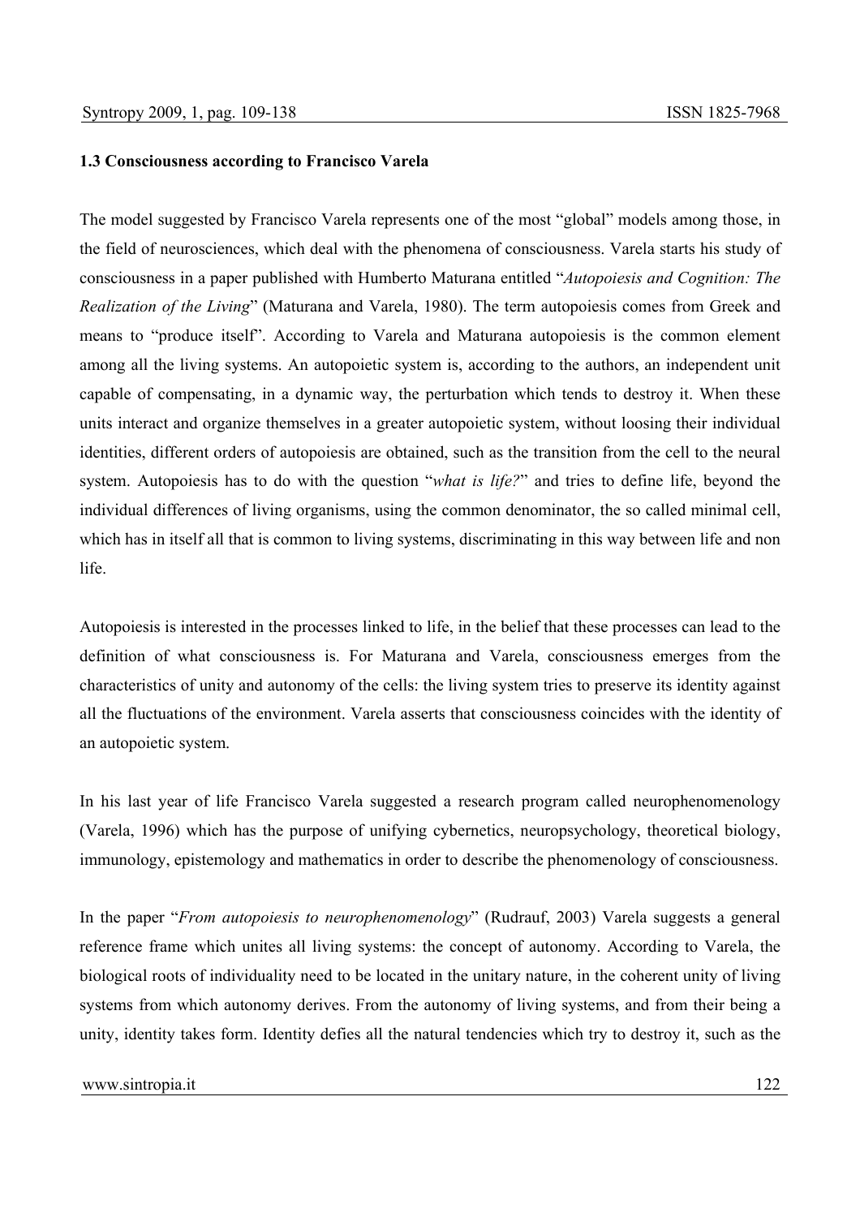### 1.3 Consciousness according to Francisco Varela

The model suggested by Francisco Varela represents one of the most "global" models among those, in the field of neurosciences, which deal with the phenomena of consciousness. Varela starts his study of consciousness in a paper published with Humberto Maturana entitled "*Autopoiesis and Cognition: The Realization of the Living*" (Maturana and Varela, 1980). The term autopoiesis comes from Greek and means to "produce itself". According to Varela and Maturana autopoiesis is the common element among all the living systems. An autopoietic system is, according to the authors, an independent unit capable of compensating, in a dynamic way, the perturbation which tends to destroy it. When these units interact and organize themselves in a greater autopoietic system, without loosing their individual identities, different orders of autopoiesis are obtained, such as the transition from the cell to the neural system. Autopoiesis has to do with the question "*what is life?*" and tries to define life, beyond the individual differences of living organisms, using the common denominator, the so called minimal cell, which has in itself all that is common to living systems, discriminating in this way between life and non life.

Autopoiesis is interested in the processes linked to life, in the belief that these processes can lead to the definition of what consciousness is. For Maturana and Varela, consciousness emerges from the characteristics of unity and autonomy of the cells: the living system tries to preserve its identity against all the fluctuations of the environment. Varela asserts that consciousness coincides with the identity of an autopoietic system.

In his last year of life Francisco Varela suggested a research program called neurophenomenology (Varela, 1996) which has the purpose of unifying cybernetics, neuropsychology, theoretical biology, immunology, epistemology and mathematics in order to describe the phenomenology of consciousness.

In the paper "*From autopoiesis to neurophenomenology*" (Rudrauf, 2003) Varela suggests a general reference frame which unites all living systems: the concept of autonomy. According to Varela, the biological roots of individuality need to be located in the unitary nature, in the coherent unity of living systems from which autonomy derives. From the autonomy of living systems, and from their being a unity, identity takes form. Identity defies all the natural tendencies which try to destroy it, such as the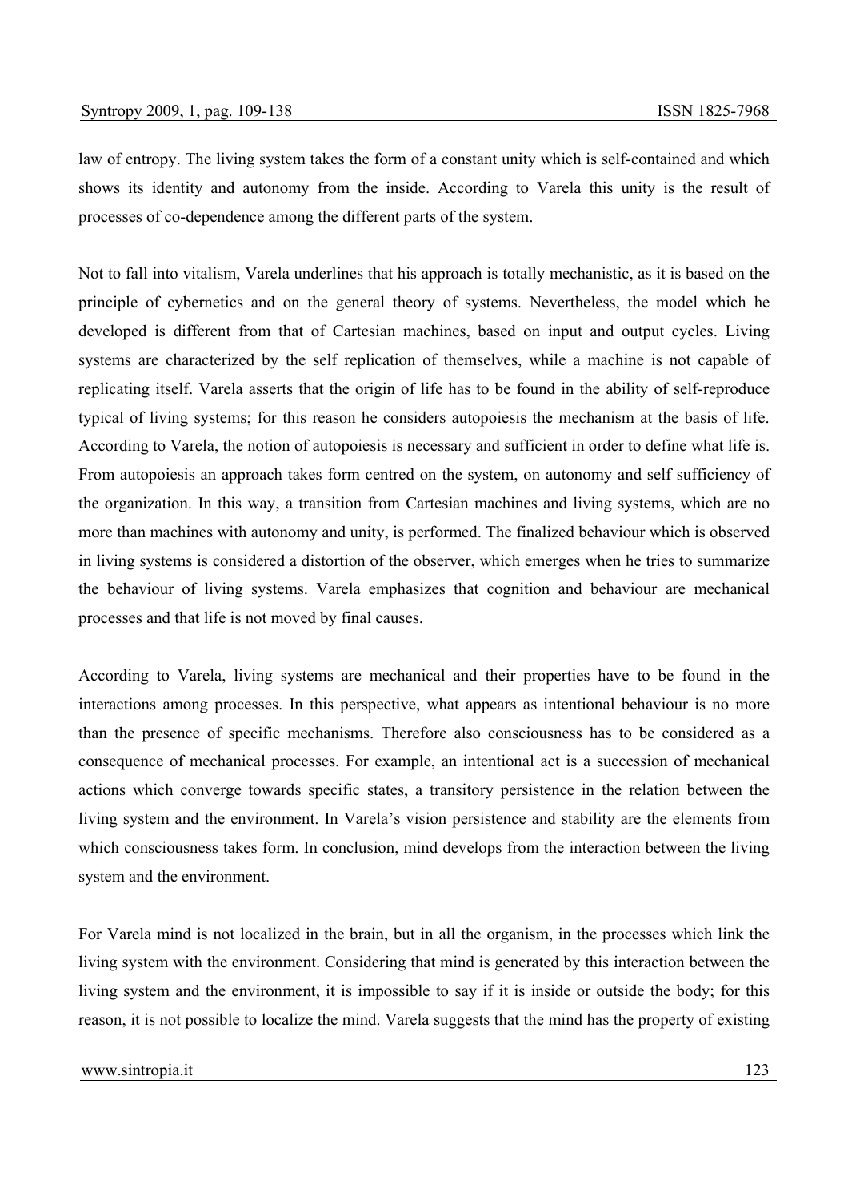law of entropy. The living system takes the form of a constant unity which is self-contained and which shows its identity and autonomy from the inside. According to Varela this unity is the result of processes of co-dependence among the different parts of the system.

Not to fall into vitalism, Varela underlines that his approach is totally mechanistic, as it is based on the principle of cybernetics and on the general theory of systems. Nevertheless, the model which he developed is different from that of Cartesian machines, based on input and output cycles. Living systems are characterized by the self replication of themselves, while a machine is not capable of replicating itself. Varela asserts that the origin of life has to be found in the ability of self-reproduce typical of living systems; for this reason he considers autopoiesis the mechanism at the basis of life. According to Varela, the notion of autopoiesis is necessary and sufficient in order to define what life is. From autopoiesis an approach takes form centred on the system, on autonomy and self sufficiency of the organization. In this way, a transition from Cartesian machines and living systems, which are no more than machines with autonomy and unity, is performed. The finalized behaviour which is observed in living systems is considered a distortion of the observer, which emerges when he tries to summarize the behaviour of living systems. Varela emphasizes that cognition and behaviour are mechanical processes and that life is not moved by final causes.

According to Varela, living systems are mechanical and their properties have to be found in the interactions among processes. In this perspective, what appears as intentional behaviour is no more than the presence of specific mechanisms. Therefore also consciousness has to be considered as a consequence of mechanical processes. For example, an intentional act is a succession of mechanical actions which converge towards specific states, a transitory persistence in the relation between the living system and the environment. In Varela's vision persistence and stability are the elements from which consciousness takes form. In conclusion, mind develops from the interaction between the living system and the environment.

For Varela mind is not localized in the brain, but in all the organism, in the processes which link the living system with the environment. Considering that mind is generated by this interaction between the living system and the environment, it is impossible to say if it is inside or outside the body; for this reason, it is not possible to localize the mind. Varela suggests that the mind has the property of existing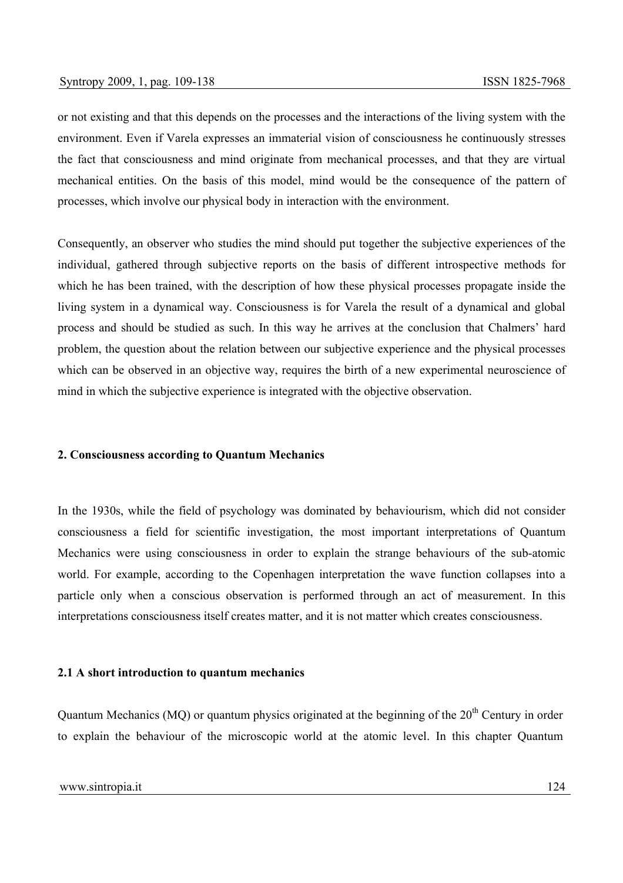or not existing and that this depends on the processes and the interactions of the living system with the environment. Even if Varela expresses an immaterial vision of consciousness he continuously stresses the fact that consciousness and mind originate from mechanical processes, and that they are virtual mechanical entities. On the basis of this model, mind would be the consequence of the pattern of processes, which involve our physical body in interaction with the environment.

Consequently, an observer who studies the mind should put together the subjective experiences of the individual, gathered through subjective reports on the basis of different introspective methods for which he has been trained, with the description of how these physical processes propagate inside the living system in a dynamical way. Consciousness is for Varela the result of a dynamical and global process and should be studied as such. In this way he arrives at the conclusion that Chalmers' hard problem, the question about the relation between our subjective experience and the physical processes which can be observed in an objective way, requires the birth of a new experimental neuroscience of mind in which the subjective experience is integrated with the objective observation.

## 2. Consciousness according to Quantum Mechanics

In the 1930s, while the field of psychology was dominated by behaviourism, which did not consider consciousness a field for scientific investigation, the most important interpretations of Quantum Mechanics were using consciousness in order to explain the strange behaviours of the sub-atomic world. For example, according to the Copenhagen interpretation the wave function collapses into a particle only when a conscious observation is performed through an act of measurement. In this interpretations consciousness itself creates matter, and it is not matter which creates consciousness.

### 2.1 A short introduction to quantum mechanics

Quantum Mechanics (MQ) or quantum physics originated at the beginning of the 20th Century in order to explain the behaviour of the microscopic world at the atomic level. In this chapter Quantum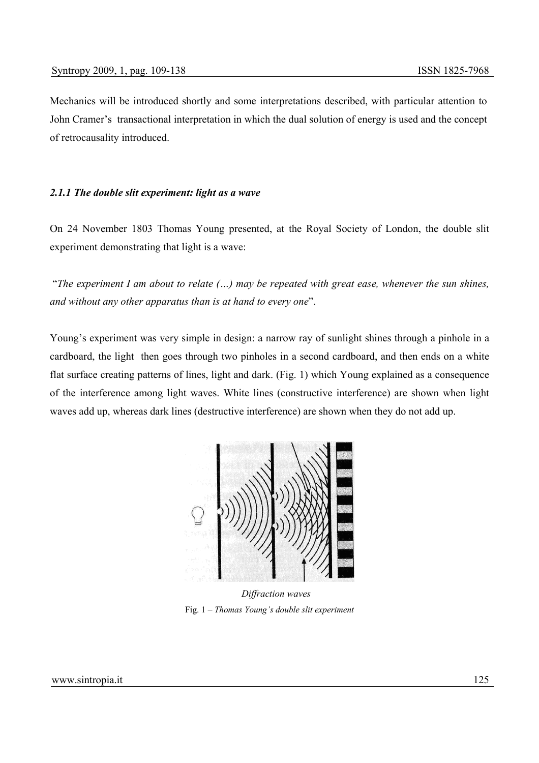Mechanics will be introduced shortly and some interpretations described, with particular attention to John Cramer's transactional interpretation in which the dual solution of energy is used and the concept of retrocausality introduced.

### *2.1.1 The double slit experiment: light as a wave*

On 24 November 1803 Thomas Young presented, at the Royal Society of London, the double slit experiment demonstrating that light is a wave:

"*The experiment I am about to relate (…) may be repeated with great ease, whenever the sun shines, and without any other apparatus than is at hand to every one*".

Young's experiment was very simple in design: a narrow ray of sunlight shines through a pinhole in a cardboard, the light then goes through two pinholes in a second cardboard, and then ends on a white flat surface creating patterns of lines, light and dark. (Fig. 1) which Young explained as a consequence of the interference among light waves. White lines (constructive interference) are shown when light waves add up, whereas dark lines (destructive interference) are shown when they do not add up.

*Diffraction waves*

Fig. 1 – *Thomas Young's double slit experiment*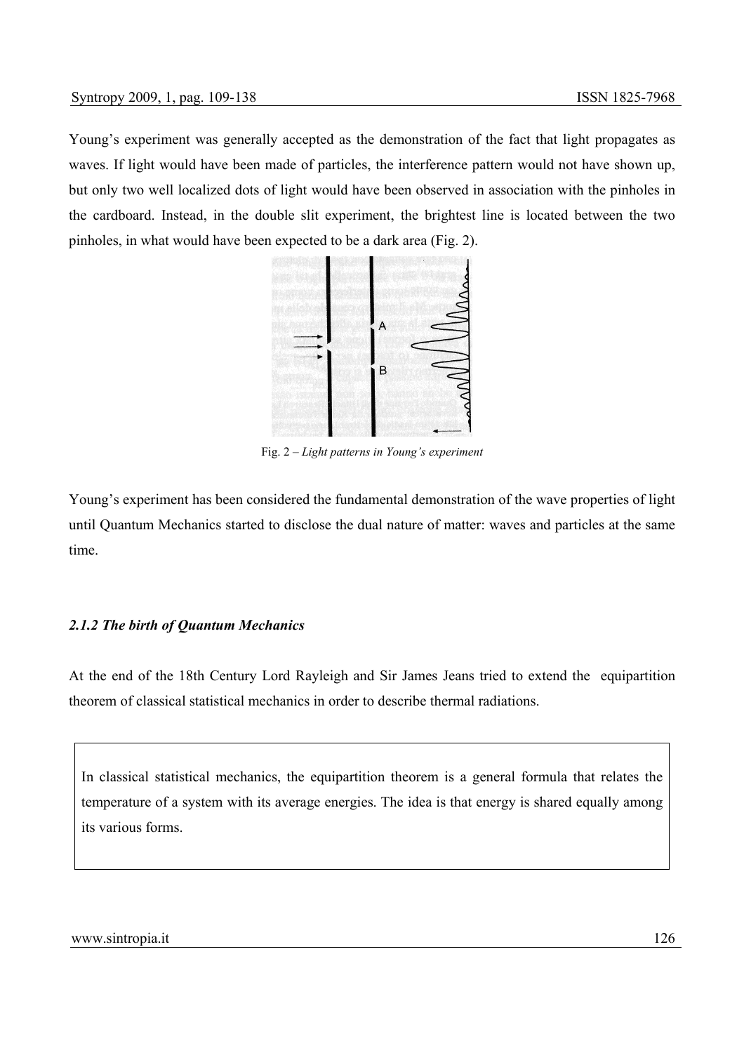Young's experiment was generally accepted as the demonstration of the fact that light propagates as waves. If light would have been made of particles, the interference pattern would not have shown up, but only two well localized dots of light would have been observed in association with the pinholes in the cardboard. Instead, in the double slit experiment, the brightest line is located between the two pinholes, in what would have been expected to be a dark area (Fig. 2).

Fig. 2 – *Light patterns in Young's experiment*

Young's experiment has been considered the fundamental demonstration of the wave properties of light until Quantum Mechanics started to disclose the dual nature of matter: waves and particles at the same time.

### *2.1.2 The birth of Quantum Mechanics*

At the end of the 18th Century Lord Rayleigh and Sir James Jeans tried to extend the equipartition theorem of classical statistical mechanics in order to describe thermal radiations.

> In classical statistical mechanics, the equipartition theorem is a general formula that relates the temperature of a system with its average energies. The idea is that energy is shared equally among its various forms.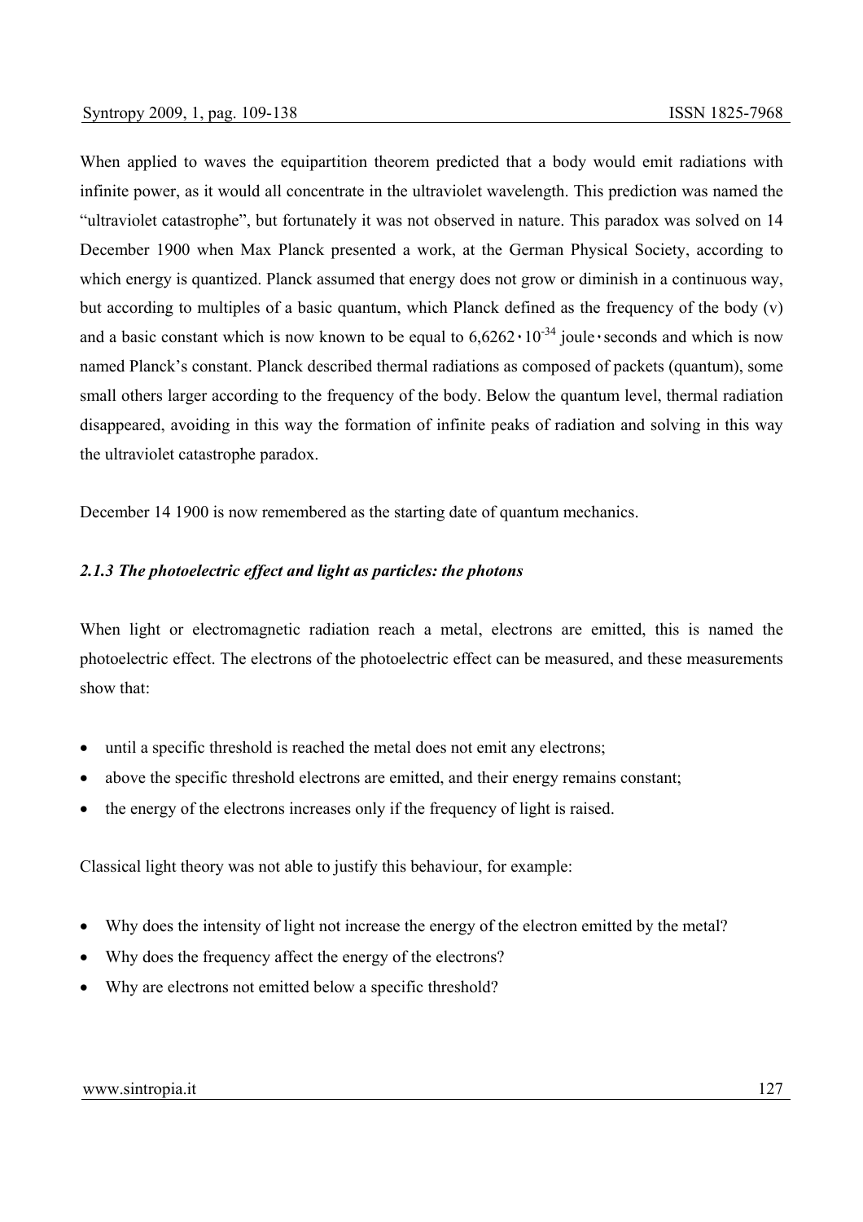When applied to waves the equipartition theorem predicted that a body would emit radiations with infinite power, as it would all concentrate in the ultraviolet wavelength. This prediction was named the "ultraviolet catastrophe", but fortunately it was not observed in nature. This paradox was solved on 14 December 1900 when Max Planck presented a work, at the German Physical Society, according to which energy is quantized. Planck assumed that energy does not grow or diminish in a continuous way, but according to multiples of a basic quantum, which Planck defined as the frequency of the body (v) and a basic constant which is now known to be equal to $6{,}6262 \cdot 10^{-34}$ joule·seconds and which is now named Planck's constant. Planck described thermal radiations as composed of packets (quantum), some small others larger according to the frequency of the body. Below the quantum level, thermal radiation disappeared, avoiding in this way the formation of infinite peaks of radiation and solving in this way the ultraviolet catastrophe paradox.

December 14 1900 is now remembered as the starting date of quantum mechanics.

### *2.1.3 The photoelectric effect and light as particles: the photons*

When light or electromagnetic radiation reach a metal, electrons are emitted, this is named the photoelectric effect. The electrons of the photoelectric effect can be measured, and these measurements show that:

- until a specific threshold is reached the metal does not emit any electrons;
- above the specific threshold electrons are emitted, and their energy remains constant;
- the energy of the electrons increases only if the frequency of light is raised.

Classical light theory was not able to justify this behaviour, for example:

- Why does the intensity of light not increase the energy of the electron emitted by the metal?
- Why does the frequency affect the energy of the electrons?
- Why are electrons not emitted below a specific threshold?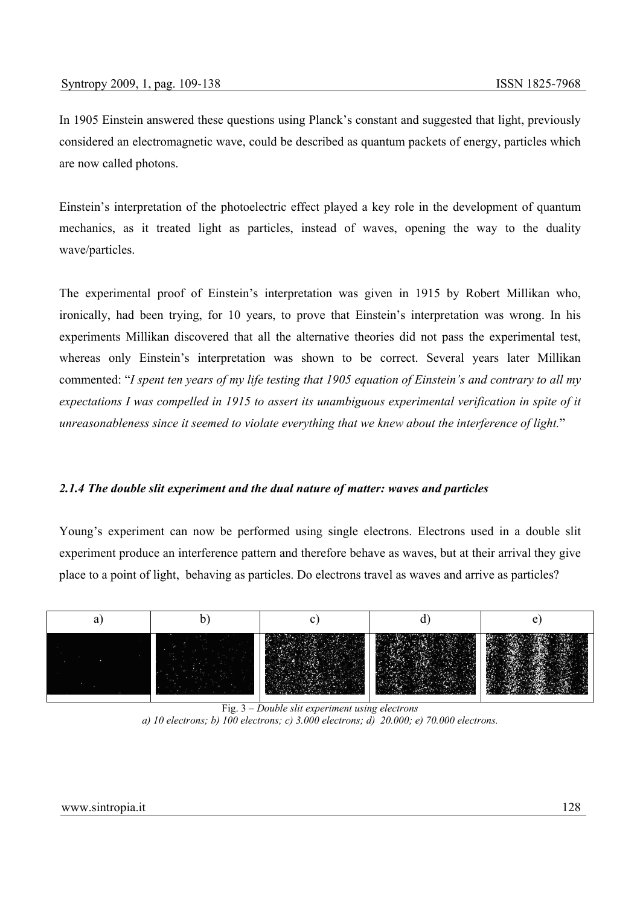In 1905 Einstein answered these questions using Planck's constant and suggested that light, previously considered an electromagnetic wave, could be described as quantum packets of energy, particles which are now called photons.

Einstein's interpretation of the photoelectric effect played a key role in the development of quantum mechanics, as it treated light as particles, instead of waves, opening the way to the duality wave/particles.

The experimental proof of Einstein's interpretation was given in 1915 by Robert Millikan who, ironically, had been trying, for 10 years, to prove that Einstein's interpretation was wrong. In his experiments Millikan discovered that all the alternative theories did not pass the experimental test, whereas only Einstein's interpretation was shown to be correct. Several years later Millikan commented: "*I spent ten years of my life testing that 1905 equation of Einstein's and contrary to all my expectations I was compelled in 1915 to assert its unambiguous experimental verification in spite of it unreasonableness since it seemed to violate everything that we knew about the interference of light.*"

### *2.1.4 The double slit experiment and the dual nature of matter: waves and particles*

Young's experiment can now be performed using single electrons. Electrons used in a double slit experiment produce an interference pattern and therefore behave as waves, but at their arrival they give place to a point of light, behaving as particles. Do electrons travel as waves and arrive as particles?

| a) | b) | c) | d) | e) |
|---|---|---|---|---|
| | | | | |

Fig. 3 – *Double slit experiment using electrons*
*a) 10 electrons; b) 100 electrons; c) 3.000 electrons; d) 20.000; e) 70.000 electrons.*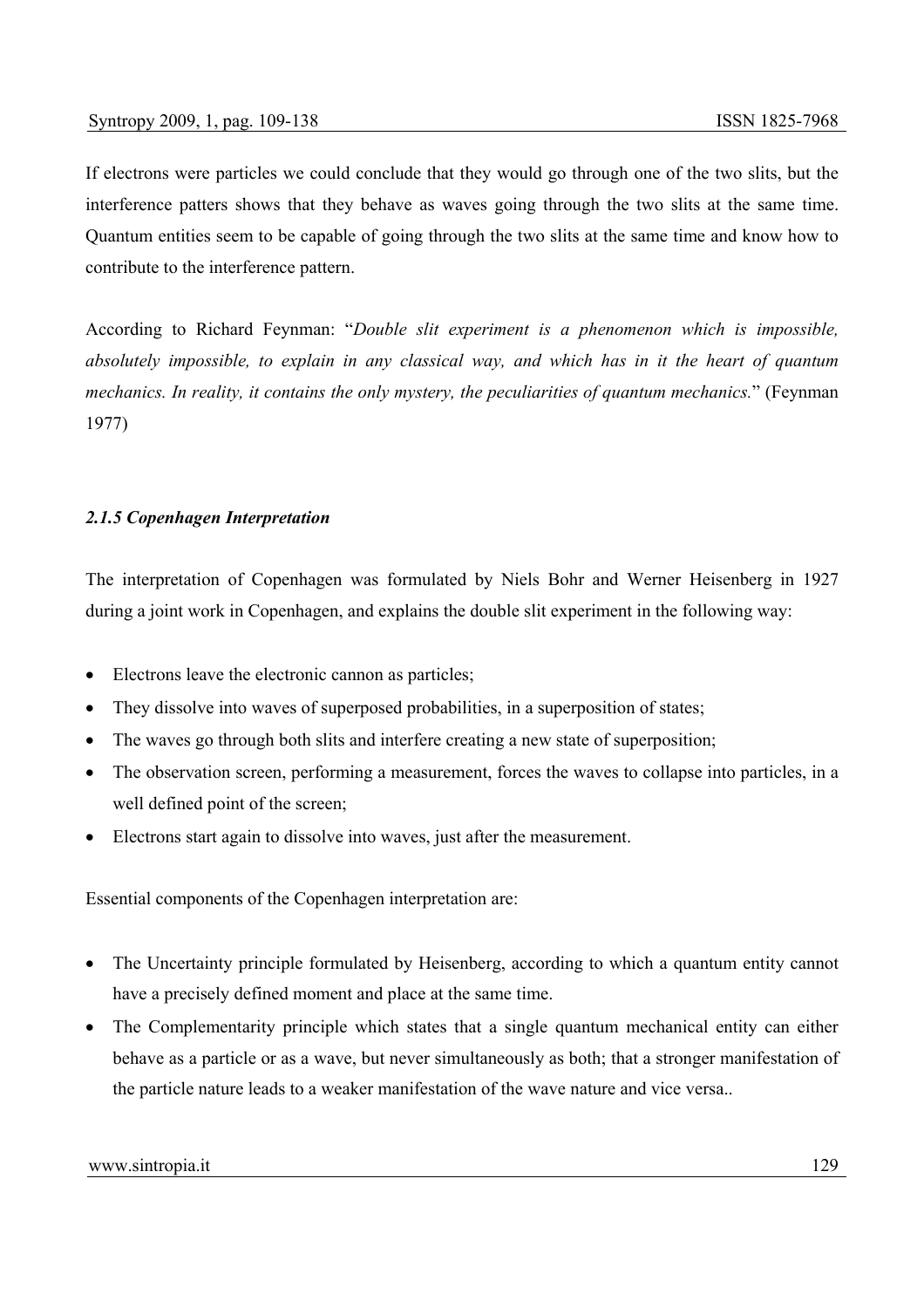If electrons were particles we could conclude that they would go through one of the two slits, but the interference patters shows that they behave as waves going through the two slits at the same time. Quantum entities seem to be capable of going through the two slits at the same time and know how to contribute to the interference pattern.

According to Richard Feynman: "*Double slit experiment is a phenomenon which is impossible, absolutely impossible, to explain in any classical way, and which has in it the heart of quantum mechanics. In reality, it contains the only mystery, the peculiarities of quantum mechanics.*" (Feynman 1977)

### *2.1.5 Copenhagen Interpretation*

The interpretation of Copenhagen was formulated by Niels Bohr and Werner Heisenberg in 1927 during a joint work in Copenhagen, and explains the double slit experiment in the following way:

- Electrons leave the electronic cannon as particles;
- They dissolve into waves of superposed probabilities, in a superposition of states;
- The waves go through both slits and interfere creating a new state of superposition;
- The observation screen, performing a measurement, forces the waves to collapse into particles, in a well defined point of the screen;
- Electrons start again to dissolve into waves, just after the measurement.

Essential components of the Copenhagen interpretation are:

- The Uncertainty principle formulated by Heisenberg, according to which a quantum entity cannot have a precisely defined moment and place at the same time.
- The Complementarity principle which states that a single quantum mechanical entity can either behave as a particle or as a wave, but never simultaneously as both; that a stronger manifestation of the particle nature leads to a weaker manifestation of the wave nature and vice versa..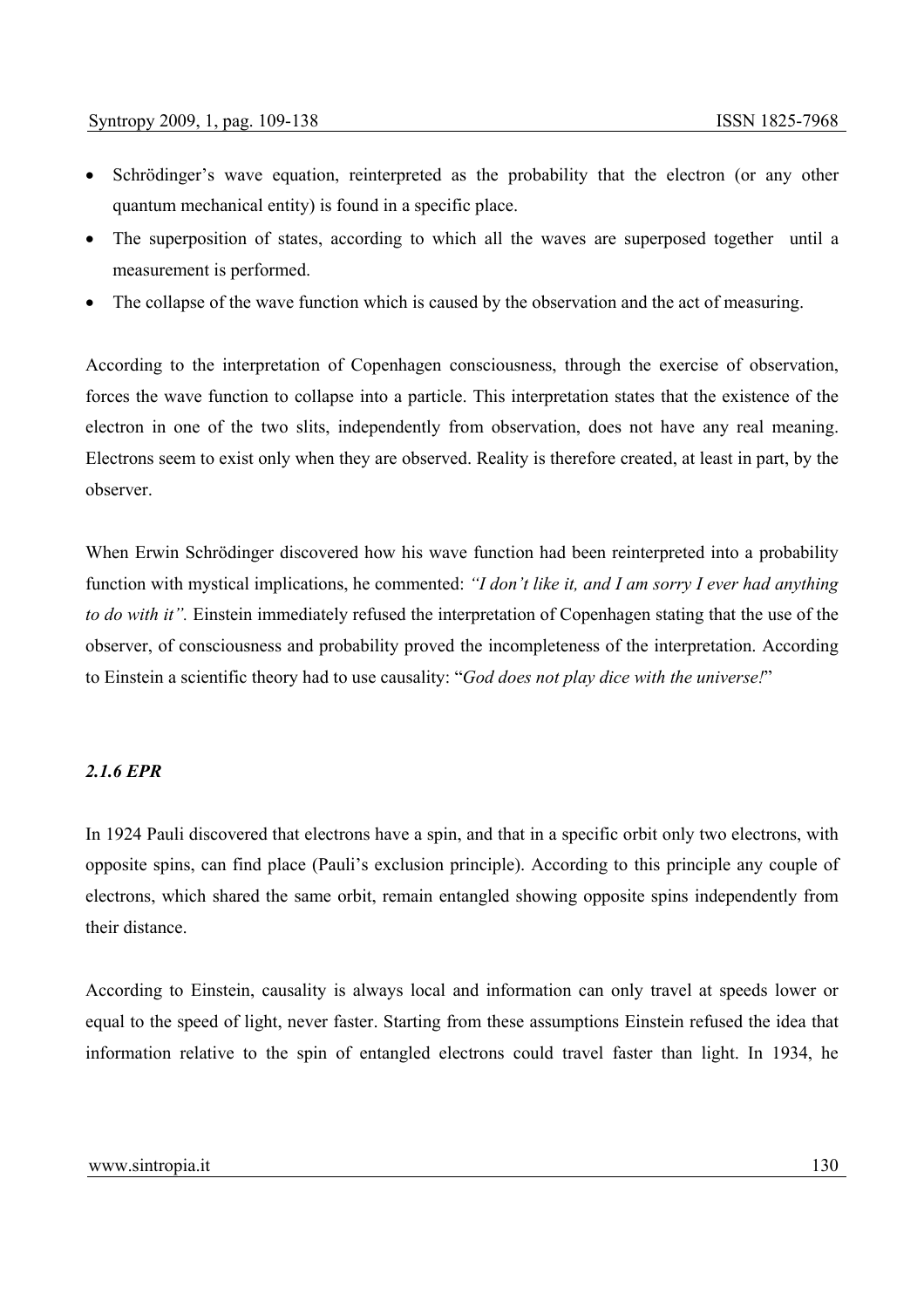- Schrödinger's wave equation, reinterpreted as the probability that the electron (or any other quantum mechanical entity) is found in a specific place.
- The superposition of states, according to which all the waves are superposed together until a measurement is performed.
- The collapse of the wave function which is caused by the observation and the act of measuring.

According to the interpretation of Copenhagen consciousness, through the exercise of observation, forces the wave function to collapse into a particle. This interpretation states that the existence of the electron in one of the two slits, independently from observation, does not have any real meaning. Electrons seem to exist only when they are observed. Reality is therefore created, at least in part, by the observer.

When Erwin Schrödinger discovered how his wave function had been reinterpreted into a probability function with mystical implications, he commented: *"I don't like it, and I am sorry I ever had anything to do with it".* Einstein immediately refused the interpretation of Copenhagen stating that the use of the observer, of consciousness and probability proved the incompleteness of the interpretation. According to Einstein a scientific theory had to use causality: "*God does not play dice with the universe!*"

#### *2.1.6 EPR*

In 1924 Pauli discovered that electrons have a spin, and that in a specific orbit only two electrons, with opposite spins, can find place (Pauli's exclusion principle). According to this principle any couple of electrons, which shared the same orbit, remain entangled showing opposite spins independently from their distance.

According to Einstein, causality is always local and information can only travel at speeds lower or equal to the speed of light, never faster. Starting from these assumptions Einstein refused the idea that information relative to the spin of entangled electrons could travel faster than light. In 1934, he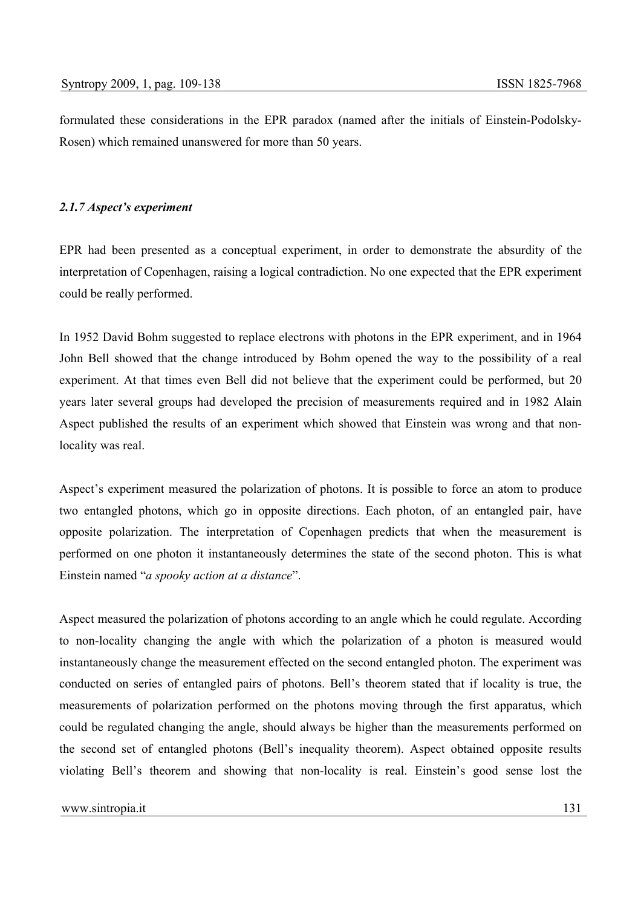formulated these considerations in the EPR paradox (named after the initials of Einstein-Podolsky-Rosen) which remained unanswered for more than 50 years.

### *2.1.7 Aspect's experiment*

EPR had been presented as a conceptual experiment, in order to demonstrate the absurdity of the interpretation of Copenhagen, raising a logical contradiction. No one expected that the EPR experiment could be really performed.

In 1952 David Bohm suggested to replace electrons with photons in the EPR experiment, and in 1964 John Bell showed that the change introduced by Bohm opened the way to the possibility of a real experiment. At that times even Bell did not believe that the experiment could be performed, but 20 years later several groups had developed the precision of measurements required and in 1982 Alain Aspect published the results of an experiment which showed that Einstein was wrong and that non-locality was real.

Aspect's experiment measured the polarization of photons. It is possible to force an atom to produce two entangled photons, which go in opposite directions. Each photon, of an entangled pair, have opposite polarization. The interpretation of Copenhagen predicts that when the measurement is performed on one photon it instantaneously determines the state of the second photon. This is what Einstein named "*a spooky action at a distance*".

Aspect measured the polarization of photons according to an angle which he could regulate. According to non-locality changing the angle with which the polarization of a photon is measured would instantaneously change the measurement effected on the second entangled photon. The experiment was conducted on series of entangled pairs of photons. Bell's theorem stated that if locality is true, the measurements of polarization performed on the photons moving through the first apparatus, which could be regulated changing the angle, should always be higher than the measurements performed on the second set of entangled photons (Bell's inequality theorem). Aspect obtained opposite results violating Bell's theorem and showing that non-locality is real. Einstein's good sense lost the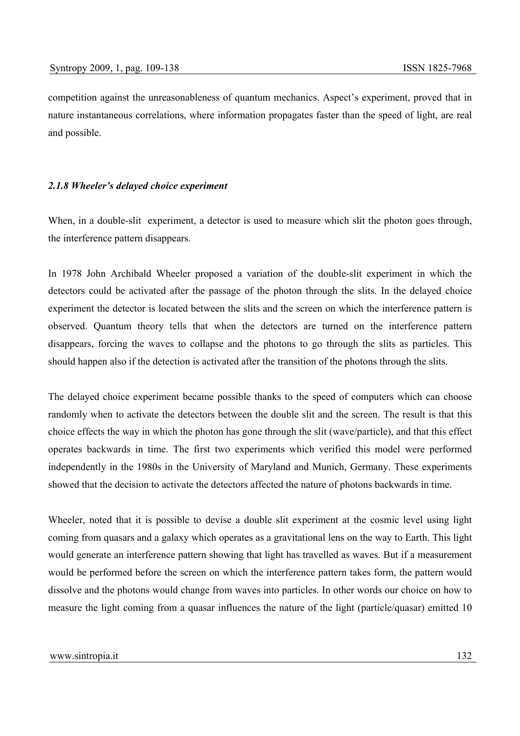competition against the unreasonableness of quantum mechanics. Aspect's experiment, proved that in nature instantaneous correlations, where information propagates faster than the speed of light, are real and possible.

#### *2.1.8 Wheeler's delayed choice experiment*

When, in a double-slit experiment, a detector is used to measure which slit the photon goes through, the interference pattern disappears.

In 1978 John Archibald Wheeler proposed a variation of the double-slit experiment in which the detectors could be activated after the passage of the photon through the slits. In the delayed choice experiment the detector is located between the slits and the screen on which the interference pattern is observed. Quantum theory tells that when the detectors are turned on the interference pattern disappears, forcing the waves to collapse and the photons to go through the slits as particles. This should happen also if the detection is activated after the transition of the photons through the slits.

The delayed choice experiment became possible thanks to the speed of computers which can choose randomly when to activate the detectors between the double slit and the screen. The result is that this choice effects the way in which the photon has gone through the slit (wave/particle), and that this effect operates backwards in time. The first two experiments which verified this model were performed independently in the 1980s in the University of Maryland and Munich, Germany. These experiments showed that the decision to activate the detectors affected the nature of photons backwards in time.

Wheeler, noted that it is possible to devise a double slit experiment at the cosmic level using light coming from quasars and a galaxy which operates as a gravitational lens on the way to Earth. This light would generate an interference pattern showing that light has travelled as waves. But if a measurement would be performed before the screen on which the interference pattern takes form, the pattern would dissolve and the photons would change from waves into particles. In other words our choice on how to measure the light coming from a quasar influences the nature of the light (particle/quasar) emitted 10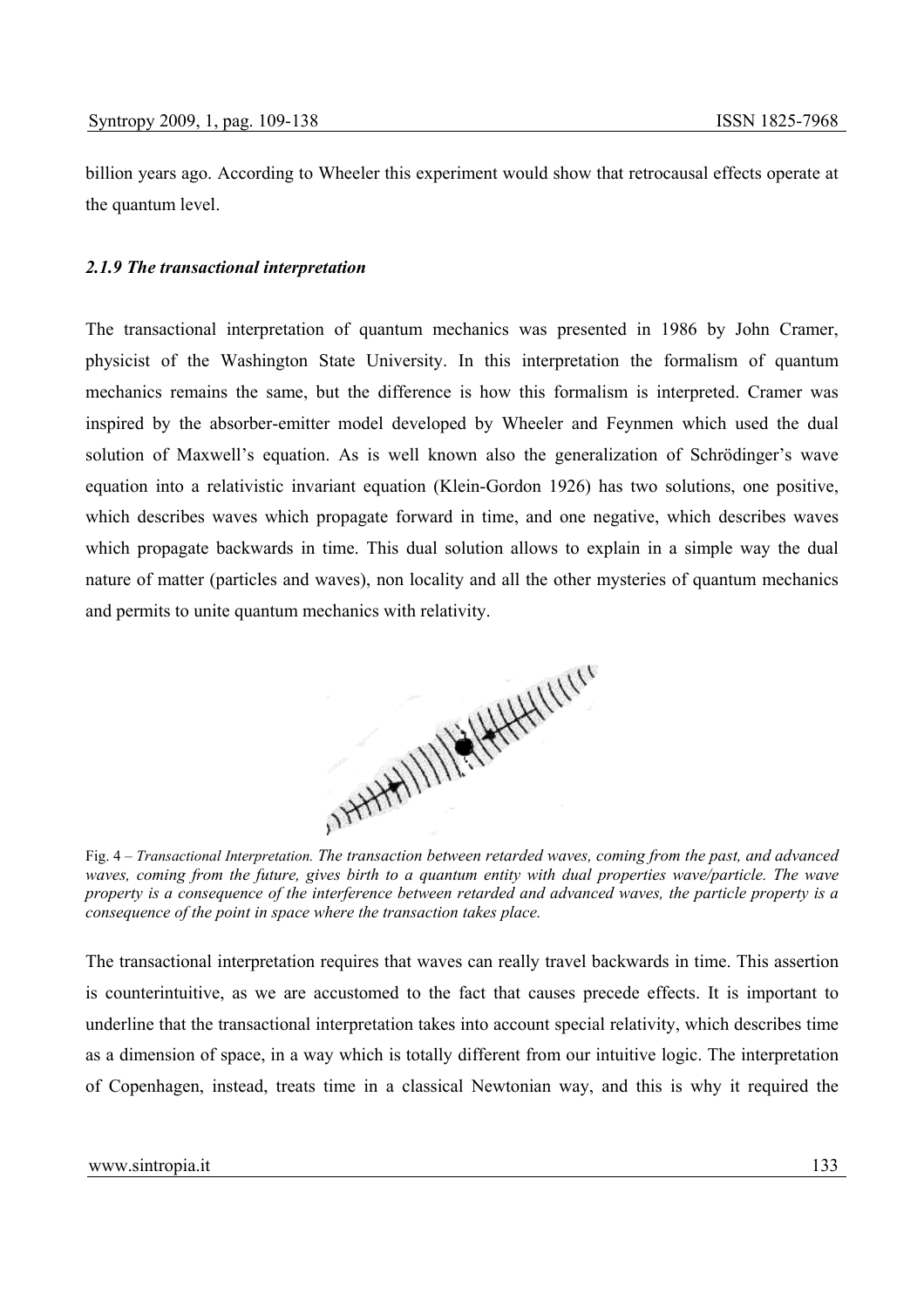billion years ago. According to Wheeler this experiment would show that retrocausal effects operate at the quantum level.

### *2.1.9 The transactional interpretation*

The transactional interpretation of quantum mechanics was presented in 1986 by John Cramer, physicist of the Washington State University. In this interpretation the formalism of quantum mechanics remains the same, but the difference is how this formalism is interpreted. Cramer was inspired by the absorber-emitter model developed by Wheeler and Feynmen which used the dual solution of Maxwell's equation. As is well known also the generalization of Schrödinger's wave equation into a relativistic invariant equation (Klein-Gordon 1926) has two solutions, one positive, which describes waves which propagate forward in time, and one negative, which describes waves which propagate backwards in time. This dual solution allows to explain in a simple way the dual nature of matter (particles and waves), non locality and all the other mysteries of quantum mechanics and permits to unite quantum mechanics with relativity.

Fig. 4 – *Transactional Interpretation. The transaction between retarded waves, coming from the past, and advanced waves, coming from the future, gives birth to a quantum entity with dual properties wave/particle. The wave property is a consequence of the interference between retarded and advanced waves, the particle property is a consequence of the point in space where the transaction takes place.*

The transactional interpretation requires that waves can really travel backwards in time. This assertion is counterintuitive, as we are accustomed to the fact that causes precede effects. It is important to underline that the transactional interpretation takes into account special relativity, which describes time as a dimension of space, in a way which is totally different from our intuitive logic. The interpretation of Copenhagen, instead, treats time in a classical Newtonian way, and this is why it required the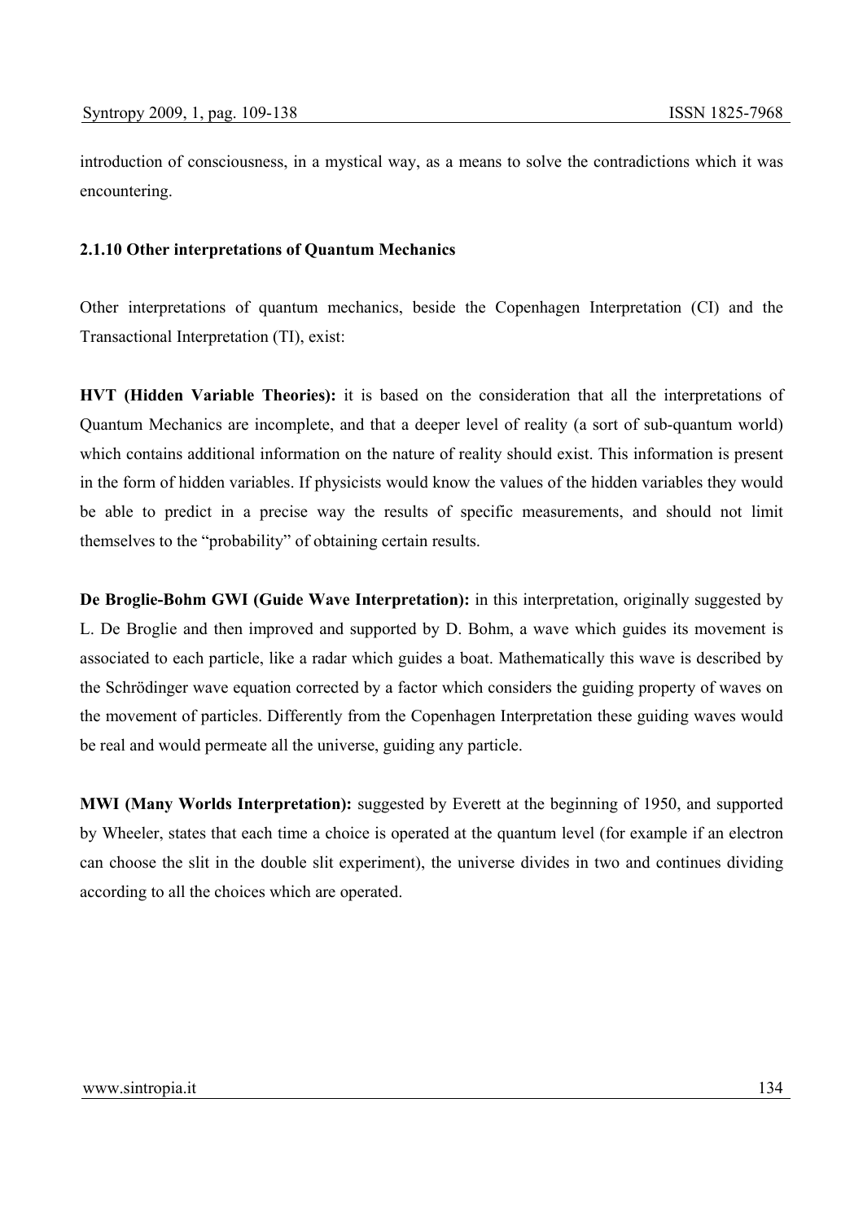introduction of consciousness, in a mystical way, as a means to solve the contradictions which it was encountering.

#### 2.1.10 Other interpretations of Quantum Mechanics

Other interpretations of quantum mechanics, beside the Copenhagen Interpretation (CI) and the Transactional Interpretation (TI), exist:

**HVT (Hidden Variable Theories):** it is based on the consideration that all the interpretations of Quantum Mechanics are incomplete, and that a deeper level of reality (a sort of sub-quantum world) which contains additional information on the nature of reality should exist. This information is present in the form of hidden variables. If physicists would know the values of the hidden variables they would be able to predict in a precise way the results of specific measurements, and should not limit themselves to the "probability" of obtaining certain results.

**De Broglie-Bohm GWI (Guide Wave Interpretation):** in this interpretation, originally suggested by L. De Broglie and then improved and supported by D. Bohm, a wave which guides its movement is associated to each particle, like a radar which guides a boat. Mathematically this wave is described by the Schrödinger wave equation corrected by a factor which considers the guiding property of waves on the movement of particles. Differently from the Copenhagen Interpretation these guiding waves would be real and would permeate all the universe, guiding any particle.

**MWI (Many Worlds Interpretation):** suggested by Everett at the beginning of 1950, and supported by Wheeler, states that each time a choice is operated at the quantum level (for example if an electron can choose the slit in the double slit experiment), the universe divides in two and continues dividing according to all the choices which are operated.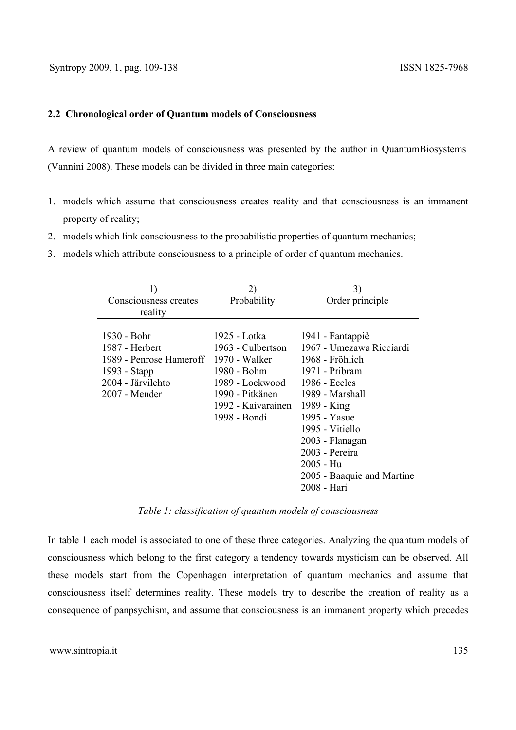### 2.2 Chronological order of Quantum models of Consciousness

A review of quantum models of consciousness was presented by the author in QuantumBiosystems (Vannini 2008). These models can be divided in three main categories:

1. models which assume that consciousness creates reality and that consciousness is an immanent property of reality;
2. models which link consciousness to the probabilistic properties of quantum mechanics;
3. models which attribute consciousness to a principle of order of quantum mechanics.

| 1) Consciousness creates reality | 2) Probability | 3) Order principle |
|---|---|---|
| 1930 - Bohr | 1925 - Lotka | 1941 - Fantappiè |
| 1987 - Herbert | 1963 - Culbertson | 1967 - Umezawa Ricciardi |
| 1989 - Penrose Hameroff | 1970 - Walker | 1968 - Fröhlich |
| 1993 - Stapp | 1980 - Bohm | 1971 - Pribram |
| 2004 - Järvilehto | 1989 - Lockwood | 1986 - Eccles |
| 2007 - Mender | 1990 - Pitkänen | 1989 - Marshall |
| | 1992 - Kaivarainen | 1989 - King |
| | 1998 - Bondi | 1995 - Yasue |
| | | 1995 - Vitiello |
| | | 2003 - Flanagan |
| | | 2003 - Pereira |
| | | 2005 - Hu |
| | | 2005 - Baaquie and Martine |
| | | 2008 - Hari |

*Table 1: classification of quantum models of consciousness*

In table 1 each model is associated to one of these three categories. Analyzing the quantum models of consciousness which belong to the first category a tendency towards mysticism can be observed. All these models start from the Copenhagen interpretation of quantum mechanics and assume that consciousness itself determines reality. These models try to describe the creation of reality as a consequence of panpsychism, and assume that consciousness is an immanent property which precedes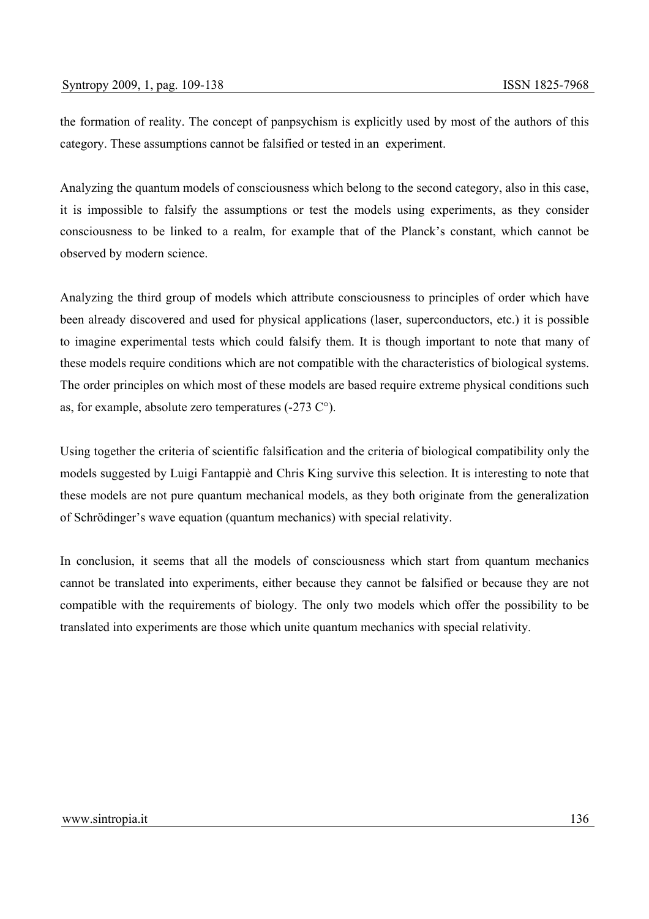the formation of reality. The concept of panpsychism is explicitly used by most of the authors of this category. These assumptions cannot be falsified or tested in an experiment.

Analyzing the quantum models of consciousness which belong to the second category, also in this case, it is impossible to falsify the assumptions or test the models using experiments, as they consider consciousness to be linked to a realm, for example that of the Planck's constant, which cannot be observed by modern science.

Analyzing the third group of models which attribute consciousness to principles of order which have been already discovered and used for physical applications (laser, superconductors, etc.) it is possible to imagine experimental tests which could falsify them. It is though important to note that many of these models require conditions which are not compatible with the characteristics of biological systems. The order principles on which most of these models are based require extreme physical conditions such as, for example, absolute zero temperatures (-273 C°).

Using together the criteria of scientific falsification and the criteria of biological compatibility only the models suggested by Luigi Fantappiè and Chris King survive this selection. It is interesting to note that these models are not pure quantum mechanical models, as they both originate from the generalization of Schrödinger's wave equation (quantum mechanics) with special relativity.

In conclusion, it seems that all the models of consciousness which start from quantum mechanics cannot be translated into experiments, either because they cannot be falsified or because they are not compatible with the requirements of biology. The only two models which offer the possibility to be translated into experiments are those which unite quantum mechanics with special relativity.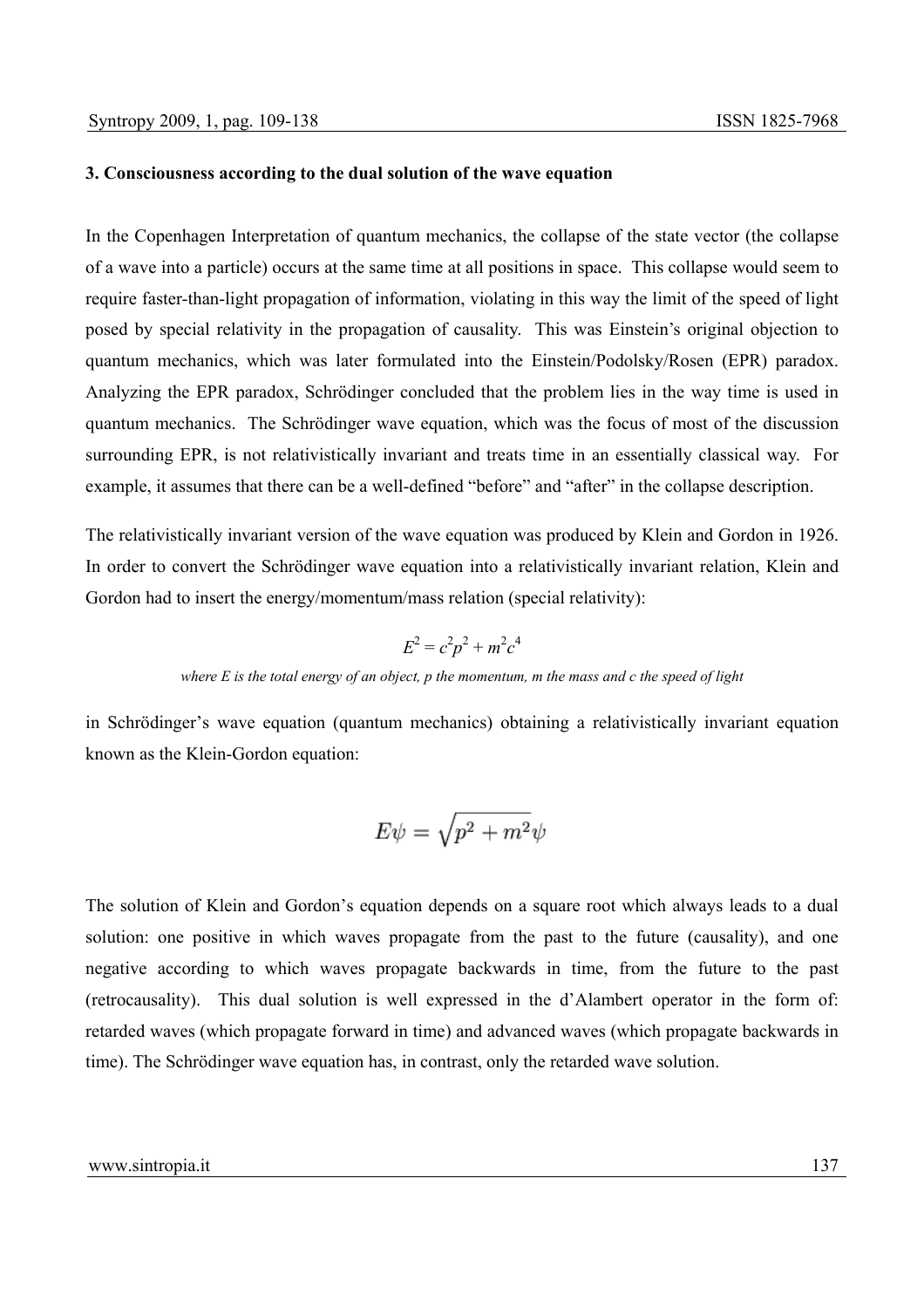**3. Consciousness according to the dual solution of the wave equation**

In the Copenhagen Interpretation of quantum mechanics, the collapse of the state vector (the collapse of a wave into a particle) occurs at the same time at all positions in space. This collapse would seem to require faster-than-light propagation of information, violating in this way the limit of the speed of light posed by special relativity in the propagation of causality. This was Einstein's original objection to quantum mechanics, which was later formulated into the Einstein/Podolsky/Rosen (EPR) paradox. Analyzing the EPR paradox, Schrödinger concluded that the problem lies in the way time is used in quantum mechanics. The Schrödinger wave equation, which was the focus of most of the discussion surrounding EPR, is not relativistically invariant and treats time in an essentially classical way. For example, it assumes that there can be a well-defined "before" and "after" in the collapse description.

The relativistically invariant version of the wave equation was produced by Klein and Gordon in 1926. In order to convert the Schrödinger wave equation into a relativistically invariant relation, Klein and Gordon had to insert the energy/momentum/mass relation (special relativity):

$$E^2 = c^2p^2 + m^2c^4$$

*where E is the total energy of an object, p the momentum, m the mass and c the speed of light*

in Schrödinger's wave equation (quantum mechanics) obtaining a relativistically invariant equation known as the Klein-Gordon equation:

$$E\psi = \sqrt{p^2 + m^2}\psi$$

The solution of Klein and Gordon's equation depends on a square root which always leads to a dual solution: one positive in which waves propagate from the past to the future (causality), and one negative according to which waves propagate backwards in time, from the future to the past (retrocausality). This dual solution is well expressed in the d'Alambert operator in the form of: retarded waves (which propagate forward in time) and advanced waves (which propagate backwards in time). The Schrödinger wave equation has, in contrast, only the retarded wave solution.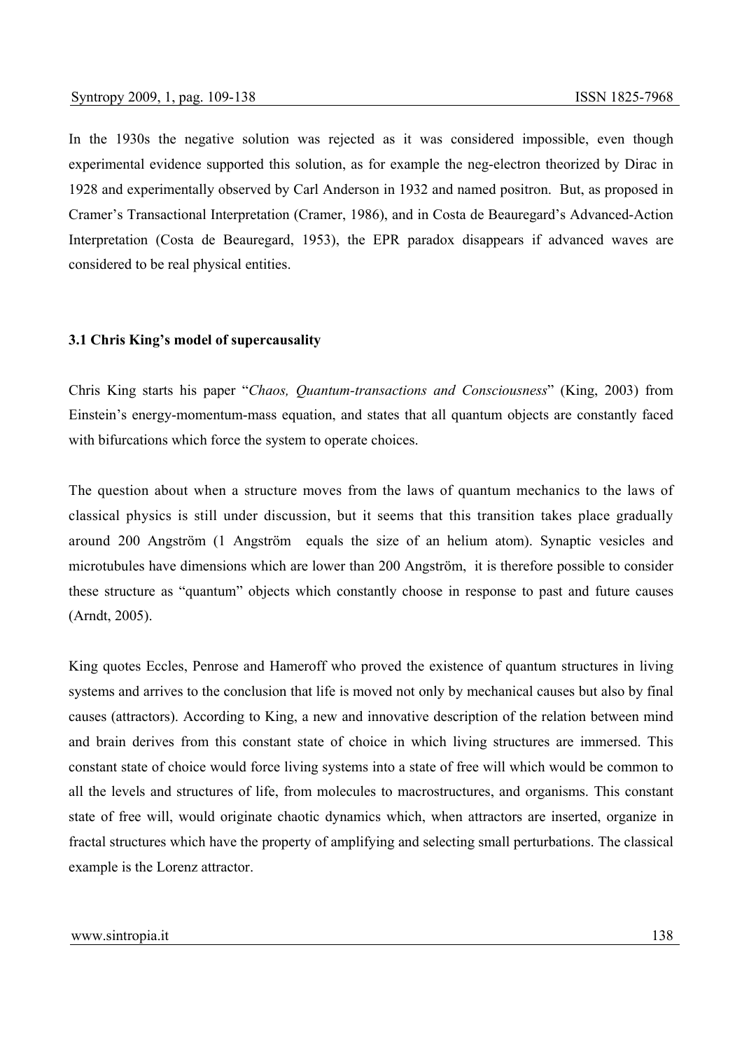In the 1930s the negative solution was rejected as it was considered impossible, even though experimental evidence supported this solution, as for example the neg-electron theorized by Dirac in 1928 and experimentally observed by Carl Anderson in 1932 and named positron. But, as proposed in Cramer's Transactional Interpretation (Cramer, 1986), and in Costa de Beauregard's Advanced-Action Interpretation (Costa de Beauregard, 1953), the EPR paradox disappears if advanced waves are considered to be real physical entities.

### 3.1 Chris King's model of supercausality

Chris King starts his paper "*Chaos, Quantum-transactions and Consciousness*" (King, 2003) from Einstein's energy-momentum-mass equation, and states that all quantum objects are constantly faced with bifurcations which force the system to operate choices.

The question about when a structure moves from the laws of quantum mechanics to the laws of classical physics is still under discussion, but it seems that this transition takes place gradually around 200 Angström (1 Angström equals the size of an helium atom). Synaptic vesicles and microtubules have dimensions which are lower than 200 Angström, it is therefore possible to consider these structure as "quantum" objects which constantly choose in response to past and future causes (Arndt, 2005).

King quotes Eccles, Penrose and Hameroff who proved the existence of quantum structures in living systems and arrives to the conclusion that life is moved not only by mechanical causes but also by final causes (attractors). According to King, a new and innovative description of the relation between mind and brain derives from this constant state of choice in which living structures are immersed. This constant state of choice would force living systems into a state of free will which would be common to all the levels and structures of life, from molecules to macrostructures, and organisms. This constant state of free will, would originate chaotic dynamics which, when attractors are inserted, organize in fractal structures which have the property of amplifying and selecting small perturbations. The classical example is the Lorenz attractor.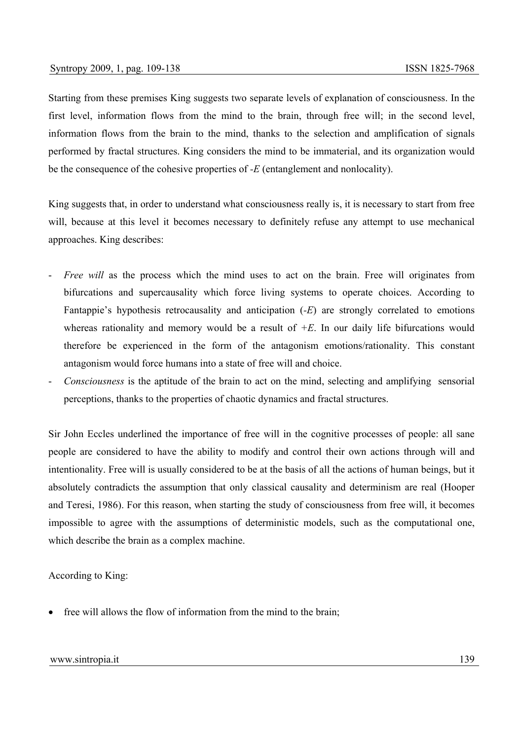Starting from these premises King suggests two separate levels of explanation of consciousness. In the first level, information flows from the mind to the brain, through free will; in the second level, information flows from the brain to the mind, thanks to the selection and amplification of signals performed by fractal structures. King considers the mind to be immaterial, and its organization would be the consequence of the cohesive properties of $-E$ (entanglement and nonlocality).

King suggests that, in order to understand what consciousness really is, it is necessary to start from free will, because at this level it becomes necessary to definitely refuse any attempt to use mechanical approaches. King describes:

- *Free will* as the process which the mind uses to act on the brain. Free will originates from bifurcations and supercausality which force living systems to operate choices. According to Fantappie's hypothesis retrocausality and anticipation ($-E$) are strongly correlated to emotions whereas rationality and memory would be a result of $+E$. In our daily life bifurcations would therefore be experienced in the form of the antagonism emotions/rationality. This constant antagonism would force humans into a state of free will and choice.
- *Consciousness* is the aptitude of the brain to act on the mind, selecting and amplifying sensorial perceptions, thanks to the properties of chaotic dynamics and fractal structures.

Sir John Eccles underlined the importance of free will in the cognitive processes of people: all sane people are considered to have the ability to modify and control their own actions through will and intentionality. Free will is usually considered to be at the basis of all the actions of human beings, but it absolutely contradicts the assumption that only classical causality and determinism are real (Hooper and Teresi, 1986). For this reason, when starting the study of consciousness from free will, it becomes impossible to agree with the assumptions of deterministic models, such as the computational one, which describe the brain as a complex machine.

According to King:

- free will allows the flow of information from the mind to the brain;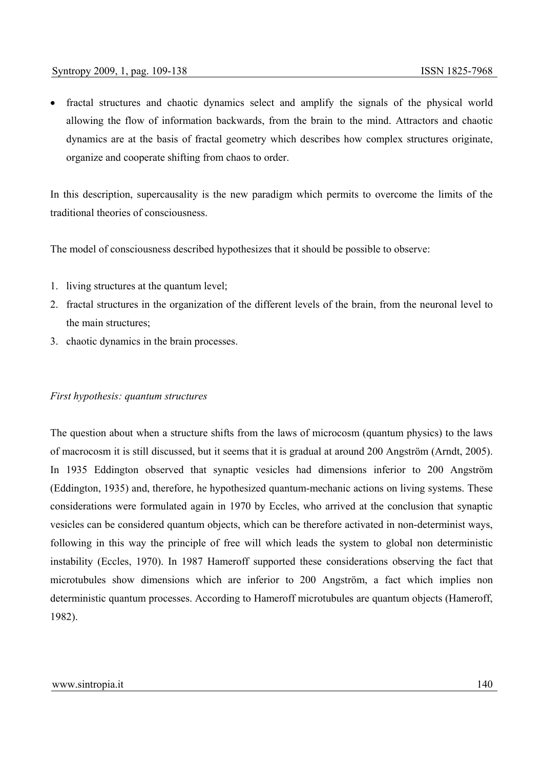- fractal structures and chaotic dynamics select and amplify the signals of the physical world allowing the flow of information backwards, from the brain to the mind. Attractors and chaotic dynamics are at the basis of fractal geometry which describes how complex structures originate, organize and cooperate shifting from chaos to order.

In this description, supercausality is the new paradigm which permits to overcome the limits of the traditional theories of consciousness.

The model of consciousness described hypothesizes that it should be possible to observe:

1. living structures at the quantum level;
2. fractal structures in the organization of the different levels of the brain, from the neuronal level to the main structures;
3. chaotic dynamics in the brain processes.

*First hypothesis: quantum structures*

The question about when a structure shifts from the laws of microcosm (quantum physics) to the laws of macrocosm it is still discussed, but it seems that it is gradual at around 200 Angström (Arndt, 2005). In 1935 Eddington observed that synaptic vesicles had dimensions inferior to 200 Angström (Eddington, 1935) and, therefore, he hypothesized quantum-mechanic actions on living systems. These considerations were formulated again in 1970 by Eccles, who arrived at the conclusion that synaptic vesicles can be considered quantum objects, which can be therefore activated in non-determinist ways, following in this way the principle of free will which leads the system to global non deterministic instability (Eccles, 1970). In 1987 Hameroff supported these considerations observing the fact that microtubules show dimensions which are inferior to 200 Angström, a fact which implies non deterministic quantum processes. According to Hameroff microtubules are quantum objects (Hameroff, 1982).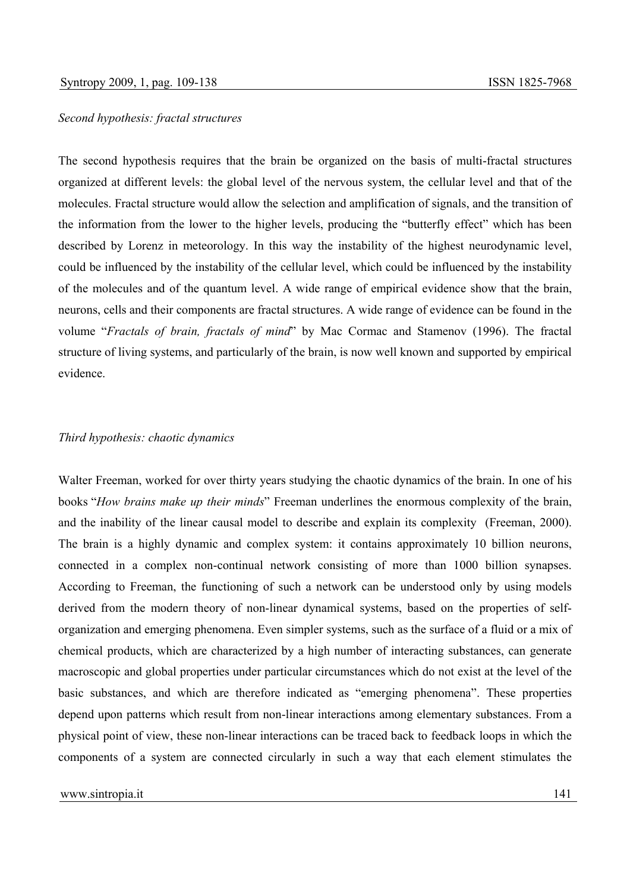*Second hypothesis: fractal structures*

The second hypothesis requires that the brain be organized on the basis of multi-fractal structures organized at different levels: the global level of the nervous system, the cellular level and that of the molecules. Fractal structure would allow the selection and amplification of signals, and the transition of the information from the lower to the higher levels, producing the "butterfly effect" which has been described by Lorenz in meteorology. In this way the instability of the highest neurodynamic level, could be influenced by the instability of the cellular level, which could be influenced by the instability of the molecules and of the quantum level. A wide range of empirical evidence show that the brain, neurons, cells and their components are fractal structures. A wide range of evidence can be found in the volume "*Fractals of brain, fractals of mind*" by Mac Cormac and Stamenov (1996). The fractal structure of living systems, and particularly of the brain, is now well known and supported by empirical evidence.

*Third hypothesis: chaotic dynamics*

Walter Freeman, worked for over thirty years studying the chaotic dynamics of the brain. In one of his books "*How brains make up their minds*" Freeman underlines the enormous complexity of the brain, and the inability of the linear causal model to describe and explain its complexity (Freeman, 2000). The brain is a highly dynamic and complex system: it contains approximately 10 billion neurons, connected in a complex non-continual network consisting of more than 1000 billion synapses. According to Freeman, the functioning of such a network can be understood only by using models derived from the modern theory of non-linear dynamical systems, based on the properties of self-organization and emerging phenomena. Even simpler systems, such as the surface of a fluid or a mix of chemical products, which are characterized by a high number of interacting substances, can generate macroscopic and global properties under particular circumstances which do not exist at the level of the basic substances, and which are therefore indicated as "emerging phenomena". These properties depend upon patterns which result from non-linear interactions among elementary substances. From a physical point of view, these non-linear interactions can be traced back to feedback loops in which the components of a system are connected circularly in such a way that each element stimulates the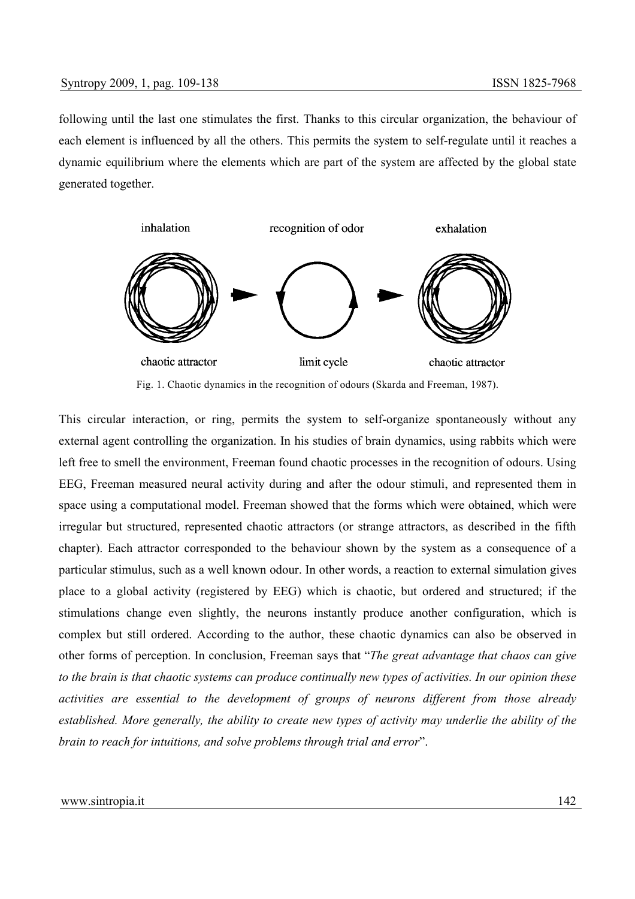following until the last one stimulates the first. Thanks to this circular organization, the behaviour of each element is influenced by all the others. This permits the system to self-regulate until it reaches a dynamic equilibrium where the elements which are part of the system are affected by the global state generated together.

Fig. 1. Chaotic dynamics in the recognition of odours (Skarda and Freeman, 1987).

This circular interaction, or ring, permits the system to self-organize spontaneously without any external agent controlling the organization. In his studies of brain dynamics, using rabbits which were left free to smell the environment, Freeman found chaotic processes in the recognition of odours. Using EEG, Freeman measured neural activity during and after the odour stimuli, and represented them in space using a computational model. Freeman showed that the forms which were obtained, which were irregular but structured, represented chaotic attractors (or strange attractors, as described in the fifth chapter). Each attractor corresponded to the behaviour shown by the system as a consequence of a particular stimulus, such as a well known odour. In other words, a reaction to external simulation gives place to a global activity (registered by EEG) which is chaotic, but ordered and structured; if the stimulations change even slightly, the neurons instantly produce another configuration, which is complex but still ordered. According to the author, these chaotic dynamics can also be observed in other forms of perception. In conclusion, Freeman says that "*The great advantage that chaos can give to the brain is that chaotic systems can produce continually new types of activities. In our opinion these activities are essential to the development of groups of neurons different from those already established. More generally, the ability to create new types of activity may underlie the ability of the brain to reach for intuitions, and solve problems through trial and error*".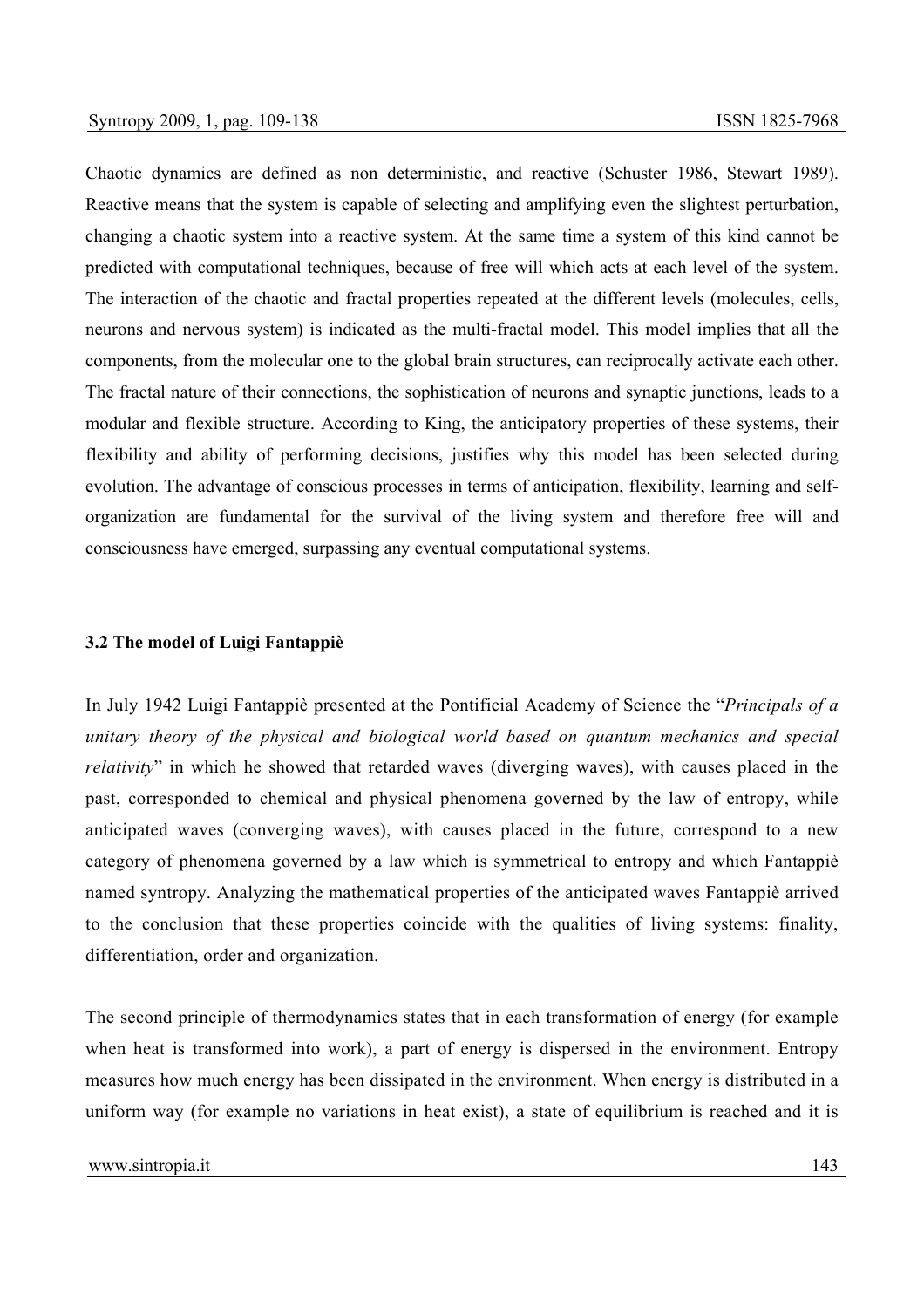Chaotic dynamics are defined as non deterministic, and reactive (Schuster 1986, Stewart 1989). Reactive means that the system is capable of selecting and amplifying even the slightest perturbation, changing a chaotic system into a reactive system. At the same time a system of this kind cannot be predicted with computational techniques, because of free will which acts at each level of the system. The interaction of the chaotic and fractal properties repeated at the different levels (molecules, cells, neurons and nervous system) is indicated as the multi-fractal model. This model implies that all the components, from the molecular one to the global brain structures, can reciprocally activate each other. The fractal nature of their connections, the sophistication of neurons and synaptic junctions, leads to a modular and flexible structure. According to King, the anticipatory properties of these systems, their flexibility and ability of performing decisions, justifies why this model has been selected during evolution. The advantage of conscious processes in terms of anticipation, flexibility, learning and self-organization are fundamental for the survival of the living system and therefore free will and consciousness have emerged, surpassing any eventual computational systems.

### 3.2 The model of Luigi Fantappiè

In July 1942 Luigi Fantappiè presented at the Pontificial Academy of Science the "*Principals of a unitary theory of the physical and biological world based on quantum mechanics and special relativity*" in which he showed that retarded waves (diverging waves), with causes placed in the past, corresponded to chemical and physical phenomena governed by the law of entropy, while anticipated waves (converging waves), with causes placed in the future, correspond to a new category of phenomena governed by a law which is symmetrical to entropy and which Fantappiè named syntropy. Analyzing the mathematical properties of the anticipated waves Fantappiè arrived to the conclusion that these properties coincide with the qualities of living systems: finality, differentiation, order and organization.

The second principle of thermodynamics states that in each transformation of energy (for example when heat is transformed into work), a part of energy is dispersed in the environment. Entropy measures how much energy has been dissipated in the environment. When energy is distributed in a uniform way (for example no variations in heat exist), a state of equilibrium is reached and it is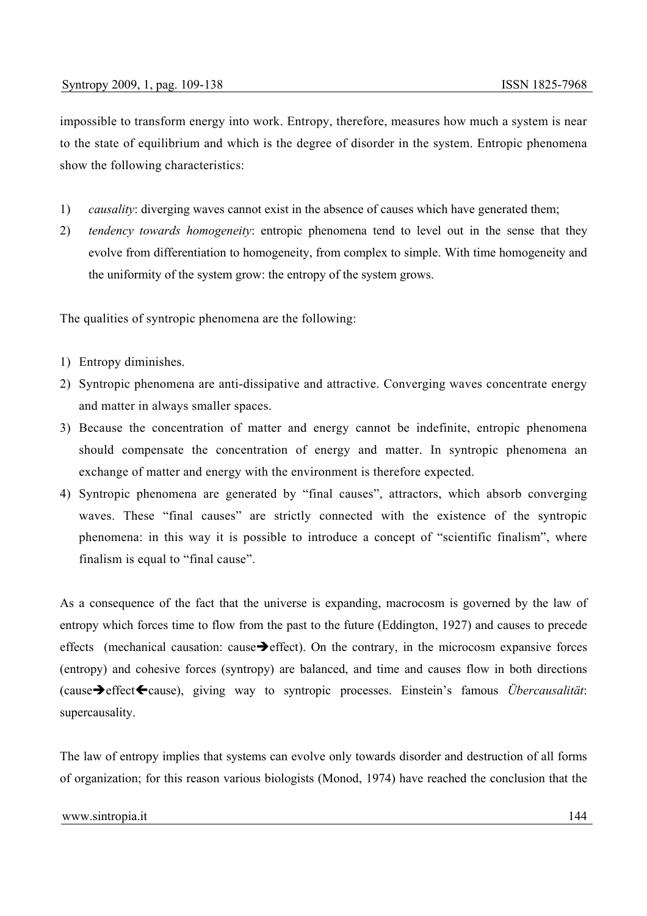impossible to transform energy into work. Entropy, therefore, measures how much a system is near to the state of equilibrium and which is the degree of disorder in the system. Entropic phenomena show the following characteristics:

1) *causality*: diverging waves cannot exist in the absence of causes which have generated them;
2) *tendency towards homogeneity*: entropic phenomena tend to level out in the sense that they evolve from differentiation to homogeneity, from complex to simple. With time homogeneity and the uniformity of the system grow: the entropy of the system grows.

The qualities of syntropic phenomena are the following:

1) Entropy diminishes.
2) Syntropic phenomena are anti-dissipative and attractive. Converging waves concentrate energy and matter in always smaller spaces.
3) Because the concentration of matter and energy cannot be indefinite, entropic phenomena should compensate the concentration of energy and matter. In syntropic phenomena an exchange of matter and energy with the environment is therefore expected.
4) Syntropic phenomena are generated by "final causes", attractors, which absorb converging waves. These "final causes" are strictly connected with the existence of the syntropic phenomena: in this way it is possible to introduce a concept of "scientific finalism", where finalism is equal to "final cause".

As a consequence of the fact that the universe is expanding, macrocosm is governed by the law of entropy which forces time to flow from the past to the future (Eddington, 1927) and causes to precede effects (mechanical causation: cause➔effect). On the contrary, in the microcosm expansive forces (entropy) and cohesive forces (syntropy) are balanced, and time and causes flow in both directions (cause➔effect🡐cause), giving way to syntropic processes. Einstein's famous *Übercausalität*: supercausality.

The law of entropy implies that systems can evolve only towards disorder and destruction of all forms of organization; for this reason various biologists (Monod, 1974) have reached the conclusion that the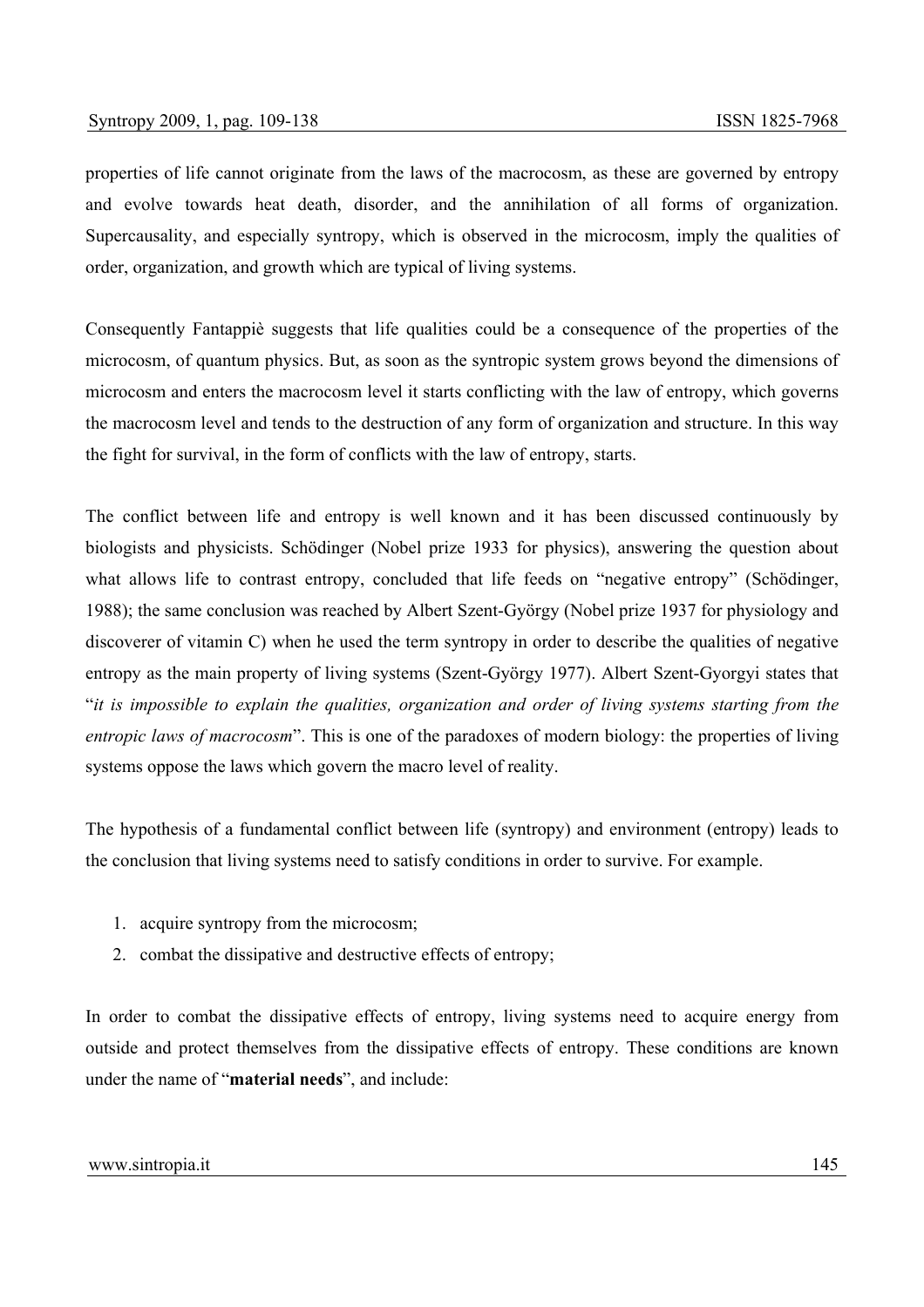properties of life cannot originate from the laws of the macrocosm, as these are governed by entropy and evolve towards heat death, disorder, and the annihilation of all forms of organization. Supercausality, and especially syntropy, which is observed in the microcosm, imply the qualities of order, organization, and growth which are typical of living systems.

Consequently Fantappiè suggests that life qualities could be a consequence of the properties of the microcosm, of quantum physics. But, as soon as the syntropic system grows beyond the dimensions of microcosm and enters the macrocosm level it starts conflicting with the law of entropy, which governs the macrocosm level and tends to the destruction of any form of organization and structure. In this way the fight for survival, in the form of conflicts with the law of entropy, starts.

The conflict between life and entropy is well known and it has been discussed continuously by biologists and physicists. Schödinger (Nobel prize 1933 for physics), answering the question about what allows life to contrast entropy, concluded that life feeds on "negative entropy" (Schödinger, 1988); the same conclusion was reached by Albert Szent-György (Nobel prize 1937 for physiology and discoverer of vitamin C) when he used the term syntropy in order to describe the qualities of negative entropy as the main property of living systems (Szent-György 1977). Albert Szent-Gyorgyi states that "*it is impossible to explain the qualities, organization and order of living systems starting from the entropic laws of macrocosm*". This is one of the paradoxes of modern biology: the properties of living systems oppose the laws which govern the macro level of reality.

The hypothesis of a fundamental conflict between life (syntropy) and environment (entropy) leads to the conclusion that living systems need to satisfy conditions in order to survive. For example.

1. acquire syntropy from the microcosm;
2. combat the dissipative and destructive effects of entropy;

In order to combat the dissipative effects of entropy, living systems need to acquire energy from outside and protect themselves from the dissipative effects of entropy. These conditions are known under the name of "**material needs**", and include: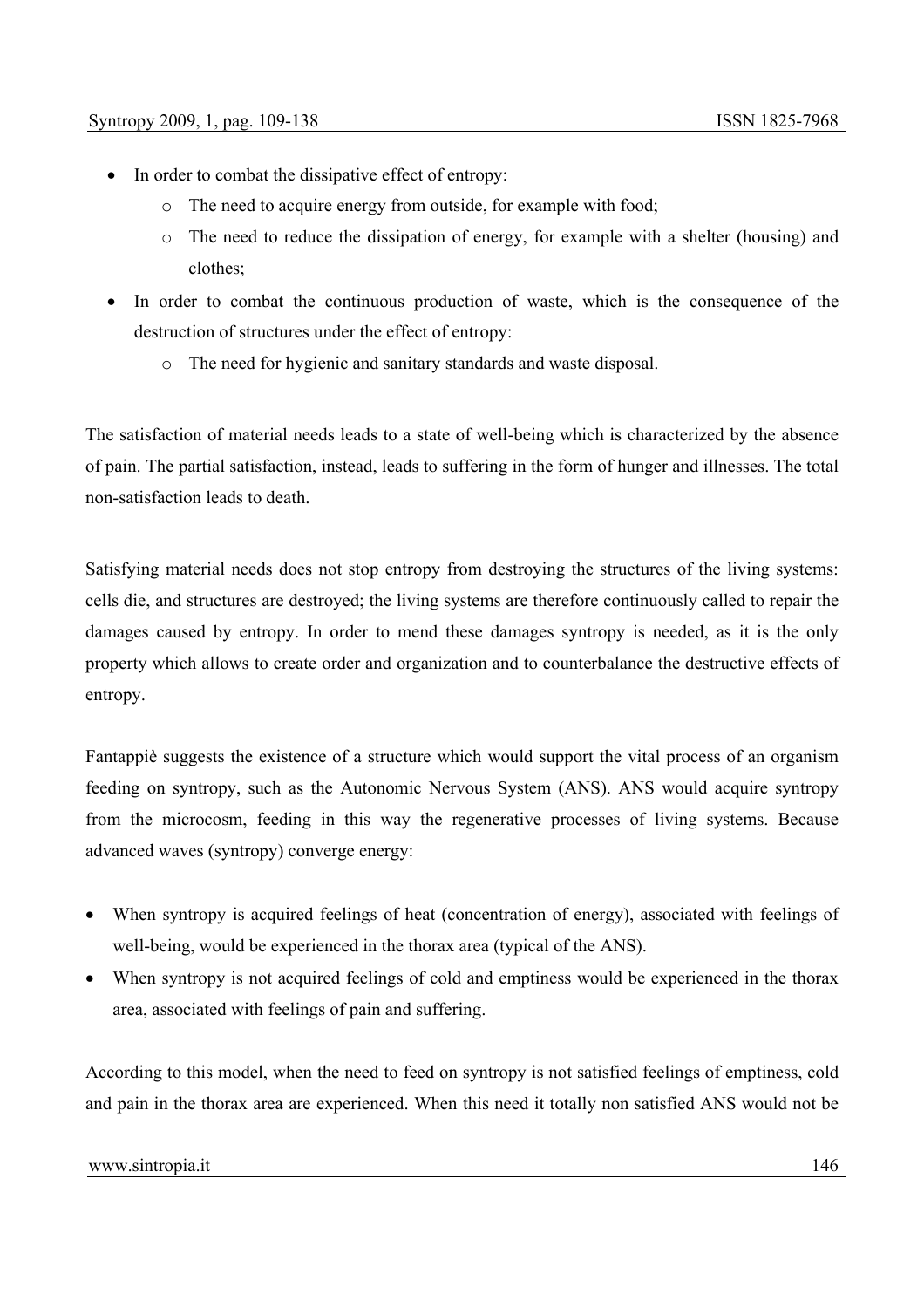- In order to combat the dissipative effect of entropy:
  - The need to acquire energy from outside, for example with food;
  - The need to reduce the dissipation of energy, for example with a shelter (housing) and clothes;
- In order to combat the continuous production of waste, which is the consequence of the destruction of structures under the effect of entropy:
  - The need for hygienic and sanitary standards and waste disposal.

The satisfaction of material needs leads to a state of well-being which is characterized by the absence of pain. The partial satisfaction, instead, leads to suffering in the form of hunger and illnesses. The total non-satisfaction leads to death.

Satisfying material needs does not stop entropy from destroying the structures of the living systems: cells die, and structures are destroyed; the living systems are therefore continuously called to repair the damages caused by entropy. In order to mend these damages syntropy is needed, as it is the only property which allows to create order and organization and to counterbalance the destructive effects of entropy.

Fantappiè suggests the existence of a structure which would support the vital process of an organism feeding on syntropy, such as the Autonomic Nervous System (ANS). ANS would acquire syntropy from the microcosm, feeding in this way the regenerative processes of living systems. Because advanced waves (syntropy) converge energy:

- When syntropy is acquired feelings of heat (concentration of energy), associated with feelings of well-being, would be experienced in the thorax area (typical of the ANS).
- When syntropy is not acquired feelings of cold and emptiness would be experienced in the thorax area, associated with feelings of pain and suffering.

According to this model, when the need to feed on syntropy is not satisfied feelings of emptiness, cold and pain in the thorax area are experienced. When this need it totally non satisfied ANS would not be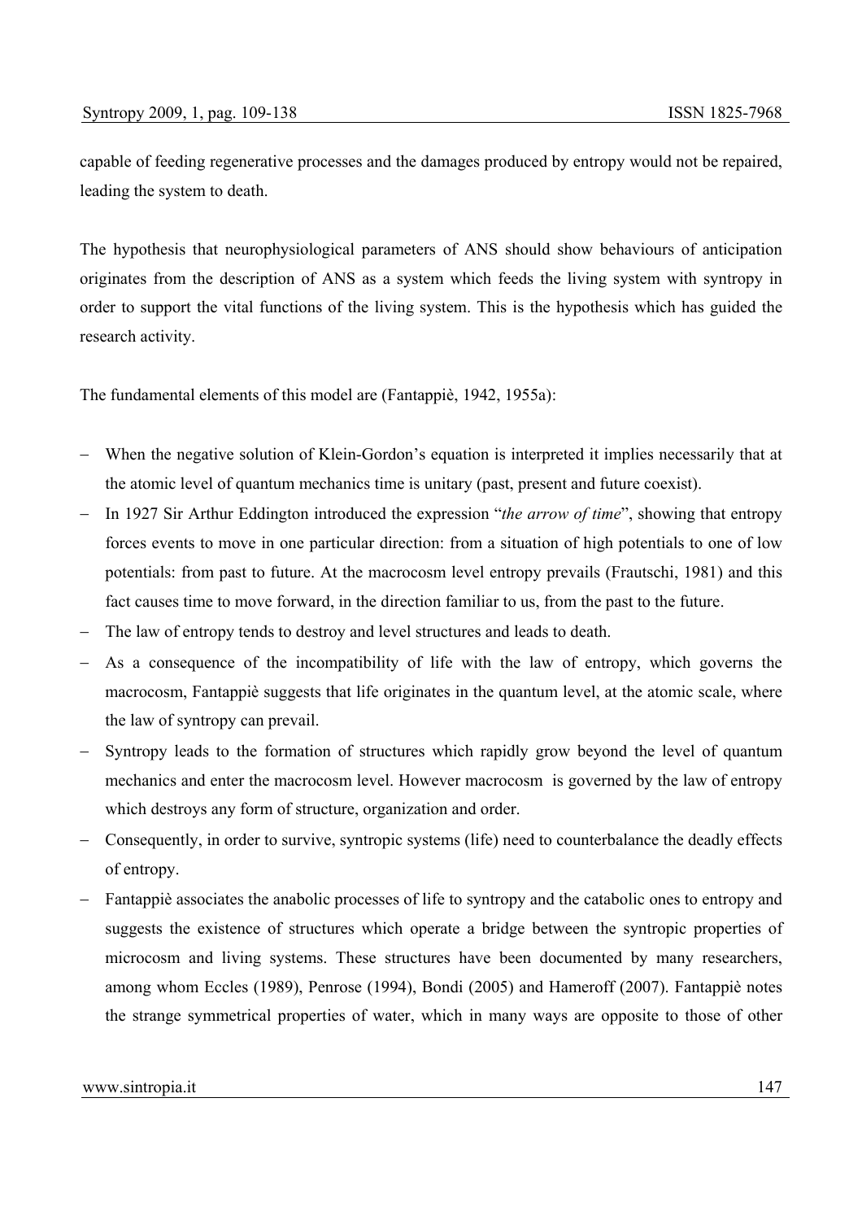capable of feeding regenerative processes and the damages produced by entropy would not be repaired, leading the system to death.

The hypothesis that neurophysiological parameters of ANS should show behaviours of anticipation originates from the description of ANS as a system which feeds the living system with syntropy in order to support the vital functions of the living system. This is the hypothesis which has guided the research activity.

The fundamental elements of this model are (Fantappiè, 1942, 1955a):

- When the negative solution of Klein-Gordon's equation is interpreted it implies necessarily that at the atomic level of quantum mechanics time is unitary (past, present and future coexist).
- In 1927 Sir Arthur Eddington introduced the expression "*the arrow of time*", showing that entropy forces events to move in one particular direction: from a situation of high potentials to one of low potentials: from past to future. At the macrocosm level entropy prevails (Frautschi, 1981) and this fact causes time to move forward, in the direction familiar to us, from the past to the future.
- The law of entropy tends to destroy and level structures and leads to death.
- As a consequence of the incompatibility of life with the law of entropy, which governs the macrocosm, Fantappiè suggests that life originates in the quantum level, at the atomic scale, where the law of syntropy can prevail.
- Syntropy leads to the formation of structures which rapidly grow beyond the level of quantum mechanics and enter the macrocosm level. However macrocosm is governed by the law of entropy which destroys any form of structure, organization and order.
- Consequently, in order to survive, syntropic systems (life) need to counterbalance the deadly effects of entropy.
- Fantappiè associates the anabolic processes of life to syntropy and the catabolic ones to entropy and suggests the existence of structures which operate a bridge between the syntropic properties of microcosm and living systems. These structures have been documented by many researchers, among whom Eccles (1989), Penrose (1994), Bondi (2005) and Hameroff (2007). Fantappiè notes the strange symmetrical properties of water, which in many ways are opposite to those of other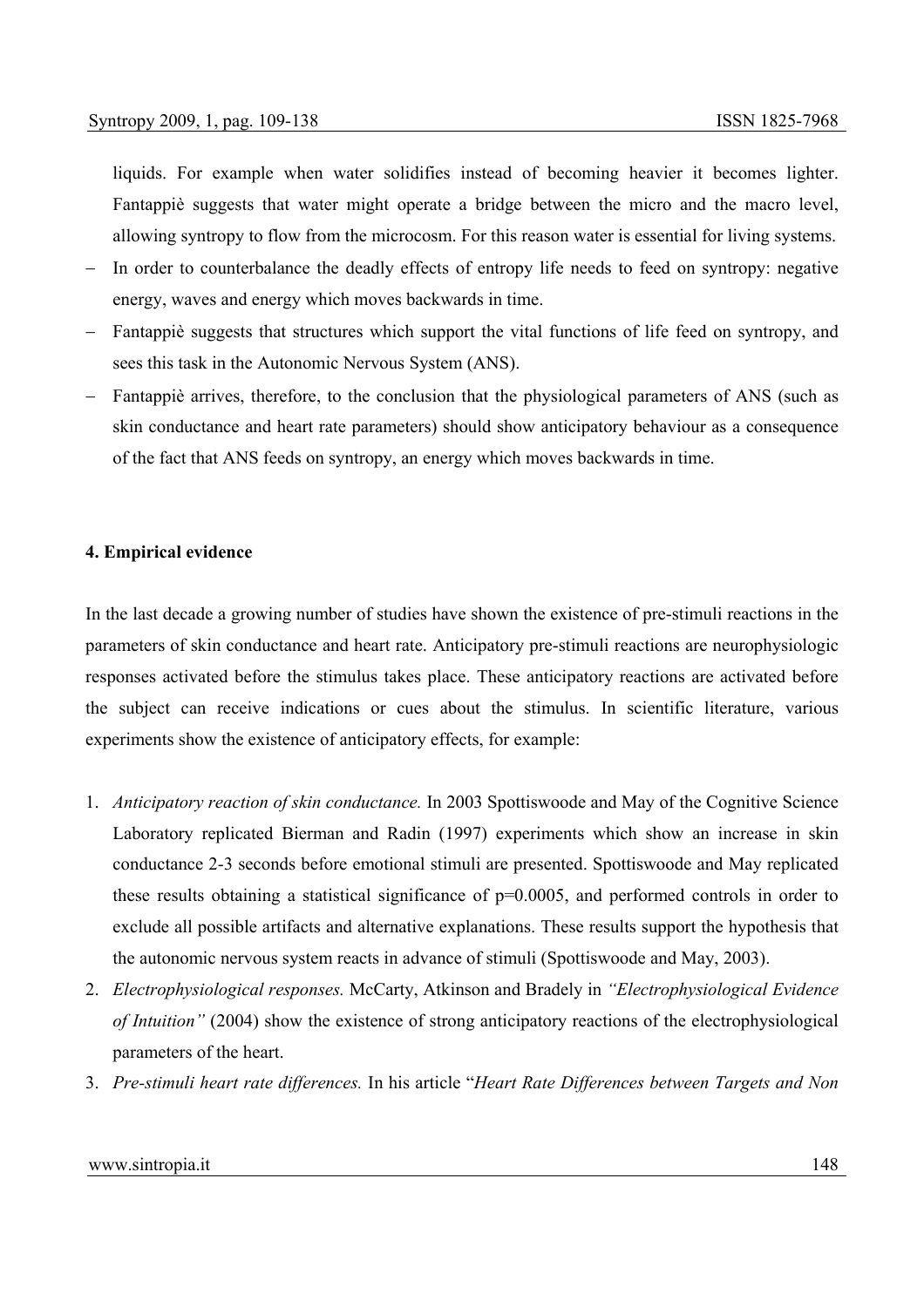liquids. For example when water solidifies instead of becoming heavier it becomes lighter. Fantappiè suggests that water might operate a bridge between the micro and the macro level, allowing syntropy to flow from the microcosm. For this reason water is essential for living systems.

- In order to counterbalance the deadly effects of entropy life needs to feed on syntropy: negative energy, waves and energy which moves backwards in time.
- Fantappiè suggests that structures which support the vital functions of life feed on syntropy, and sees this task in the Autonomic Nervous System (ANS).
- Fantappiè arrives, therefore, to the conclusion that the physiological parameters of ANS (such as skin conductance and heart rate parameters) should show anticipatory behaviour as a consequence of the fact that ANS feeds on syntropy, an energy which moves backwards in time.

**4. Empirical evidence**

In the last decade a growing number of studies have shown the existence of pre-stimuli reactions in the parameters of skin conductance and heart rate. Anticipatory pre-stimuli reactions are neurophysiologic responses activated before the stimulus takes place. These anticipatory reactions are activated before the subject can receive indications or cues about the stimulus. In scientific literature, various experiments show the existence of anticipatory effects, for example:

1. *Anticipatory reaction of skin conductance.* In 2003 Spottiswoode and May of the Cognitive Science Laboratory replicated Bierman and Radin (1997) experiments which show an increase in skin conductance 2-3 seconds before emotional stimuli are presented. Spottiswoode and May replicated these results obtaining a statistical significance of $p=0.0005$, and performed controls in order to exclude all possible artifacts and alternative explanations. These results support the hypothesis that the autonomic nervous system reacts in advance of stimuli (Spottiswoode and May, 2003).
2. *Electrophysiological responses.* McCarty, Atkinson and Bradely in *"Electrophysiological Evidence of Intuition"* (2004) show the existence of strong anticipatory reactions of the electrophysiological parameters of the heart.
3. *Pre-stimuli heart rate differences.* In his article "*Heart Rate Differences between Targets and Non*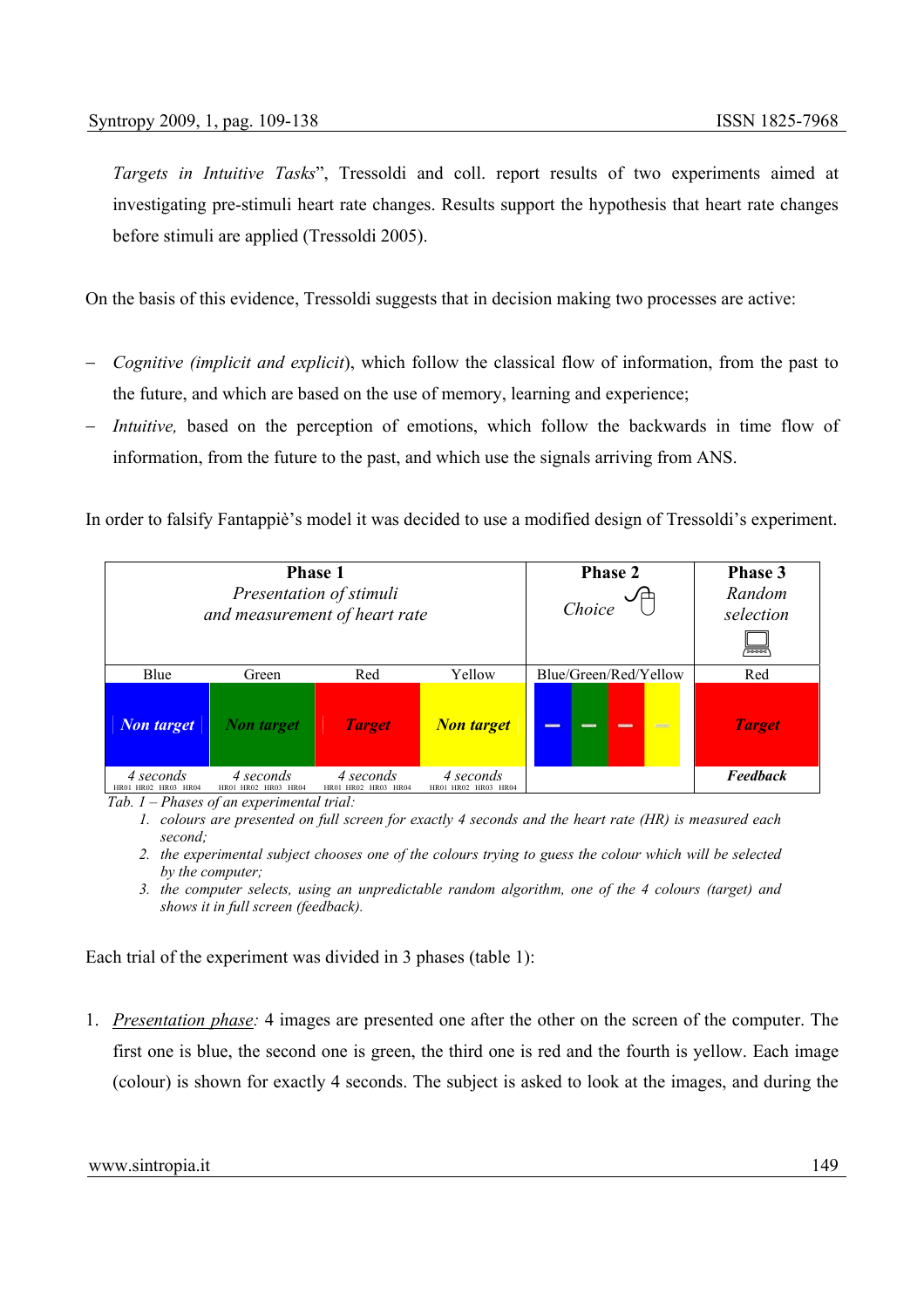*Targets in Intuitive Tasks*", Tressoldi and coll. report results of two experiments aimed at investigating pre-stimuli heart rate changes. Results support the hypothesis that heart rate changes before stimuli are applied (Tressoldi 2005).

On the basis of this evidence, Tressoldi suggests that in decision making two processes are active:

- *Cognitive (implicit and explicit)*, which follow the classical flow of information, from the past to the future, and which are based on the use of memory, learning and experience;
- *Intuitive,* based on the perception of emotions, which follow the backwards in time flow of information, from the future to the past, and which use the signals arriving from ANS.

In order to falsify Fantappiè's model it was decided to use a modified design of Tressoldi's experiment.

| **Phase 1** *Presentation of stimuli and measurement of heart rate* | | | | **Phase 2** *Choice* | **Phase 3** *Random selection* |
|---|---|---|---|---|---|
| Blue | Green | Red | Yellow | Blue/Green/Red/Yellow | Red |
| *Non target* | *Non target* | *Target* | *Non target* | – – – – | *Target* |
| *4 seconds* HR01 HR02 HR03 HR04 | *4 seconds* HR01 HR02 HR03 HR04 | *4 seconds* HR01 HR02 HR03 HR04 | *4 seconds* HR01 HR02 HR03 HR04 | | ***Feedback*** |

*Tab. 1 – Phases of an experimental trial:*

1. *colours are presented on full screen for exactly 4 seconds and the heart rate (HR) is measured each second;*
2. *the experimental subject chooses one of the colours trying to guess the colour which will be selected by the computer;*
3. *the computer selects, using an unpredictable random algorithm, one of the 4 colours (target) and shows it in full screen (feedback).*

Each trial of the experiment was divided in 3 phases (table 1):

1. *Presentation phase:* 4 images are presented one after the other on the screen of the computer. The first one is blue, the second one is green, the third one is red and the fourth is yellow. Each image (colour) is shown for exactly 4 seconds. The subject is asked to look at the images, and during the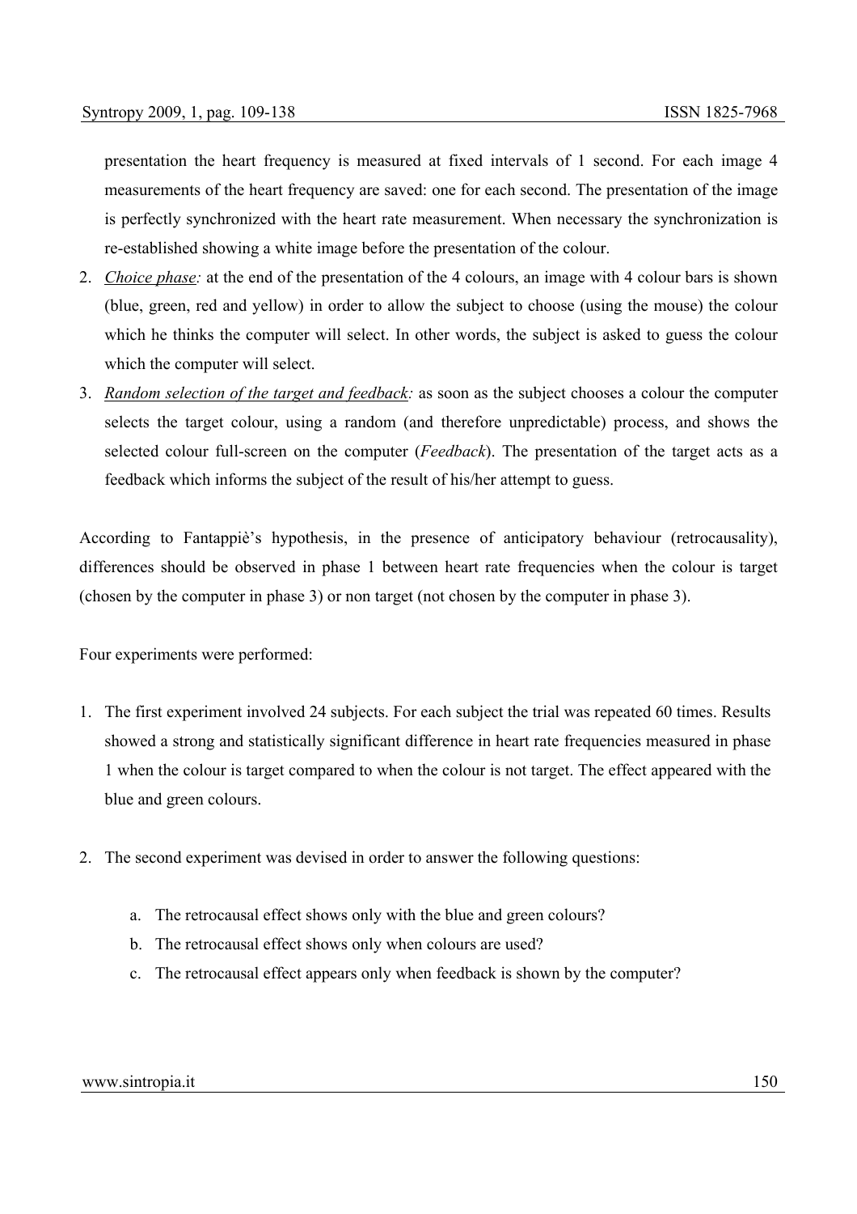presentation the heart frequency is measured at fixed intervals of 1 second. For each image 4 measurements of the heart frequency are saved: one for each second. The presentation of the image is perfectly synchronized with the heart rate measurement. When necessary the synchronization is re-established showing a white image before the presentation of the colour.

2. *Choice phase:* at the end of the presentation of the 4 colours, an image with 4 colour bars is shown (blue, green, red and yellow) in order to allow the subject to choose (using the mouse) the colour which he thinks the computer will select. In other words, the subject is asked to guess the colour which the computer will select.
3. *Random selection of the target and feedback:* as soon as the subject chooses a colour the computer selects the target colour, using a random (and therefore unpredictable) process, and shows the selected colour full-screen on the computer (*Feedback*). The presentation of the target acts as a feedback which informs the subject of the result of his/her attempt to guess.

According to Fantappiè's hypothesis, in the presence of anticipatory behaviour (retrocausality), differences should be observed in phase 1 between heart rate frequencies when the colour is target (chosen by the computer in phase 3) or non target (not chosen by the computer in phase 3).

Four experiments were performed:

1. The first experiment involved 24 subjects. For each subject the trial was repeated 60 times. Results showed a strong and statistically significant difference in heart rate frequencies measured in phase 1 when the colour is target compared to when the colour is not target. The effect appeared with the blue and green colours.

2. The second experiment was devised in order to answer the following questions:

   a. The retrocausal effect shows only with the blue and green colours?
   b. The retrocausal effect shows only when colours are used?
   c. The retrocausal effect appears only when feedback is shown by the computer?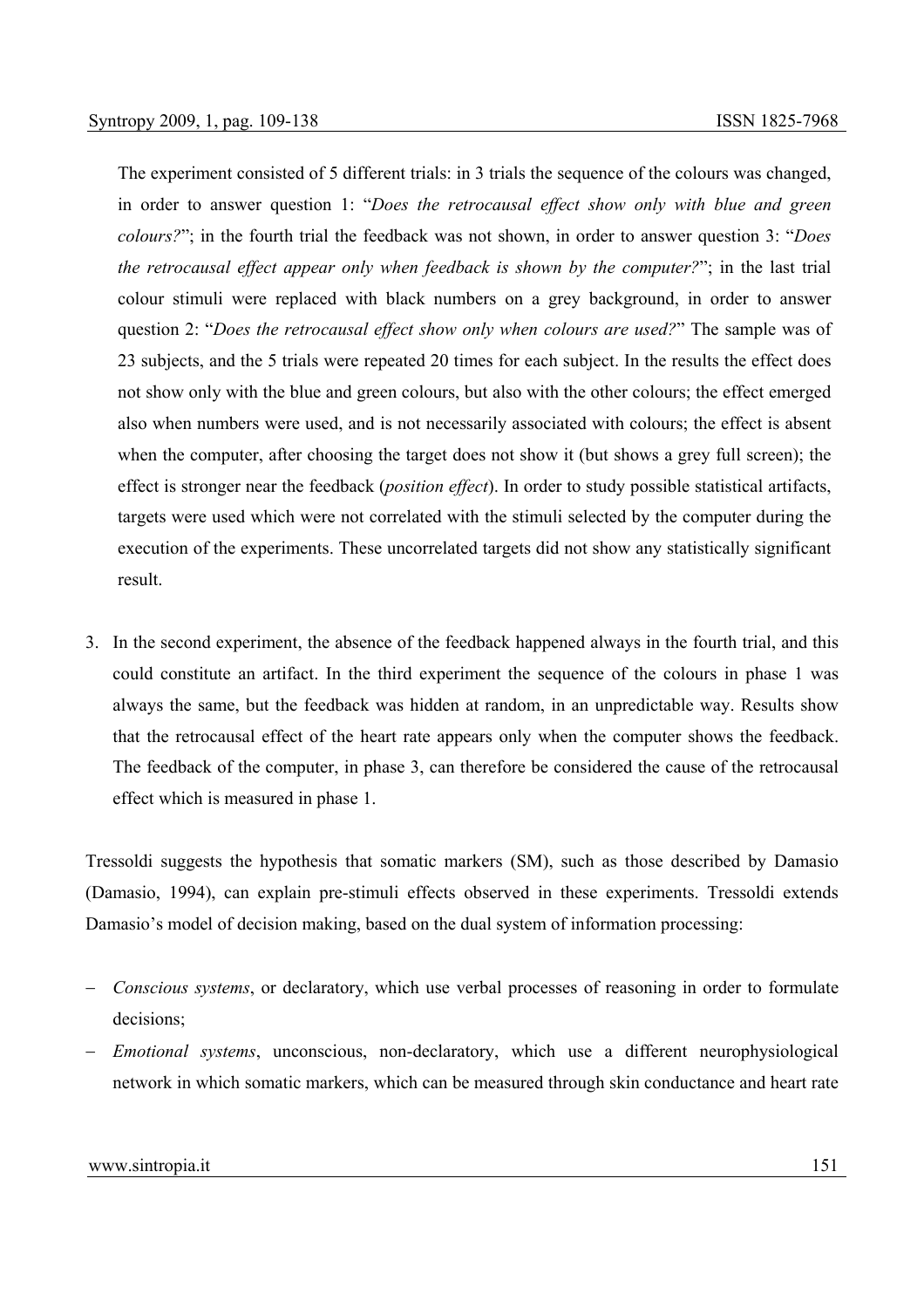The experiment consisted of 5 different trials: in 3 trials the sequence of the colours was changed, in order to answer question 1: "*Does the retrocausal effect show only with blue and green colours?*"; in the fourth trial the feedback was not shown, in order to answer question 3: "*Does the retrocausal effect appear only when feedback is shown by the computer?*"; in the last trial colour stimuli were replaced with black numbers on a grey background, in order to answer question 2: "*Does the retrocausal effect show only when colours are used?*" The sample was of 23 subjects, and the 5 trials were repeated 20 times for each subject. In the results the effect does not show only with the blue and green colours, but also with the other colours; the effect emerged also when numbers were used, and is not necessarily associated with colours; the effect is absent when the computer, after choosing the target does not show it (but shows a grey full screen); the effect is stronger near the feedback (*position effect*). In order to study possible statistical artifacts, targets were used which were not correlated with the stimuli selected by the computer during the execution of the experiments. These uncorrelated targets did not show any statistically significant result.

3. In the second experiment, the absence of the feedback happened always in the fourth trial, and this could constitute an artifact. In the third experiment the sequence of the colours in phase 1 was always the same, but the feedback was hidden at random, in an unpredictable way. Results show that the retrocausal effect of the heart rate appears only when the computer shows the feedback. The feedback of the computer, in phase 3, can therefore be considered the cause of the retrocausal effect which is measured in phase 1.

Tressoldi suggests the hypothesis that somatic markers (SM), such as those described by Damasio (Damasio, 1994), can explain pre-stimuli effects observed in these experiments. Tressoldi extends Damasio's model of decision making, based on the dual system of information processing:

- *Conscious systems*, or declaratory, which use verbal processes of reasoning in order to formulate decisions;
- *Emotional systems*, unconscious, non-declaratory, which use a different neurophysiological network in which somatic markers, which can be measured through skin conductance and heart rate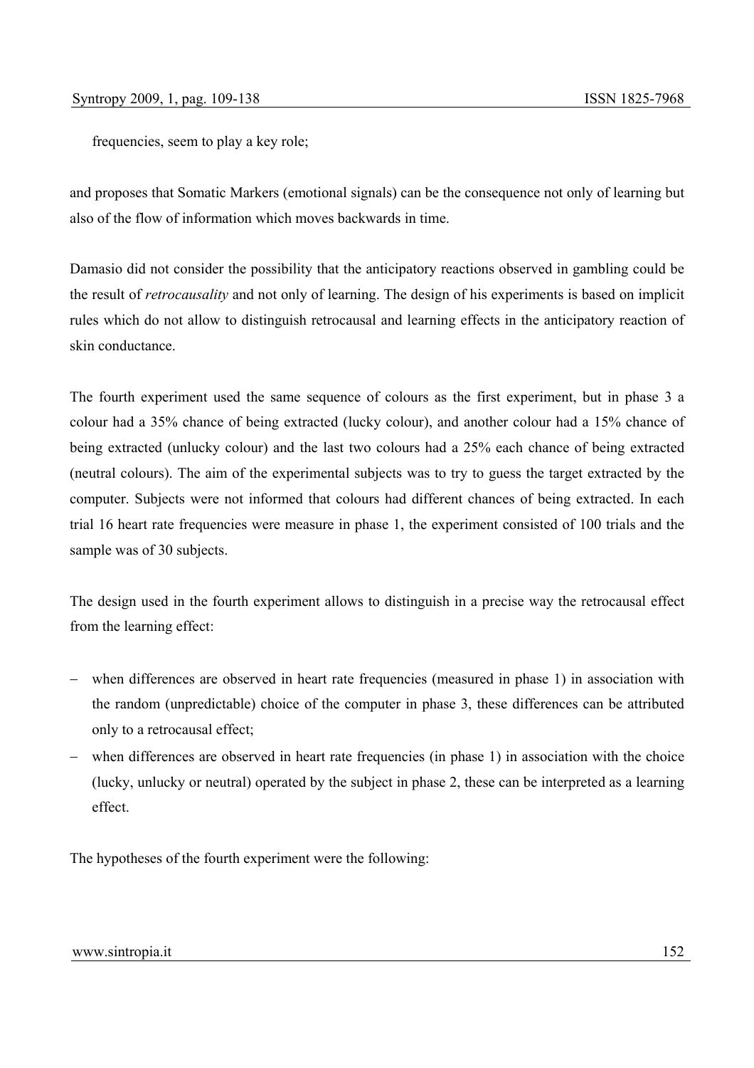frequencies, seem to play a key role;

and proposes that Somatic Markers (emotional signals) can be the consequence not only of learning but also of the flow of information which moves backwards in time.

Damasio did not consider the possibility that the anticipatory reactions observed in gambling could be the result of *retrocausality* and not only of learning. The design of his experiments is based on implicit rules which do not allow to distinguish retrocausal and learning effects in the anticipatory reaction of skin conductance.

The fourth experiment used the same sequence of colours as the first experiment, but in phase 3 a colour had a 35% chance of being extracted (lucky colour), and another colour had a 15% chance of being extracted (unlucky colour) and the last two colours had a 25% each chance of being extracted (neutral colours). The aim of the experimental subjects was to try to guess the target extracted by the computer. Subjects were not informed that colours had different chances of being extracted. In each trial 16 heart rate frequencies were measure in phase 1, the experiment consisted of 100 trials and the sample was of 30 subjects.

The design used in the fourth experiment allows to distinguish in a precise way the retrocausal effect from the learning effect:

- when differences are observed in heart rate frequencies (measured in phase 1) in association with the random (unpredictable) choice of the computer in phase 3, these differences can be attributed only to a retrocausal effect;
- when differences are observed in heart rate frequencies (in phase 1) in association with the choice (lucky, unlucky or neutral) operated by the subject in phase 2, these can be interpreted as a learning effect.

The hypotheses of the fourth experiment were the following: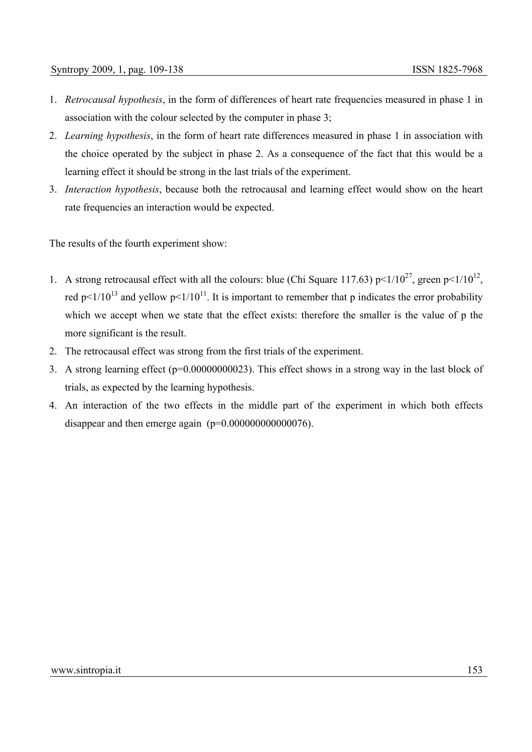1. *Retrocausal hypothesis*, in the form of differences of heart rate frequencies measured in phase 1 in association with the colour selected by the computer in phase 3;
2. *Learning hypothesis*, in the form of heart rate differences measured in phase 1 in association with the choice operated by the subject in phase 2. As a consequence of the fact that this would be a learning effect it should be strong in the last trials of the experiment.
3. *Interaction hypothesis*, because both the retrocausal and learning effect would show on the heart rate frequencies an interaction would be expected.

The results of the fourth experiment show:

1. A strong retrocausal effect with all the colours: blue (Chi Square 117.63) $p<1/10^{27}$, green $p<1/10^{12}$, red $p<1/10^{13}$ and yellow $p<1/10^{11}$. It is important to remember that p indicates the error probability which we accept when we state that the effect exists: therefore the smaller is the value of p the more significant is the result.
2. The retrocausal effect was strong from the first trials of the experiment.
3. A strong learning effect ($p=0.00000000023$). This effect shows in a strong way in the last block of trials, as expected by the learning hypothesis.
4. An interaction of the two effects in the middle part of the experiment in which both effects disappear and then emerge again ($p=0.000000000000076$).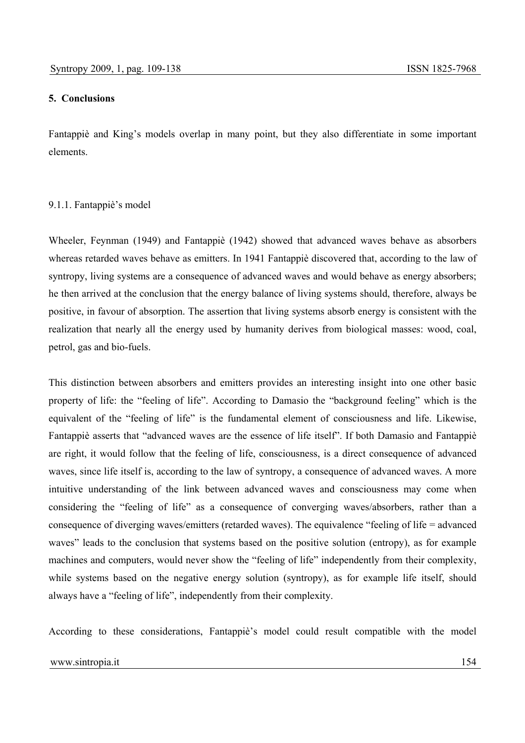## 5. Conclusions

Fantappiè and King's models overlap in many point, but they also differentiate in some important elements.

### 9.1.1. Fantappiè's model

Wheeler, Feynman (1949) and Fantappiè (1942) showed that advanced waves behave as absorbers whereas retarded waves behave as emitters. In 1941 Fantappiè discovered that, according to the law of syntropy, living systems are a consequence of advanced waves and would behave as energy absorbers; he then arrived at the conclusion that the energy balance of living systems should, therefore, always be positive, in favour of absorption. The assertion that living systems absorb energy is consistent with the realization that nearly all the energy used by humanity derives from biological masses: wood, coal, petrol, gas and bio-fuels.

This distinction between absorbers and emitters provides an interesting insight into one other basic property of life: the "feeling of life". According to Damasio the "background feeling" which is the equivalent of the "feeling of life" is the fundamental element of consciousness and life. Likewise, Fantappiè asserts that "advanced waves are the essence of life itself". If both Damasio and Fantappiè are right, it would follow that the feeling of life, consciousness, is a direct consequence of advanced waves, since life itself is, according to the law of syntropy, a consequence of advanced waves. A more intuitive understanding of the link between advanced waves and consciousness may come when considering the "feeling of life" as a consequence of converging waves/absorbers, rather than a consequence of diverging waves/emitters (retarded waves). The equivalence "feeling of life = advanced waves" leads to the conclusion that systems based on the positive solution (entropy), as for example machines and computers, would never show the "feeling of life" independently from their complexity, while systems based on the negative energy solution (syntropy), as for example life itself, should always have a "feeling of life", independently from their complexity.

According to these considerations, Fantappiè's model could result compatible with the model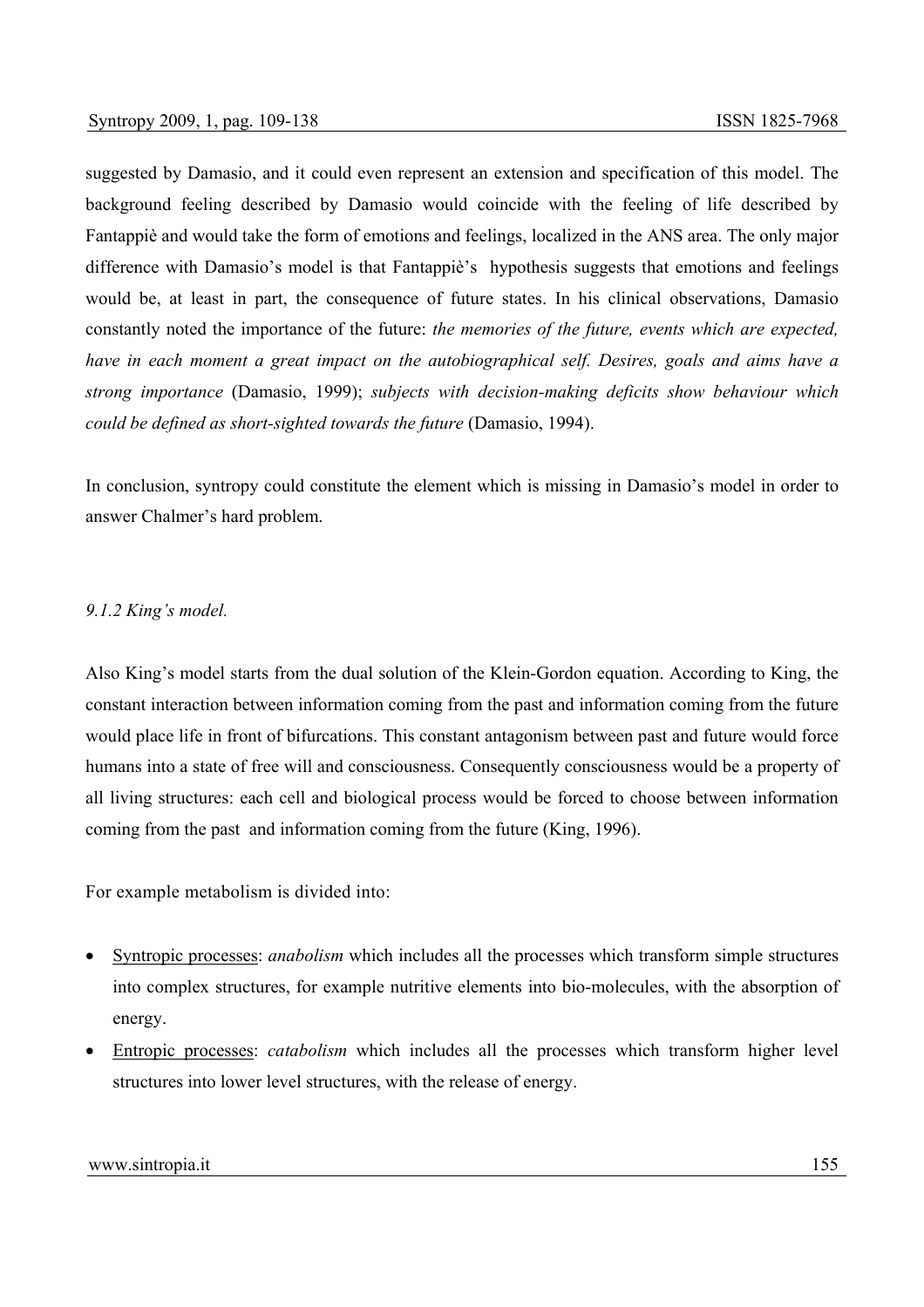suggested by Damasio, and it could even represent an extension and specification of this model. The background feeling described by Damasio would coincide with the feeling of life described by Fantappiè and would take the form of emotions and feelings, localized in the ANS area. The only major difference with Damasio's model is that Fantappiè's hypothesis suggests that emotions and feelings would be, at least in part, the consequence of future states. In his clinical observations, Damasio constantly noted the importance of the future: *the memories of the future, events which are expected, have in each moment a great impact on the autobiographical self. Desires, goals and aims have a strong importance* (Damasio, 1999); *subjects with decision-making deficits show behaviour which could be defined as short-sighted towards the future* (Damasio, 1994).

In conclusion, syntropy could constitute the element which is missing in Damasio's model in order to answer Chalmer's hard problem.

### *9.1.2 King's model.*

Also King's model starts from the dual solution of the Klein-Gordon equation. According to King, the constant interaction between information coming from the past and information coming from the future would place life in front of bifurcations. This constant antagonism between past and future would force humans into a state of free will and consciousness. Consequently consciousness would be a property of all living structures: each cell and biological process would be forced to choose between information coming from the past and information coming from the future (King, 1996).

For example metabolism is divided into:

- Syntropic processes: *anabolism* which includes all the processes which transform simple structures into complex structures, for example nutritive elements into bio-molecules, with the absorption of energy.
- Entropic processes: *catabolism* which includes all the processes which transform higher level structures into lower level structures, with the release of energy.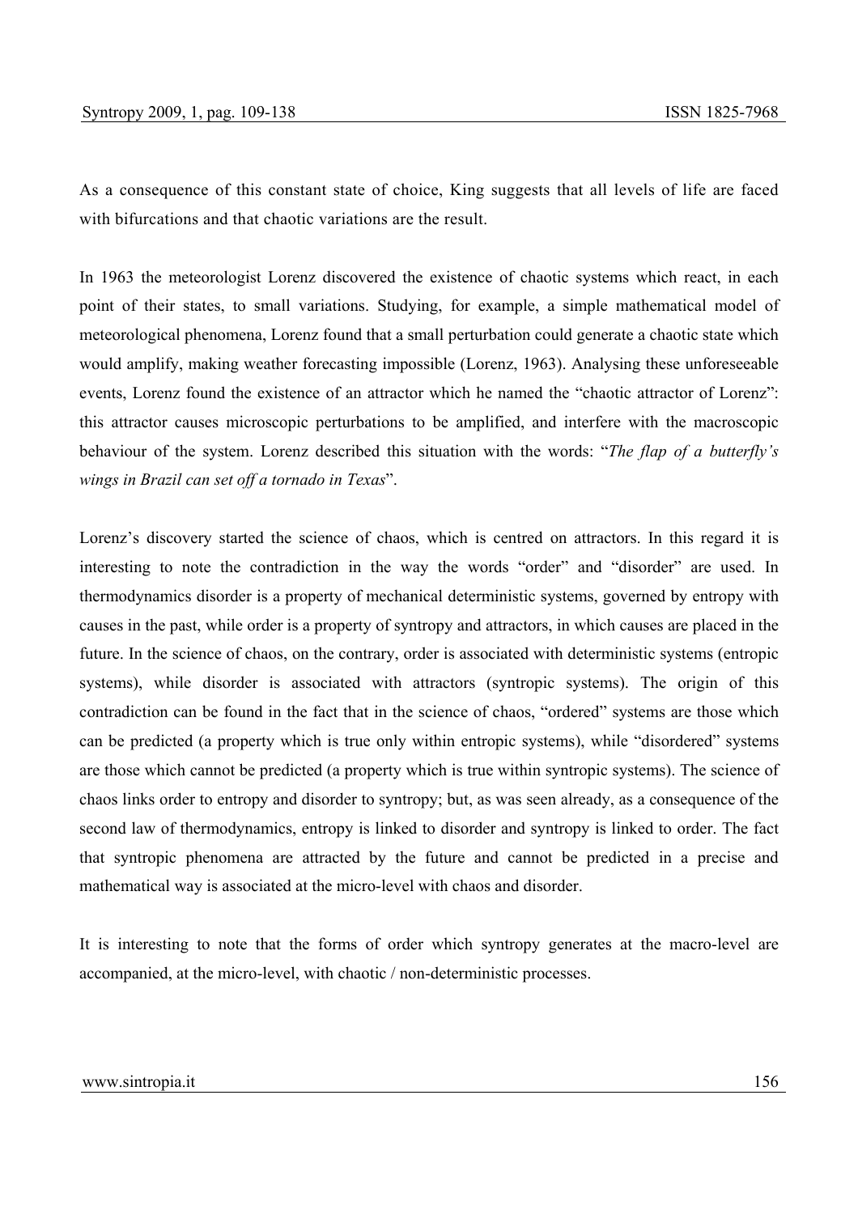As a consequence of this constant state of choice, King suggests that all levels of life are faced with bifurcations and that chaotic variations are the result.

In 1963 the meteorologist Lorenz discovered the existence of chaotic systems which react, in each point of their states, to small variations. Studying, for example, a simple mathematical model of meteorological phenomena, Lorenz found that a small perturbation could generate a chaotic state which would amplify, making weather forecasting impossible (Lorenz, 1963). Analysing these unforeseeable events, Lorenz found the existence of an attractor which he named the "chaotic attractor of Lorenz": this attractor causes microscopic perturbations to be amplified, and interfere with the macroscopic behaviour of the system. Lorenz described this situation with the words: "*The flap of a butterfly's wings in Brazil can set off a tornado in Texas*".

Lorenz's discovery started the science of chaos, which is centred on attractors. In this regard it is interesting to note the contradiction in the way the words "order" and "disorder" are used. In thermodynamics disorder is a property of mechanical deterministic systems, governed by entropy with causes in the past, while order is a property of syntropy and attractors, in which causes are placed in the future. In the science of chaos, on the contrary, order is associated with deterministic systems (entropic systems), while disorder is associated with attractors (syntropic systems). The origin of this contradiction can be found in the fact that in the science of chaos, "ordered" systems are those which can be predicted (a property which is true only within entropic systems), while "disordered" systems are those which cannot be predicted (a property which is true within syntropic systems). The science of chaos links order to entropy and disorder to syntropy; but, as was seen already, as a consequence of the second law of thermodynamics, entropy is linked to disorder and syntropy is linked to order. The fact that syntropic phenomena are attracted by the future and cannot be predicted in a precise and mathematical way is associated at the micro-level with chaos and disorder.

It is interesting to note that the forms of order which syntropy generates at the macro-level are accompanied, at the micro-level, with chaotic / non-deterministic processes.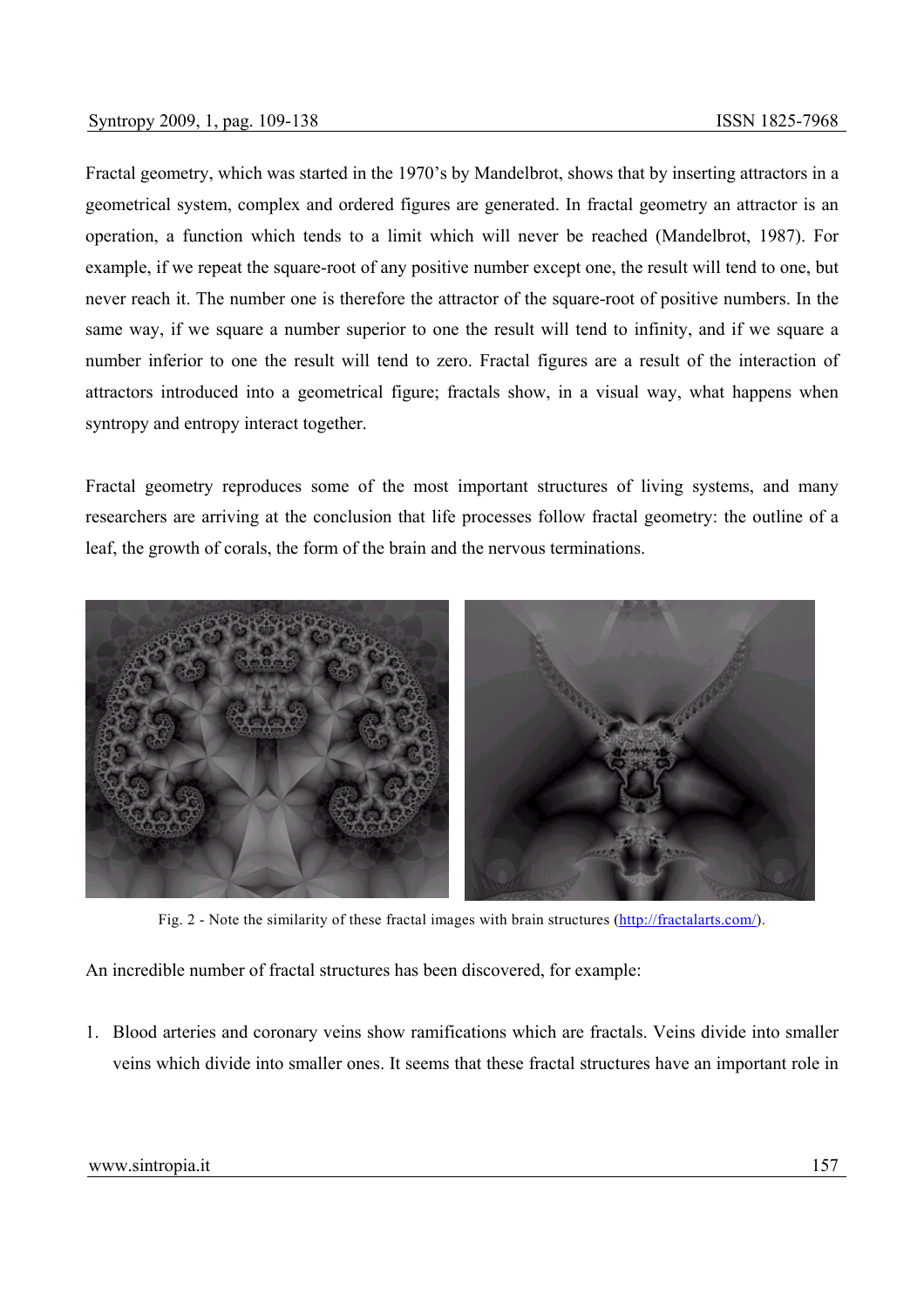Fractal geometry, which was started in the 1970's by Mandelbrot, shows that by inserting attractors in a geometrical system, complex and ordered figures are generated. In fractal geometry an attractor is an operation, a function which tends to a limit which will never be reached (Mandelbrot, 1987). For example, if we repeat the square-root of any positive number except one, the result will tend to one, but never reach it. The number one is therefore the attractor of the square-root of positive numbers. In the same way, if we square a number superior to one the result will tend to infinity, and if we square a number inferior to one the result will tend to zero. Fractal figures are a result of the interaction of attractors introduced into a geometrical figure; fractals show, in a visual way, what happens when syntropy and entropy interact together.

Fractal geometry reproduces some of the most important structures of living systems, and many researchers are arriving at the conclusion that life processes follow fractal geometry: the outline of a leaf, the growth of corals, the form of the brain and the nervous terminations.

Fig. 2 - Note the similarity of these fractal images with brain structures (http://fractalarts.com/).

An incredible number of fractal structures has been discovered, for example:

1. Blood arteries and coronary veins show ramifications which are fractals. Veins divide into smaller veins which divide into smaller ones. It seems that these fractal structures have an important role in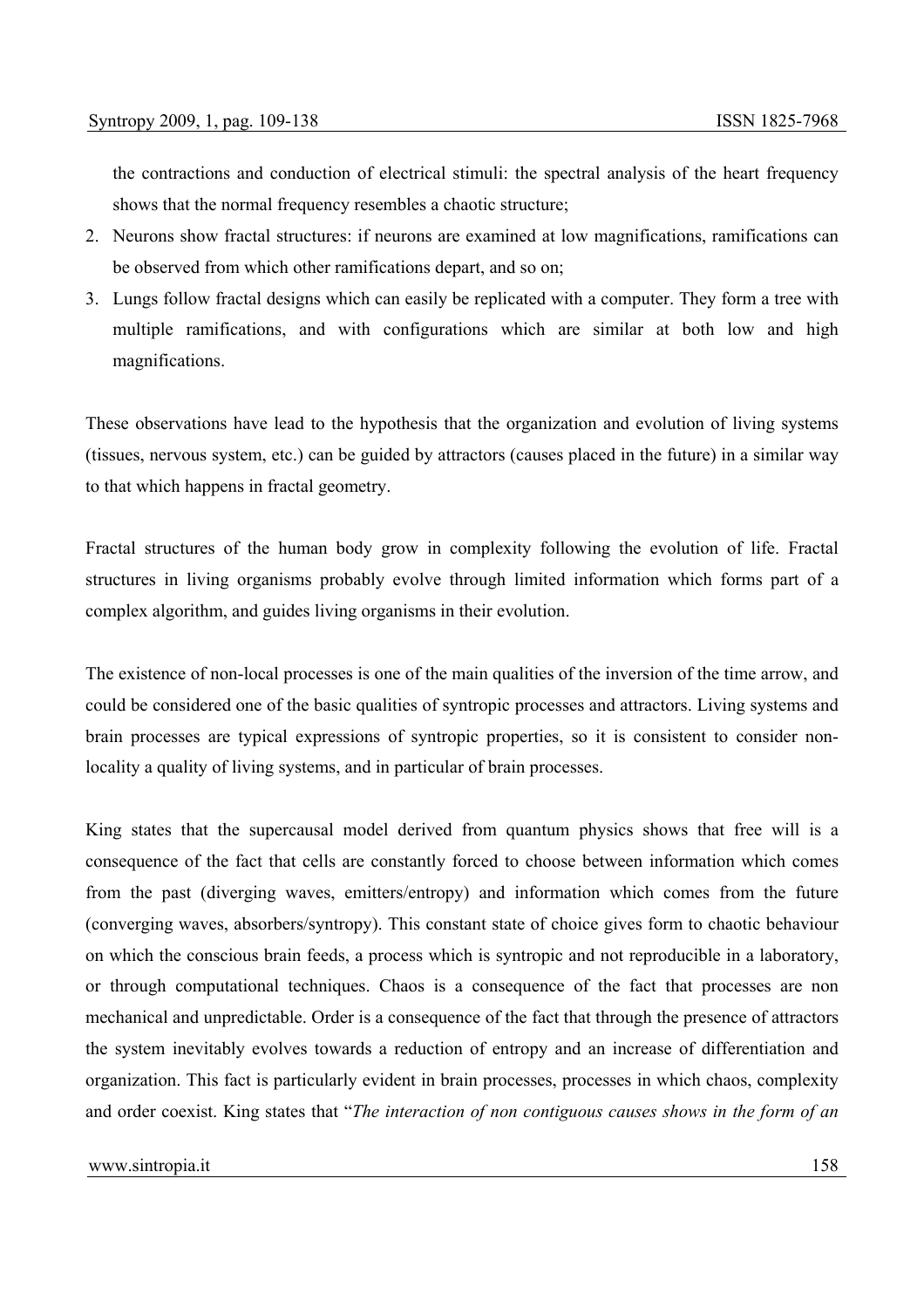the contractions and conduction of electrical stimuli: the spectral analysis of the heart frequency shows that the normal frequency resembles a chaotic structure;

2. Neurons show fractal structures: if neurons are examined at low magnifications, ramifications can be observed from which other ramifications depart, and so on;
3. Lungs follow fractal designs which can easily be replicated with a computer. They form a tree with multiple ramifications, and with configurations which are similar at both low and high magnifications.

These observations have lead to the hypothesis that the organization and evolution of living systems (tissues, nervous system, etc.) can be guided by attractors (causes placed in the future) in a similar way to that which happens in fractal geometry.

Fractal structures of the human body grow in complexity following the evolution of life. Fractal structures in living organisms probably evolve through limited information which forms part of a complex algorithm, and guides living organisms in their evolution.

The existence of non-local processes is one of the main qualities of the inversion of the time arrow, and could be considered one of the basic qualities of syntropic processes and attractors. Living systems and brain processes are typical expressions of syntropic properties, so it is consistent to consider non-locality a quality of living systems, and in particular of brain processes.

King states that the supercausal model derived from quantum physics shows that free will is a consequence of the fact that cells are constantly forced to choose between information which comes from the past (diverging waves, emitters/entropy) and information which comes from the future (converging waves, absorbers/syntropy). This constant state of choice gives form to chaotic behaviour on which the conscious brain feeds, a process which is syntropic and not reproducible in a laboratory, or through computational techniques. Chaos is a consequence of the fact that processes are non mechanical and unpredictable. Order is a consequence of the fact that through the presence of attractors the system inevitably evolves towards a reduction of entropy and an increase of differentiation and organization. This fact is particularly evident in brain processes, processes in which chaos, complexity and order coexist. King states that "*The interaction of non contiguous causes shows in the form of an*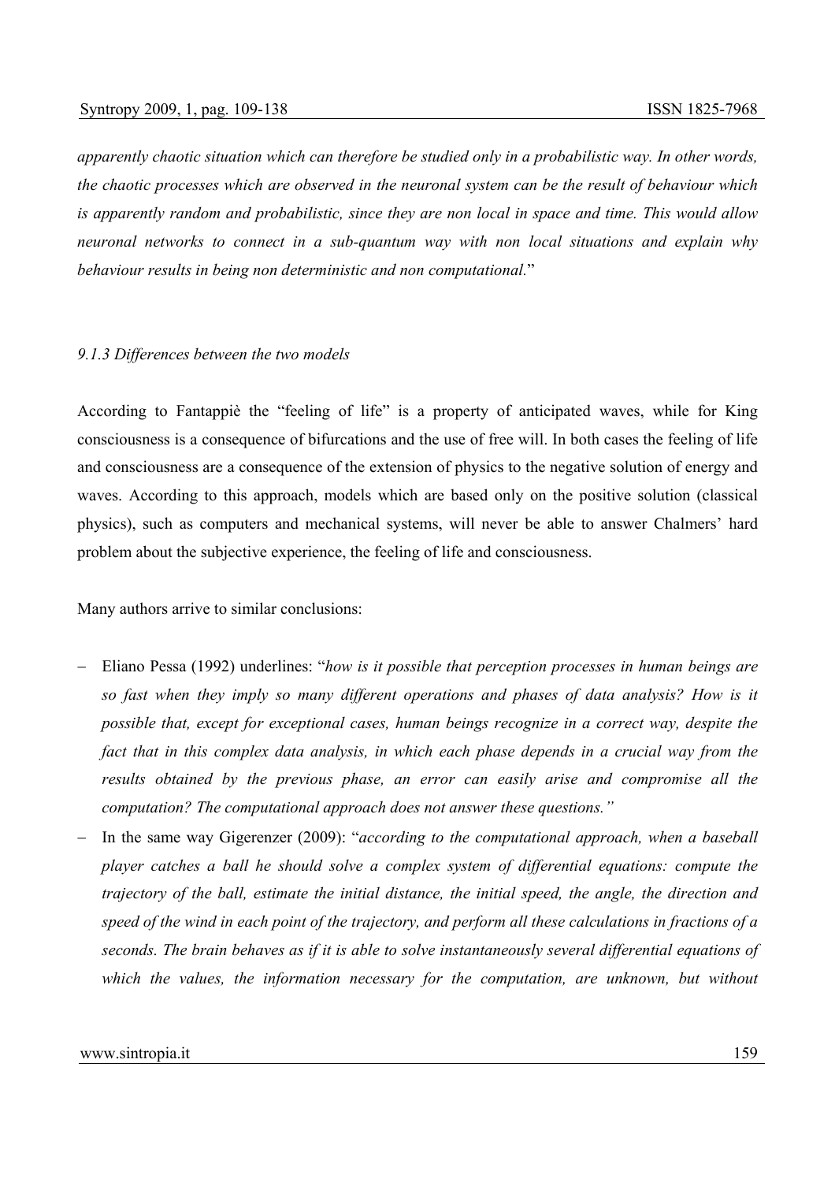*apparently chaotic situation which can therefore be studied only in a probabilistic way. In other words, the chaotic processes which are observed in the neuronal system can be the result of behaviour which is apparently random and probabilistic, since they are non local in space and time. This would allow neuronal networks to connect in a sub-quantum way with non local situations and explain why behaviour results in being non deterministic and non computational.*"

#### *9.1.3 Differences between the two models*

According to Fantappiè the "feeling of life" is a property of anticipated waves, while for King consciousness is a consequence of bifurcations and the use of free will. In both cases the feeling of life and consciousness are a consequence of the extension of physics to the negative solution of energy and waves. According to this approach, models which are based only on the positive solution (classical physics), such as computers and mechanical systems, will never be able to answer Chalmers' hard problem about the subjective experience, the feeling of life and consciousness.

Many authors arrive to similar conclusions:

- Eliano Pessa (1992) underlines: "*how is it possible that perception processes in human beings are so fast when they imply so many different operations and phases of data analysis? How is it possible that, except for exceptional cases, human beings recognize in a correct way, despite the fact that in this complex data analysis, in which each phase depends in a crucial way from the results obtained by the previous phase, an error can easily arise and compromise all the computation? The computational approach does not answer these questions.*"
- In the same way Gigerenzer (2009): "*according to the computational approach, when a baseball player catches a ball he should solve a complex system of differential equations: compute the trajectory of the ball, estimate the initial distance, the initial speed, the angle, the direction and speed of the wind in each point of the trajectory, and perform all these calculations in fractions of a seconds. The brain behaves as if it is able to solve instantaneously several differential equations of which the values, the information necessary for the computation, are unknown, but without*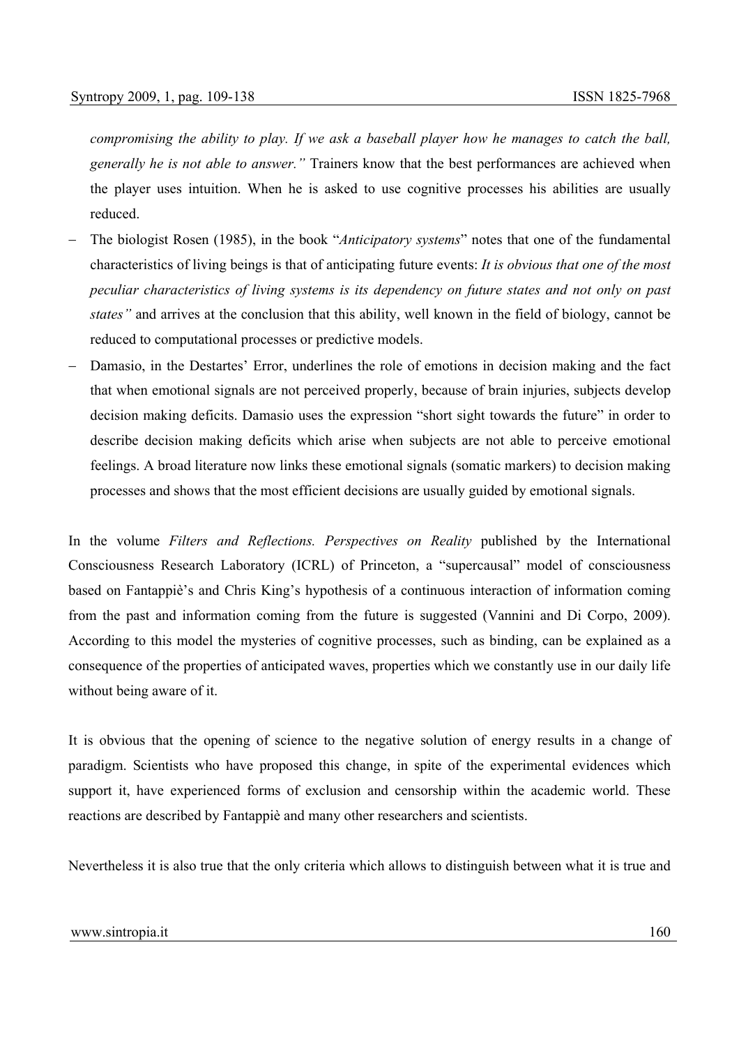*compromising the ability to play. If we ask a baseball player how he manages to catch the ball, generally he is not able to answer."* Trainers know that the best performances are achieved when the player uses intuition. When he is asked to use cognitive processes his abilities are usually reduced.

- The biologist Rosen (1985), in the book "*Anticipatory systems*" notes that one of the fundamental characteristics of living beings is that of anticipating future events: *It is obvious that one of the most peculiar characteristics of living systems is its dependency on future states and not only on past states"* and arrives at the conclusion that this ability, well known in the field of biology, cannot be reduced to computational processes or predictive models.
- Damasio, in the Destartes' Error, underlines the role of emotions in decision making and the fact that when emotional signals are not perceived properly, because of brain injuries, subjects develop decision making deficits. Damasio uses the expression "short sight towards the future" in order to describe decision making deficits which arise when subjects are not able to perceive emotional feelings. A broad literature now links these emotional signals (somatic markers) to decision making processes and shows that the most efficient decisions are usually guided by emotional signals.

In the volume *Filters and Reflections. Perspectives on Reality* published by the International Consciousness Research Laboratory (ICRL) of Princeton, a "supercausal" model of consciousness based on Fantappiè's and Chris King's hypothesis of a continuous interaction of information coming from the past and information coming from the future is suggested (Vannini and Di Corpo, 2009). According to this model the mysteries of cognitive processes, such as binding, can be explained as a consequence of the properties of anticipated waves, properties which we constantly use in our daily life without being aware of it.

It is obvious that the opening of science to the negative solution of energy results in a change of paradigm. Scientists who have proposed this change, in spite of the experimental evidences which support it, have experienced forms of exclusion and censorship within the academic world. These reactions are described by Fantappiè and many other researchers and scientists.

Nevertheless it is also true that the only criteria which allows to distinguish between what it is true and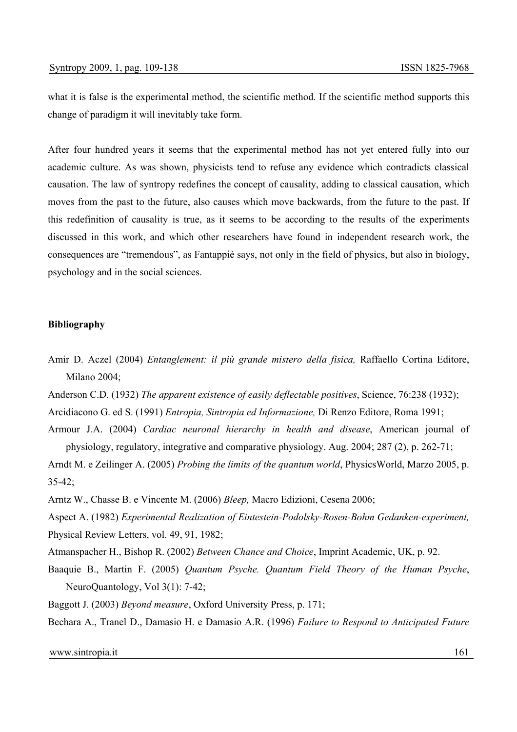what it is false is the experimental method, the scientific method. If the scientific method supports this change of paradigm it will inevitably take form.

After four hundred years it seems that the experimental method has not yet entered fully into our academic culture. As was shown, physicists tend to refuse any evidence which contradicts classical causation. The law of syntropy redefines the concept of causality, adding to classical causation, which moves from the past to the future, also causes which move backwards, from the future to the past. If this redefinition of causality is true, as it seems to be according to the results of the experiments discussed in this work, and which other researchers have found in independent research work, the consequences are "tremendous", as Fantappiè says, not only in the field of physics, but also in biology, psychology and in the social sciences.

**Bibliography**

Amir D. Aczel (2004) *Entanglement: il più grande mistero della fisica,* Raffaello Cortina Editore, Milano 2004;

Anderson C.D. (1932) *The apparent existence of easily deflectable positives*, Science, 76:238 (1932);

Arcidiacono G. ed S. (1991) *Entropia, Sintropia ed Informazione,* Di Renzo Editore, Roma 1991;

Armour J.A. (2004) *Cardiac neuronal hierarchy in health and disease*, American journal of physiology, regulatory, integrative and comparative physiology. Aug. 2004; 287 (2), p. 262-71;

Arndt M. e Zeilinger A. (2005) *Probing the limits of the quantum world*, PhysicsWorld, Marzo 2005, p. 35-42;

Arntz W., Chasse B. e Vincente M. (2006) *Bleep,* Macro Edizioni, Cesena 2006;

Aspect A. (1982) *Experimental Realization of Eintestein-Podolsky-Rosen-Bohm Gedanken-experiment,* Physical Review Letters, vol. 49, 91, 1982;

Atmanspacher H., Bishop R. (2002) *Between Chance and Choice*, Imprint Academic, UK, p. 92.

Baaquie B., Martin F. (2005) *Quantum Psyche. Quantum Field Theory of the Human Psyche*, NeuroQuantology, Vol 3(1): 7-42;

Baggott J. (2003) *Beyond measure*, Oxford University Press, p. 171;

Bechara A., Tranel D., Damasio H. e Damasio A.R. (1996) *Failure to Respond to Anticipated Future*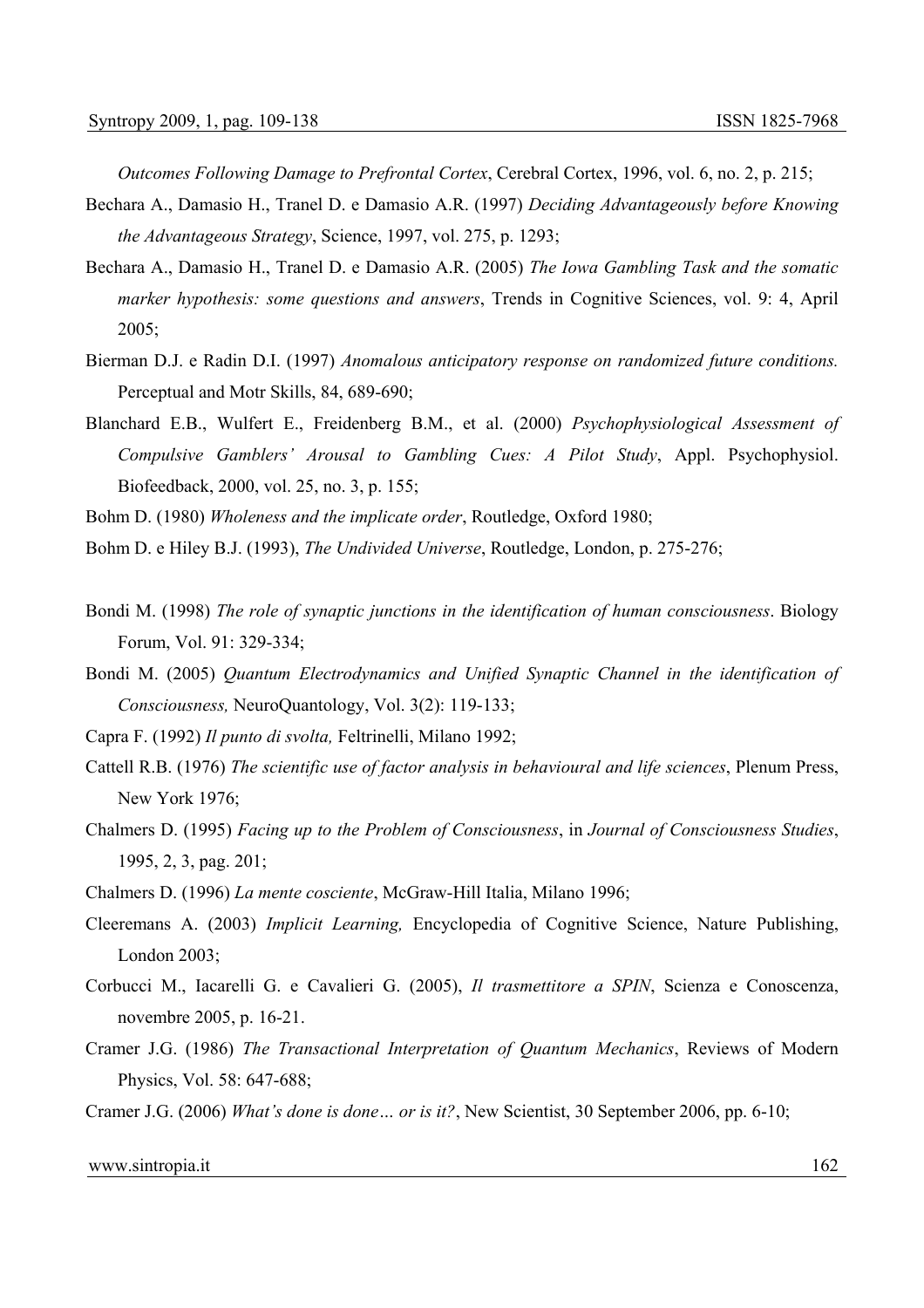*Outcomes Following Damage to Prefrontal Cortex*, Cerebral Cortex, 1996, vol. 6, no. 2, p. 215;

Bechara A., Damasio H., Tranel D. e Damasio A.R. (1997) *Deciding Advantageously before Knowing the Advantageous Strategy*, Science, 1997, vol. 275, p. 1293;

Bechara A., Damasio H., Tranel D. e Damasio A.R. (2005) *The Iowa Gambling Task and the somatic marker hypothesis: some questions and answers*, Trends in Cognitive Sciences, vol. 9: 4, April 2005;

Bierman D.J. e Radin D.I. (1997) *Anomalous anticipatory response on randomized future conditions.* Perceptual and Motr Skills, 84, 689-690;

Blanchard E.B., Wulfert E., Freidenberg B.M., et al. (2000) *Psychophysiological Assessment of Compulsive Gamblers' Arousal to Gambling Cues: A Pilot Study*, Appl. Psychophysiol. Biofeedback, 2000, vol. 25, no. 3, p. 155;

Bohm D. (1980) *Wholeness and the implicate order*, Routledge, Oxford 1980;

Bohm D. e Hiley B.J. (1993), *The Undivided Universe*, Routledge, London, p. 275-276;

Bondi M. (1998) *The role of synaptic junctions in the identification of human consciousness*. Biology Forum, Vol. 91: 329-334;

Bondi M. (2005) *Quantum Electrodynamics and Unified Synaptic Channel in the identification of Consciousness,* NeuroQuantology, Vol. 3(2): 119-133;

Capra F. (1992) *Il punto di svolta,* Feltrinelli, Milano 1992;

Cattell R.B. (1976) *The scientific use of factor analysis in behavioural and life sciences*, Plenum Press, New York 1976;

Chalmers D. (1995) *Facing up to the Problem of Consciousness*, in *Journal of Consciousness Studies*, 1995, 2, 3, pag. 201;

Chalmers D. (1996) *La mente cosciente*, McGraw-Hill Italia, Milano 1996;

Cleeremans A. (2003) *Implicit Learning,* Encyclopedia of Cognitive Science, Nature Publishing, London 2003;

Corbucci M., Iacarelli G. e Cavalieri G. (2005), *Il trasmettitore a SPIN*, Scienza e Conoscenza, novembre 2005, p. 16-21.

Cramer J.G. (1986) *The Transactional Interpretation of Quantum Mechanics*, Reviews of Modern Physics, Vol. 58: 647-688;

Cramer J.G. (2006) *What's done is done… or is it?*, New Scientist, 30 September 2006, pp. 6-10;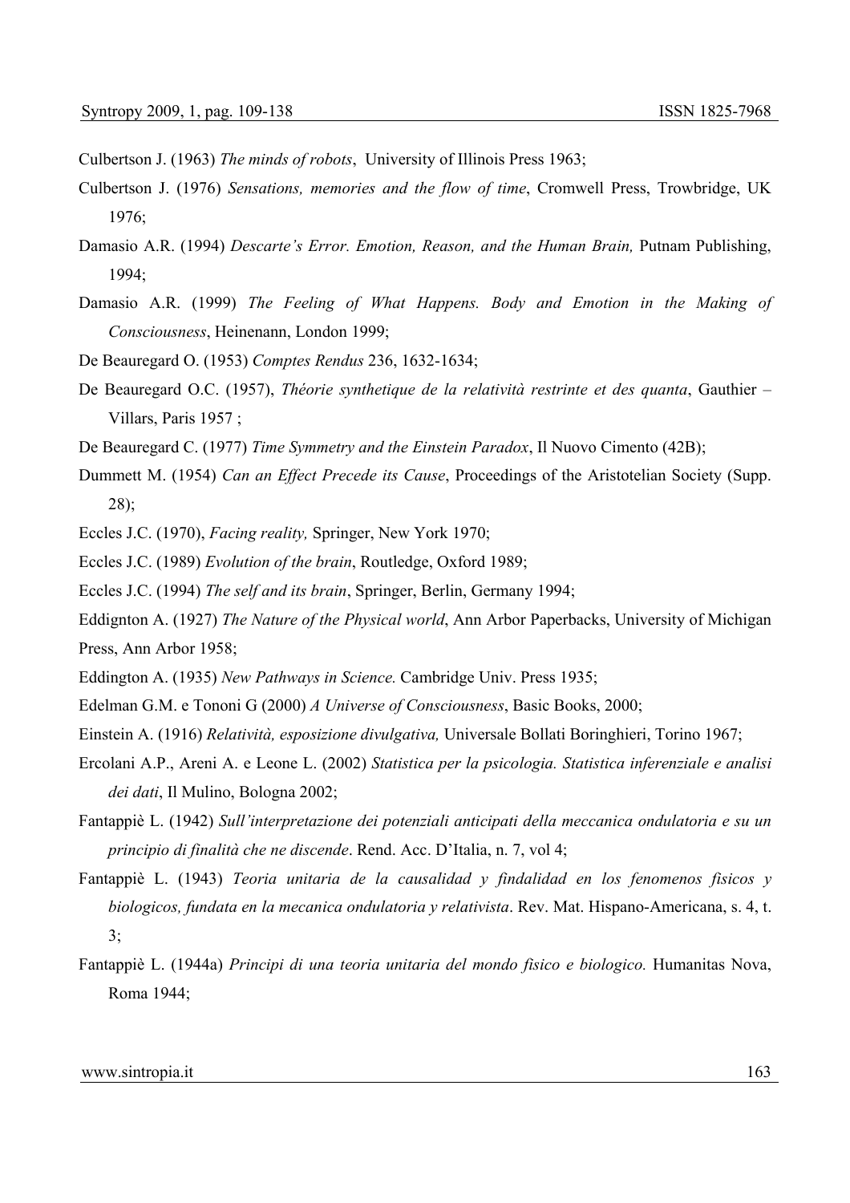Culbertson J. (1963) *The minds of robots*, University of Illinois Press 1963;

Culbertson J. (1976) *Sensations, memories and the flow of time*, Cromwell Press, Trowbridge, UK 1976;

Damasio A.R. (1994) *Descarte's Error. Emotion, Reason, and the Human Brain,* Putnam Publishing, 1994;

Damasio A.R. (1999) *The Feeling of What Happens. Body and Emotion in the Making of Consciousness*, Heinenann, London 1999;

De Beauregard O. (1953) *Comptes Rendus* 236, 1632-1634;

De Beauregard O.C. (1957), *Théorie synthetique de la relatività restrinte et des quanta*, Gauthier – Villars, Paris 1957 ;

De Beauregard C. (1977) *Time Symmetry and the Einstein Paradox*, Il Nuovo Cimento (42B);

Dummett M. (1954) *Can an Effect Precede its Cause*, Proceedings of the Aristotelian Society (Supp. 28);

Eccles J.C. (1970), *Facing reality,* Springer, New York 1970;

Eccles J.C. (1989) *Evolution of the brain*, Routledge, Oxford 1989;

Eccles J.C. (1994) *The self and its brain*, Springer, Berlin, Germany 1994;

Eddignton A. (1927) *The Nature of the Physical world*, Ann Arbor Paperbacks, University of Michigan Press, Ann Arbor 1958;

Eddington A. (1935) *New Pathways in Science.* Cambridge Univ. Press 1935;

Edelman G.M. e Tononi G (2000) *A Universe of Consciousness*, Basic Books, 2000;

Einstein A. (1916) *Relatività, esposizione divulgativa,* Universale Bollati Boringhieri, Torino 1967;

Ercolani A.P., Areni A. e Leone L. (2002) *Statistica per la psicologia. Statistica inferenziale e analisi dei dati*, Il Mulino, Bologna 2002;

Fantappiè L. (1942) *Sull'interpretazione dei potenziali anticipati della meccanica ondulatoria e su un principio di finalità che ne discende*. Rend. Acc. D'Italia, n. 7, vol 4;

Fantappiè L. (1943) *Teoria unitaria de la causalidad y findalidad en los fenomenos fisicos y biologicos, fundata en la mecanica ondulatoria y relativista*. Rev. Mat. Hispano-Americana, s. 4, t. 3;

Fantappiè L. (1944a) *Principi di una teoria unitaria del mondo fisico e biologico.* Humanitas Nova, Roma 1944;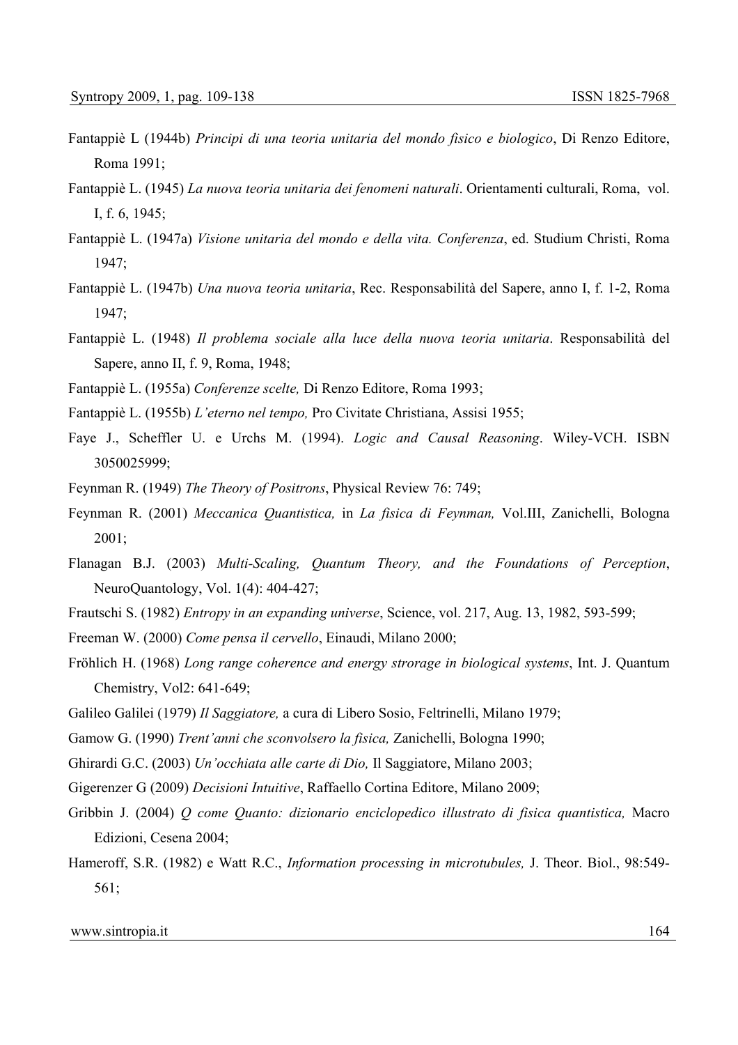Fantappiè L (1944b) *Principi di una teoria unitaria del mondo fisico e biologico*, Di Renzo Editore, Roma 1991;

Fantappiè L. (1945) *La nuova teoria unitaria dei fenomeni naturali*. Orientamenti culturali, Roma, vol. I, f. 6, 1945;

Fantappiè L. (1947a) *Visione unitaria del mondo e della vita. Conferenza*, ed. Studium Christi, Roma 1947;

Fantappiè L. (1947b) *Una nuova teoria unitaria*, Rec. Responsabilità del Sapere, anno I, f. 1-2, Roma 1947;

Fantappiè L. (1948) *Il problema sociale alla luce della nuova teoria unitaria*. Responsabilità del Sapere, anno II, f. 9, Roma, 1948;

Fantappiè L. (1955a) *Conferenze scelte,* Di Renzo Editore, Roma 1993;

Fantappiè L. (1955b) *L'eterno nel tempo,* Pro Civitate Christiana, Assisi 1955;

Faye J., Scheffler U. e Urchs M. (1994). *Logic and Causal Reasoning*. Wiley-VCH. ISBN 3050025999;

Feynman R. (1949) *The Theory of Positrons*, Physical Review 76: 749;

Feynman R. (2001) *Meccanica Quantistica,* in *La fisica di Feynman,* Vol.III, Zanichelli, Bologna 2001;

Flanagan B.J. (2003) *Multi-Scaling, Quantum Theory, and the Foundations of Perception*, NeuroQuantology, Vol. 1(4): 404-427;

Frautschi S. (1982) *Entropy in an expanding universe*, Science, vol. 217, Aug. 13, 1982, 593-599;

Freeman W. (2000) *Come pensa il cervello*, Einaudi, Milano 2000;

Fröhlich H. (1968) *Long range coherence and energy strorage in biological systems*, Int. J. Quantum Chemistry, Vol2: 641-649;

Galileo Galilei (1979) *Il Saggiatore,* a cura di Libero Sosio, Feltrinelli, Milano 1979;

Gamow G. (1990) *Trent'anni che sconvolsero la fisica,* Zanichelli, Bologna 1990;

Ghirardi G.C. (2003) *Un'occhiata alle carte di Dio,* Il Saggiatore, Milano 2003;

Gigerenzer G (2009) *Decisioni Intuitive*, Raffaello Cortina Editore, Milano 2009;

Gribbin J. (2004) *Q come Quanto: dizionario enciclopedico illustrato di fisica quantistica,* Macro Edizioni, Cesena 2004;

Hameroff, S.R. (1982) e Watt R.C., *Information processing in microtubules,* J. Theor. Biol., 98:549-561;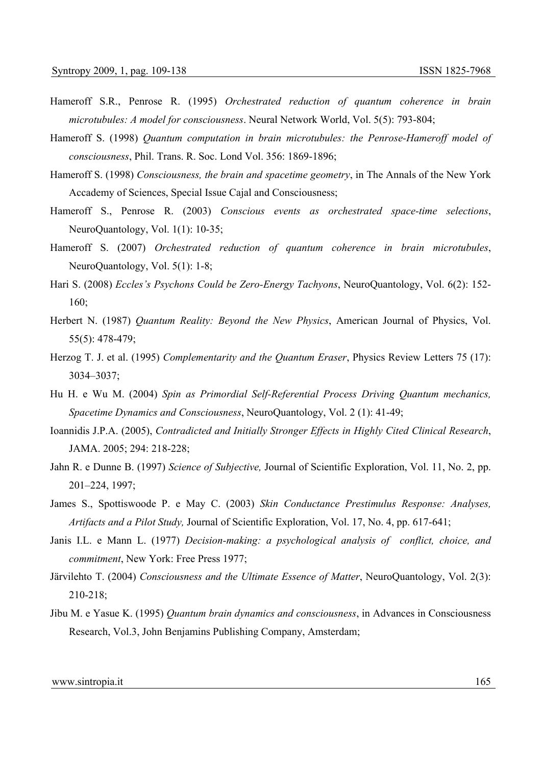Hameroff S.R., Penrose R. (1995) *Orchestrated reduction of quantum coherence in brain microtubules: A model for consciousness*. Neural Network World, Vol. 5(5): 793-804;

Hameroff S. (1998) *Quantum computation in brain microtubules: the Penrose-Hameroff model of consciousness*, Phil. Trans. R. Soc. Lond Vol. 356: 1869-1896;

Hameroff S. (1998) *Consciousness, the brain and spacetime geometry*, in The Annals of the New York Accademy of Sciences, Special Issue Cajal and Consciousness;

Hameroff S., Penrose R. (2003) *Conscious events as orchestrated space-time selections*, NeuroQuantology, Vol. 1(1): 10-35;

Hameroff S. (2007) *Orchestrated reduction of quantum coherence in brain microtubules*, NeuroQuantology, Vol. 5(1): 1-8;

Hari S. (2008) *Eccles's Psychons Could be Zero-Energy Tachyons*, NeuroQuantology, Vol. 6(2): 152-160;

Herbert N. (1987) *Quantum Reality: Beyond the New Physics*, American Journal of Physics, Vol. 55(5): 478-479;

Herzog T. J. et al. (1995) *Complementarity and the Quantum Eraser*, Physics Review Letters 75 (17): 3034–3037;

Hu H. e Wu M. (2004) *Spin as Primordial Self-Referential Process Driving Quantum mechanics, Spacetime Dynamics and Consciousness*, NeuroQuantology, Vol. 2 (1): 41-49;

Ioannidis J.P.A. (2005), *Contradicted and Initially Stronger Effects in Highly Cited Clinical Research*, JAMA. 2005; 294: 218-228;

Jahn R. e Dunne B. (1997) *Science of Subjective,* Journal of Scientific Exploration, Vol. 11, No. 2, pp. 201–224, 1997;

James S., Spottiswoode P. e May C. (2003) *Skin Conductance Prestimulus Response: Analyses, Artifacts and a Pilot Study,* Journal of Scientific Exploration, Vol. 17, No. 4, pp. 617-641;

Janis I.L. e Mann L. (1977) *Decision-making: a psychological analysis of conflict, choice, and commitment*, New York: Free Press 1977;

Järvilehto T. (2004) *Consciousness and the Ultimate Essence of Matter*, NeuroQuantology, Vol. 2(3): 210-218;

Jibu M. e Yasue K. (1995) *Quantum brain dynamics and consciousness*, in Advances in Consciousness Research, Vol.3, John Benjamins Publishing Company, Amsterdam;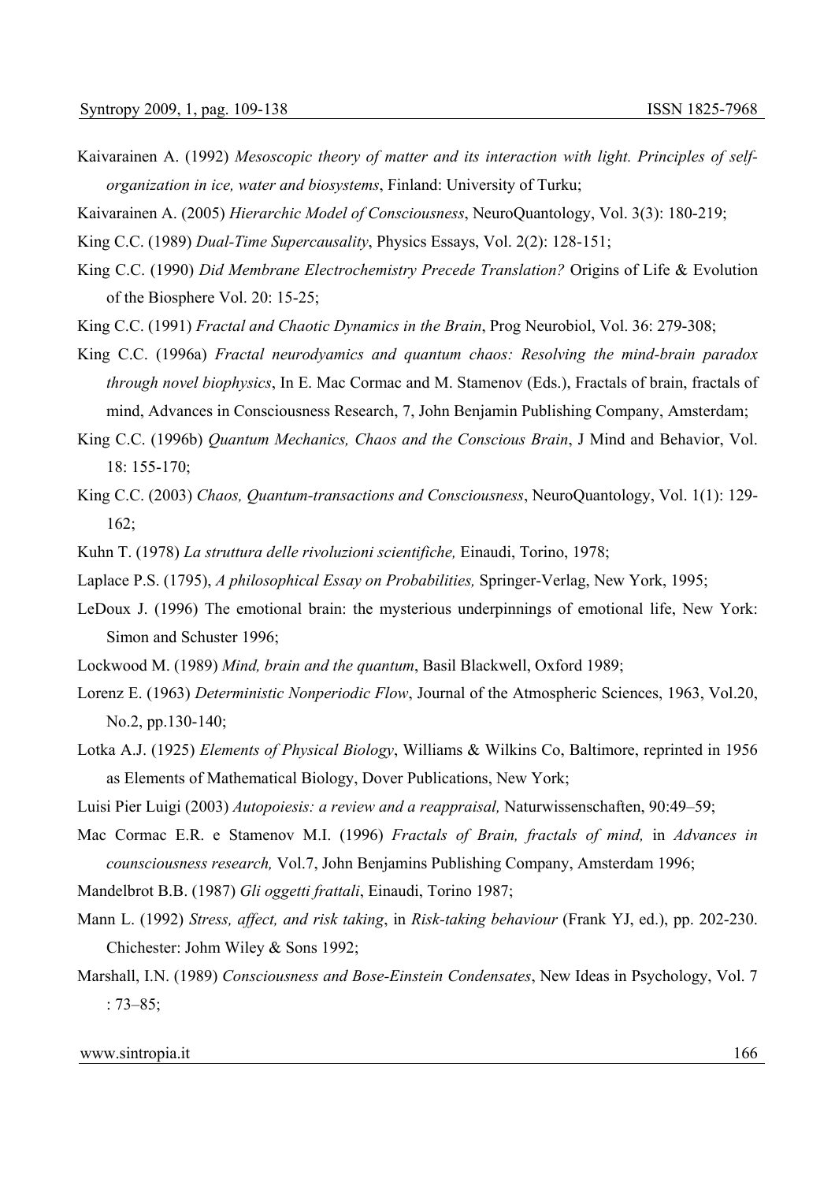Kaivarainen A. (1992) *Mesoscopic theory of matter and its interaction with light. Principles of self-organization in ice, water and biosystems*, Finland: University of Turku;

Kaivarainen A. (2005) *Hierarchic Model of Consciousness*, NeuroQuantology, Vol. 3(3): 180-219;

King C.C. (1989) *Dual-Time Supercausality*, Physics Essays, Vol. 2(2): 128-151;

King C.C. (1990) *Did Membrane Electrochemistry Precede Translation?* Origins of Life & Evolution of the Biosphere Vol. 20: 15-25;

King C.C. (1991) *Fractal and Chaotic Dynamics in the Brain*, Prog Neurobiol, Vol. 36: 279-308;

King C.C. (1996a) *Fractal neurodyamics and quantum chaos: Resolving the mind-brain paradox through novel biophysics*, In E. Mac Cormac and M. Stamenov (Eds.), Fractals of brain, fractals of mind, Advances in Consciousness Research, 7, John Benjamin Publishing Company, Amsterdam;

King C.C. (1996b) *Quantum Mechanics, Chaos and the Conscious Brain*, J Mind and Behavior, Vol. 18: 155-170;

King C.C. (2003) *Chaos, Quantum-transactions and Consciousness*, NeuroQuantology, Vol. 1(1): 129-162;

Kuhn T. (1978) *La struttura delle rivoluzioni scientifiche,* Einaudi, Torino, 1978;

Laplace P.S. (1795), *A philosophical Essay on Probabilities,* Springer-Verlag, New York, 1995;

LeDoux J. (1996) The emotional brain: the mysterious underpinnings of emotional life, New York: Simon and Schuster 1996;

Lockwood M. (1989) *Mind, brain and the quantum*, Basil Blackwell, Oxford 1989;

Lorenz E. (1963) *Deterministic Nonperiodic Flow*, Journal of the Atmospheric Sciences, 1963, Vol.20, No.2, pp.130-140;

Lotka A.J. (1925) *Elements of Physical Biology*, Williams & Wilkins Co, Baltimore, reprinted in 1956 as Elements of Mathematical Biology, Dover Publications, New York;

Luisi Pier Luigi (2003) *Autopoiesis: a review and a reappraisal,* Naturwissenschaften, 90:49–59;

Mac Cormac E.R. e Stamenov M.I. (1996) *Fractals of Brain, fractals of mind,* in *Advances in counsciousness research,* Vol.7, John Benjamins Publishing Company, Amsterdam 1996;

Mandelbrot B.B. (1987) *Gli oggetti frattali*, Einaudi, Torino 1987;

Mann L. (1992) *Stress, affect, and risk taking*, in *Risk-taking behaviour* (Frank YJ, ed.), pp. 202-230. Chichester: Johm Wiley & Sons 1992;

Marshall, I.N. (1989) *Consciousness and Bose-Einstein Condensates*, New Ideas in Psychology, Vol. 7 : 73–85;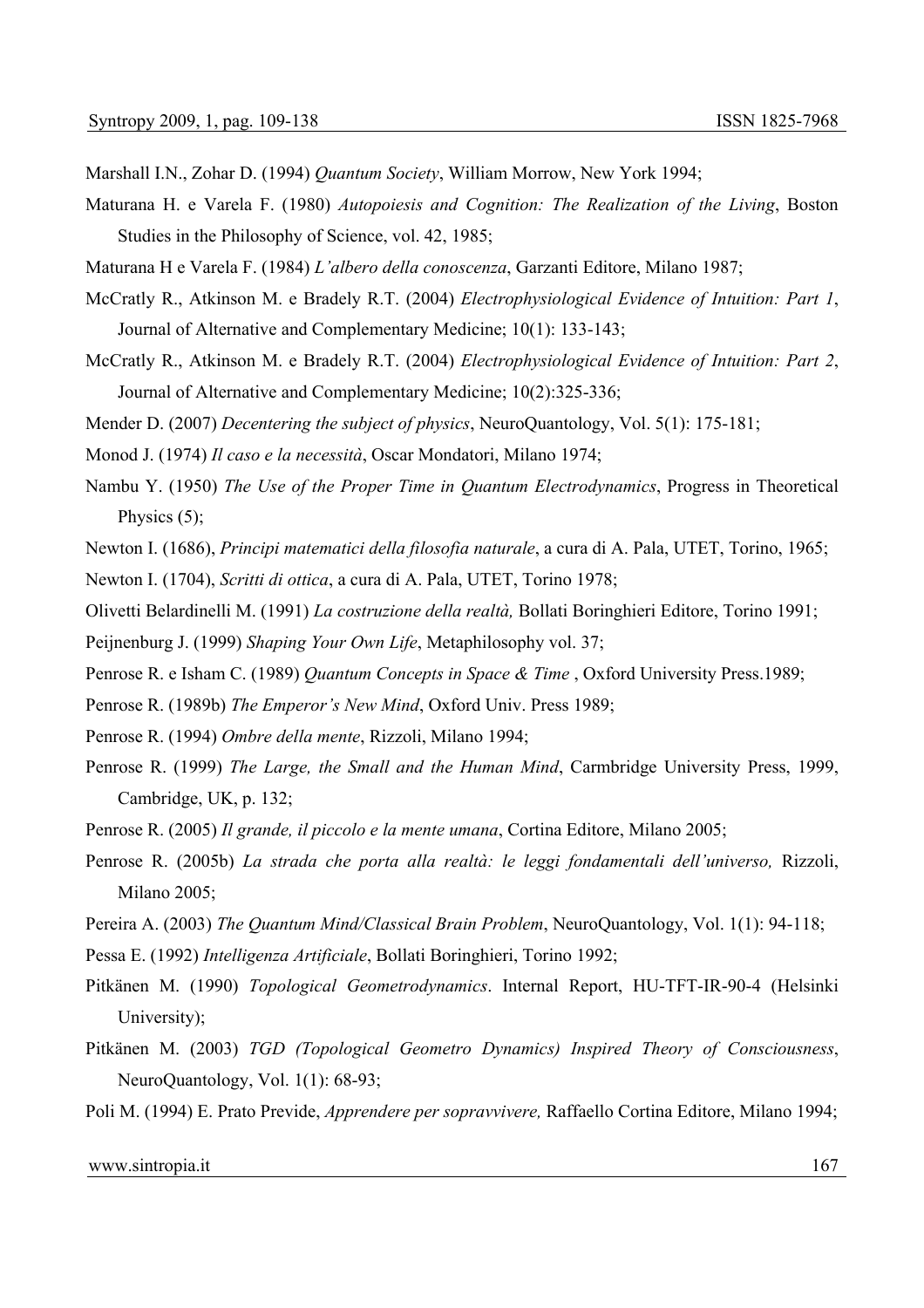Marshall I.N., Zohar D. (1994) *Quantum Society*, William Morrow, New York 1994;

Maturana H. e Varela F. (1980) *Autopoiesis and Cognition: The Realization of the Living*, Boston Studies in the Philosophy of Science, vol. 42, 1985;

Maturana H e Varela F. (1984) *L'albero della conoscenza*, Garzanti Editore, Milano 1987;

McCratly R., Atkinson M. e Bradely R.T. (2004) *Electrophysiological Evidence of Intuition: Part 1*, Journal of Alternative and Complementary Medicine; 10(1): 133-143;

McCratly R., Atkinson M. e Bradely R.T. (2004) *Electrophysiological Evidence of Intuition: Part 2*, Journal of Alternative and Complementary Medicine; 10(2):325-336;

Mender D. (2007) *Decentering the subject of physics*, NeuroQuantology, Vol. 5(1): 175-181;

Monod J. (1974) *Il caso e la necessità*, Oscar Mondatori, Milano 1974;

Nambu Y. (1950) *The Use of the Proper Time in Quantum Electrodynamics*, Progress in Theoretical Physics (5);

Newton I. (1686), *Principi matematici della filosofia naturale*, a cura di A. Pala, UTET, Torino, 1965;

Newton I. (1704), *Scritti di ottica*, a cura di A. Pala, UTET, Torino 1978;

Olivetti Belardinelli M. (1991) *La costruzione della realtà,* Bollati Boringhieri Editore, Torino 1991;

Peijnenburg J. (1999) *Shaping Your Own Life*, Metaphilosophy vol. 37;

Penrose R. e Isham C. (1989) *Quantum Concepts in Space & Time* , Oxford University Press.1989;

Penrose R. (1989b) *The Emperor's New Mind*, Oxford Univ. Press 1989;

Penrose R. (1994) *Ombre della mente*, Rizzoli, Milano 1994;

Penrose R. (1999) *The Large, the Small and the Human Mind*, Carmbridge University Press, 1999, Cambridge, UK, p. 132;

Penrose R. (2005) *Il grande, il piccolo e la mente umana*, Cortina Editore, Milano 2005;

Penrose R. (2005b) *La strada che porta alla realtà: le leggi fondamentali dell'universo,* Rizzoli, Milano 2005;

Pereira A. (2003) *The Quantum Mind/Classical Brain Problem*, NeuroQuantology, Vol. 1(1): 94-118;

Pessa E. (1992) *Intelligenza Artificiale*, Bollati Boringhieri, Torino 1992;

Pitkänen M. (1990) *Topological Geometrodynamics*. Internal Report, HU-TFT-IR-90-4 (Helsinki University);

Pitkänen M. (2003) *TGD (Topological Geometro Dynamics) Inspired Theory of Consciousness*, NeuroQuantology, Vol. 1(1): 68-93;

Poli M. (1994) E. Prato Previde, *Apprendere per sopravvivere,* Raffaello Cortina Editore, Milano 1994;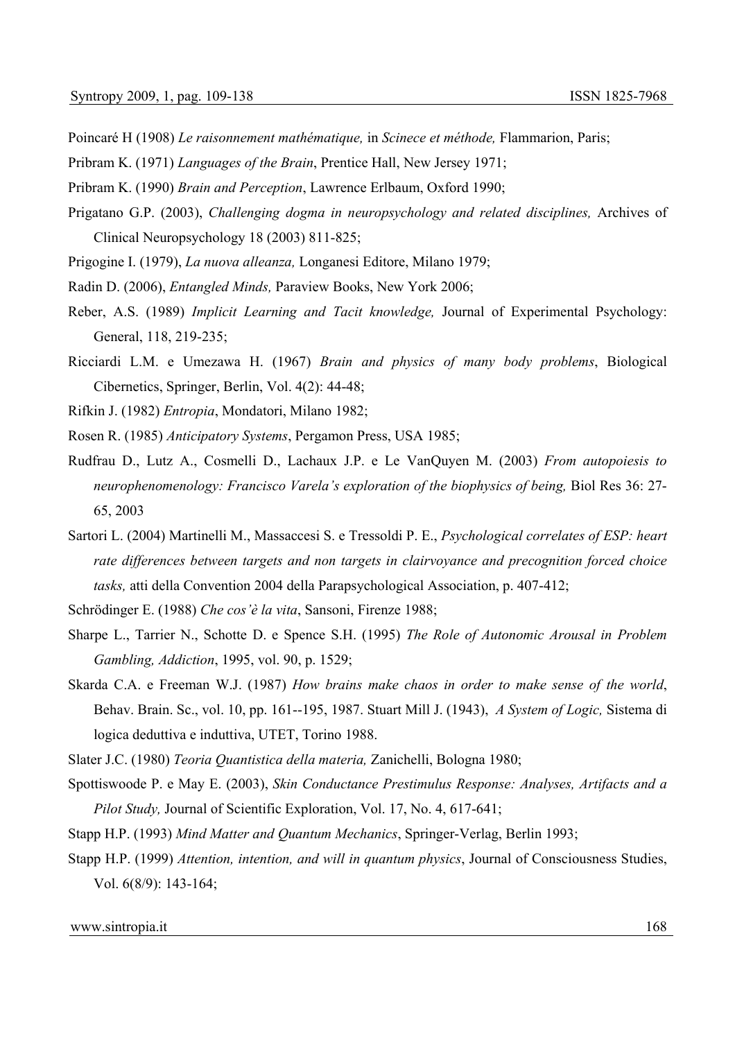Poincaré H (1908) *Le raisonnement mathématique,* in *Scinece et méthode,* Flammarion, Paris;

Pribram K. (1971) *Languages of the Brain*, Prentice Hall, New Jersey 1971;

Pribram K. (1990) *Brain and Perception*, Lawrence Erlbaum, Oxford 1990;

Prigatano G.P. (2003), *Challenging dogma in neuropsychology and related disciplines,* Archives of Clinical Neuropsychology 18 (2003) 811-825;

Prigogine I. (1979), *La nuova alleanza,* Longanesi Editore, Milano 1979;

Radin D. (2006), *Entangled Minds,* Paraview Books, New York 2006;

Reber, A.S. (1989) *Implicit Learning and Tacit knowledge,* Journal of Experimental Psychology: General, 118, 219-235;

Ricciardi L.M. e Umezawa H. (1967) *Brain and physics of many body problems*, Biological Cibernetics, Springer, Berlin, Vol. 4(2): 44-48;

Rifkin J. (1982) *Entropia*, Mondatori, Milano 1982;

Rosen R. (1985) *Anticipatory Systems*, Pergamon Press, USA 1985;

Rudfrau D., Lutz A., Cosmelli D., Lachaux J.P. e Le VanQuyen M. (2003) *From autopoiesis to neurophenomenology: Francisco Varela's exploration of the biophysics of being,* Biol Res 36: 27-65, 2003

Sartori L. (2004) Martinelli M., Massaccesi S. e Tressoldi P. E., *Psychological correlates of ESP: heart rate differences between targets and non targets in clairvoyance and precognition forced choice tasks,* atti della Convention 2004 della Parapsychological Association, p. 407-412;

Schrödinger E. (1988) *Che cos'è la vita*, Sansoni, Firenze 1988;

Sharpe L., Tarrier N., Schotte D. e Spence S.H. (1995) *The Role of Autonomic Arousal in Problem Gambling, Addiction*, 1995, vol. 90, p. 1529;

Skarda C.A. e Freeman W.J. (1987) *How brains make chaos in order to make sense of the world*, Behav. Brain. Sc., vol. 10, pp. 161--195, 1987. Stuart Mill J. (1943), *A System of Logic,* Sistema di logica deduttiva e induttiva, UTET, Torino 1988.

Slater J.C. (1980) *Teoria Quantistica della materia,* Zanichelli, Bologna 1980;

Spottiswoode P. e May E. (2003), *Skin Conductance Prestimulus Response: Analyses, Artifacts and a Pilot Study,* Journal of Scientific Exploration, Vol. 17, No. 4, 617-641;

Stapp H.P. (1993) *Mind Matter and Quantum Mechanics*, Springer-Verlag, Berlin 1993;

Stapp H.P. (1999) *Attention, intention, and will in quantum physics*, Journal of Consciousness Studies, Vol. 6(8/9): 143-164;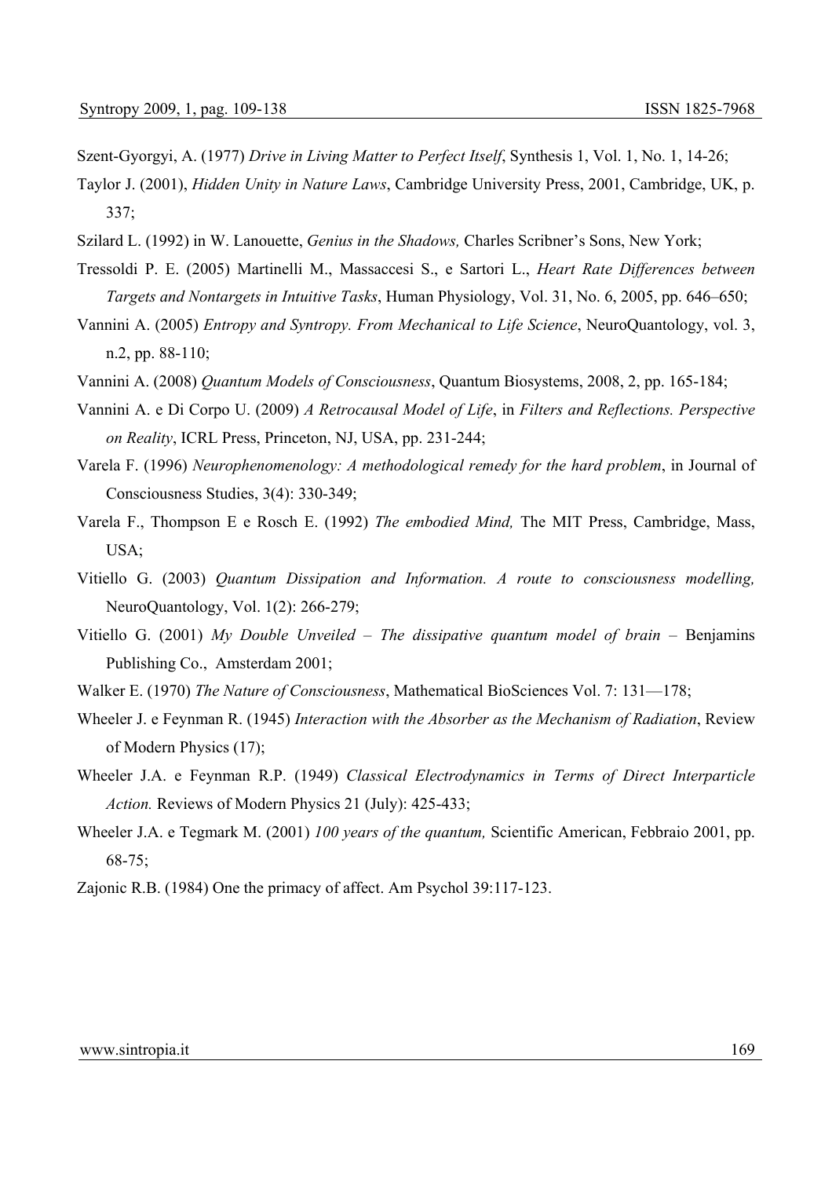Szent-Gyorgyi, A. (1977) *Drive in Living Matter to Perfect Itself*, Synthesis 1, Vol. 1, No. 1, 14-26;

Taylor J. (2001), *Hidden Unity in Nature Laws*, Cambridge University Press, 2001, Cambridge, UK, p. 337;

Szilard L. (1992) in W. Lanouette, *Genius in the Shadows,* Charles Scribner's Sons, New York;

Tressoldi P. E. (2005) Martinelli M., Massaccesi S., e Sartori L., *Heart Rate Differences between Targets and Nontargets in Intuitive Tasks*, Human Physiology, Vol. 31, No. 6, 2005, pp. 646–650;

Vannini A. (2005) *Entropy and Syntropy. From Mechanical to Life Science*, NeuroQuantology, vol. 3, n.2, pp. 88-110;

Vannini A. (2008) *Quantum Models of Consciousness*, Quantum Biosystems, 2008, 2, pp. 165-184;

Vannini A. e Di Corpo U. (2009) *A Retrocausal Model of Life*, in *Filters and Reflections. Perspective on Reality*, ICRL Press, Princeton, NJ, USA, pp. 231-244;

Varela F. (1996) *Neurophenomenology: A methodological remedy for the hard problem*, in Journal of Consciousness Studies, 3(4): 330-349;

Varela F., Thompson E e Rosch E. (1992) *The embodied Mind,* The MIT Press, Cambridge, Mass, USA;

Vitiello G. (2003) *Quantum Dissipation and Information. A route to consciousness modelling,* NeuroQuantology, Vol. 1(2): 266-279;

Vitiello G. (2001) *My Double Unveiled – The dissipative quantum model of brain* – Benjamins Publishing Co., Amsterdam 2001;

Walker E. (1970) *The Nature of Consciousness*, Mathematical BioSciences Vol. 7: 131—178;

Wheeler J. e Feynman R. (1945) *Interaction with the Absorber as the Mechanism of Radiation*, Review of Modern Physics (17);

Wheeler J.A. e Feynman R.P. (1949) *Classical Electrodynamics in Terms of Direct Interparticle Action.* Reviews of Modern Physics 21 (July): 425-433;

Wheeler J.A. e Tegmark M. (2001) *100 years of the quantum,* Scientific American, Febbraio 2001, pp. 68-75;

Zajonic R.B. (1984) One the primacy of affect. Am Psychol 39:117-123.